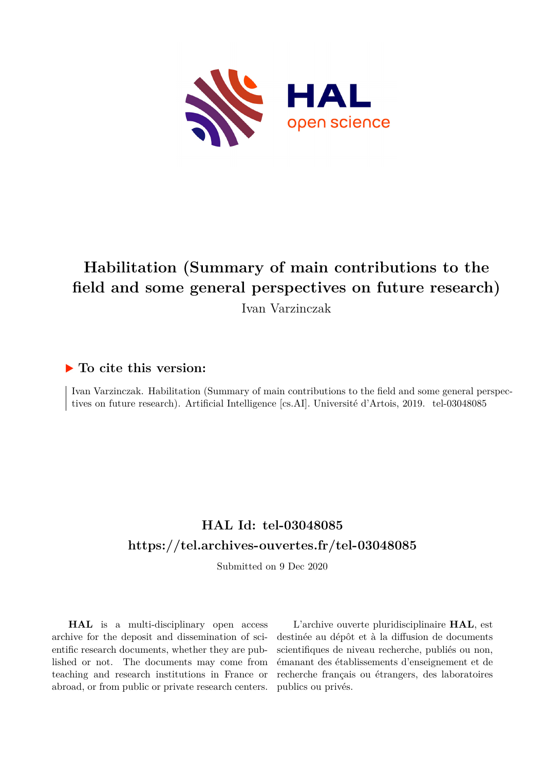# Habilitation (Summary of main contributions to the field and some general perspectives on future research)

Ivan Varzinczak

## ▶ To cite this version:

Ivan Varzinczak. Habilitation (Summary of main contributions to the field and some general perspectives on future research). Artificial Intelligence [cs.AI]. Université d'Artois, 2019. tel-03048085

## HAL Id: tel-03048085

## https://tel.archives-ouvertes.fr/tel-03048085

Submitted on 9 Dec 2020

**HAL** is a multi-disciplinary open access archive for the deposit and dissemination of scientific research documents, whether they are published or not. The documents may come from teaching and research institutions in France or abroad, or from public or private research centers.

L'archive ouverte pluridisciplinaire **HAL**, est destinée au dépôt et à la diffusion de documents scientifiques de niveau recherche, publiés ou non, émanant des établissements d'enseignement et de recherche français ou étrangers, des laboratoires publics ou privés.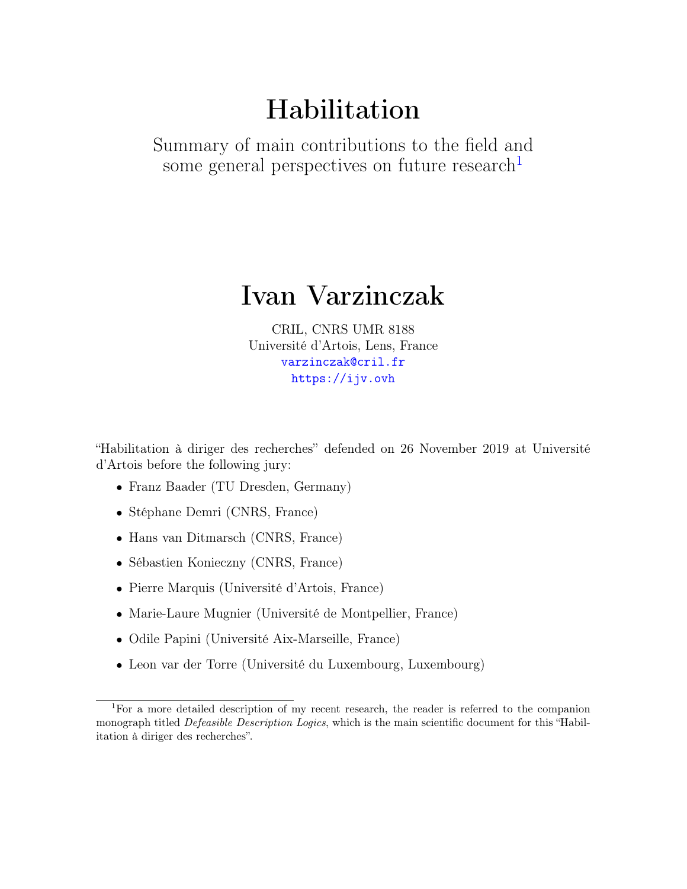# Habilitation

## Summary of main contributions to the field and some general perspectives on future research[1]

# Ivan Varzinczak

CRIL, CNRS UMR 8188
Université d'Artois, Lens, France
varzinczak@cril.fr
https://ijv.ovh

"Habilitation à diriger des recherches" defended on 26 November 2019 at Université d'Artois before the following jury:

- Franz Baader (TU Dresden, Germany)
- Stéphane Demri (CNRS, France)
- Hans van Ditmarsch (CNRS, France)
- Sébastien Konieczny (CNRS, France)
- Pierre Marquis (Université d'Artois, France)
- Marie-Laure Mugnier (Université de Montpellier, France)
- Odile Papini (Université Aix-Marseille, France)
- Leon var der Torre (Université du Luxembourg, Luxembourg)

[1] For a more detailed description of my recent research, the reader is referred to the companion monograph titled *Defeasible Description Logics*, which is the main scientific document for this "Habilitation à diriger des recherches".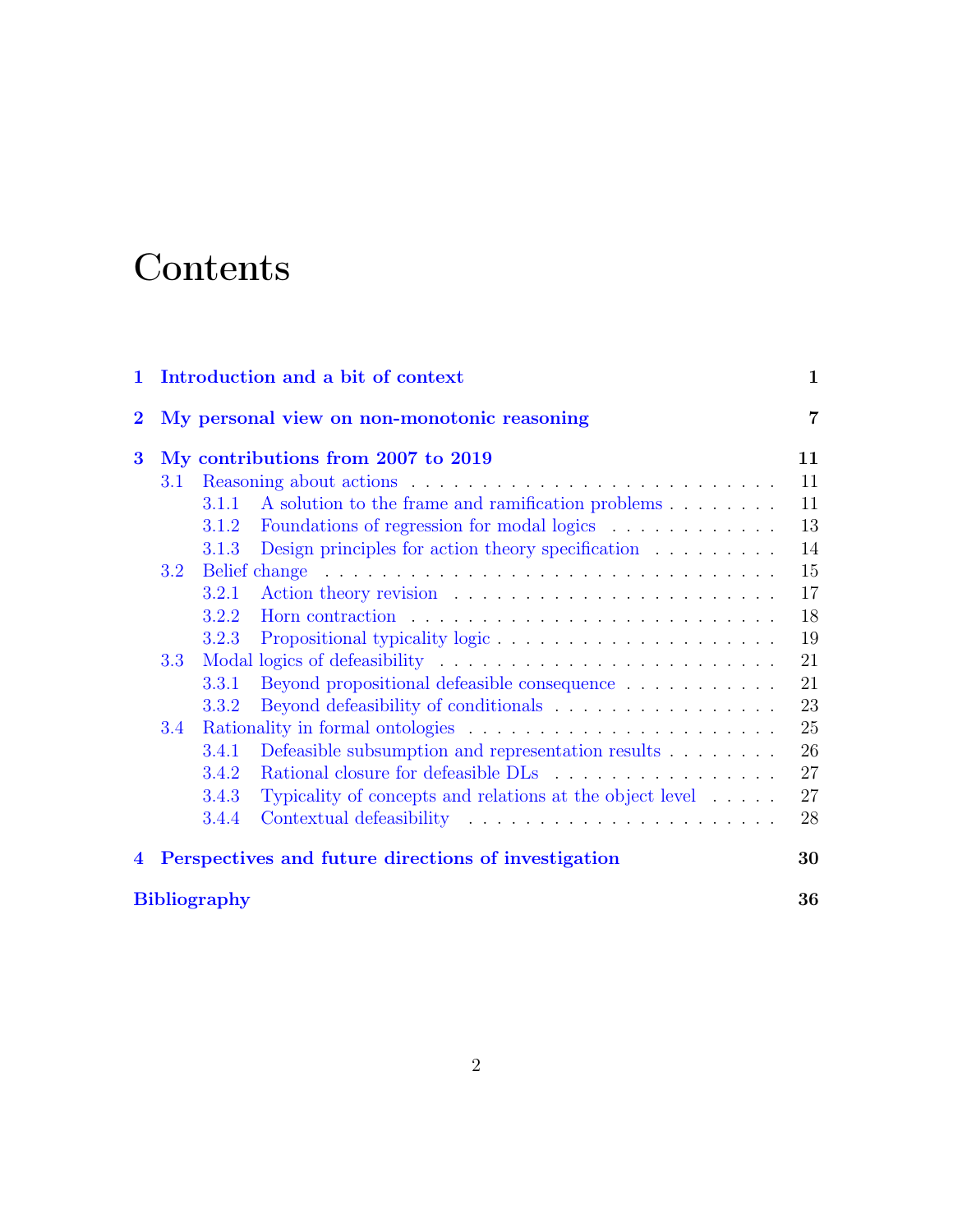# Contents

**1 Introduction and a bit of context** **1**

**2 My personal view on non-monotonic reasoning** **7**

**3 My contributions from 2007 to 2019** **11**

- 3.1 Reasoning about actions . . . 11
  - 3.1.1 A solution to the frame and ramification problems . . . 11
  - 3.1.2 Foundations of regression for modal logics . . . 13
  - 3.1.3 Design principles for action theory specification . . . 14
- 3.2 Belief change . . . 15
  - 3.2.1 Action theory revision . . . 17
  - 3.2.2 Horn contraction . . . 18
  - 3.2.3 Propositional typicality logic . . . 19
- 3.3 Modal logics of defeasibility . . . 21
  - 3.3.1 Beyond propositional defeasible consequence . . . 21
  - 3.3.2 Beyond defeasibility of conditionals . . . 23
- 3.4 Rationality in formal ontologies . . . 25
  - 3.4.1 Defeasible subsumption and representation results . . . 26
  - 3.4.2 Rational closure for defeasible DLs . . . 27
  - 3.4.3 Typicality of concepts and relations at the object level . . . 27
  - 3.4.4 Contextual defeasibility . . . 28

**4 Perspectives and future directions of investigation** **30**

**Bibliography** **36**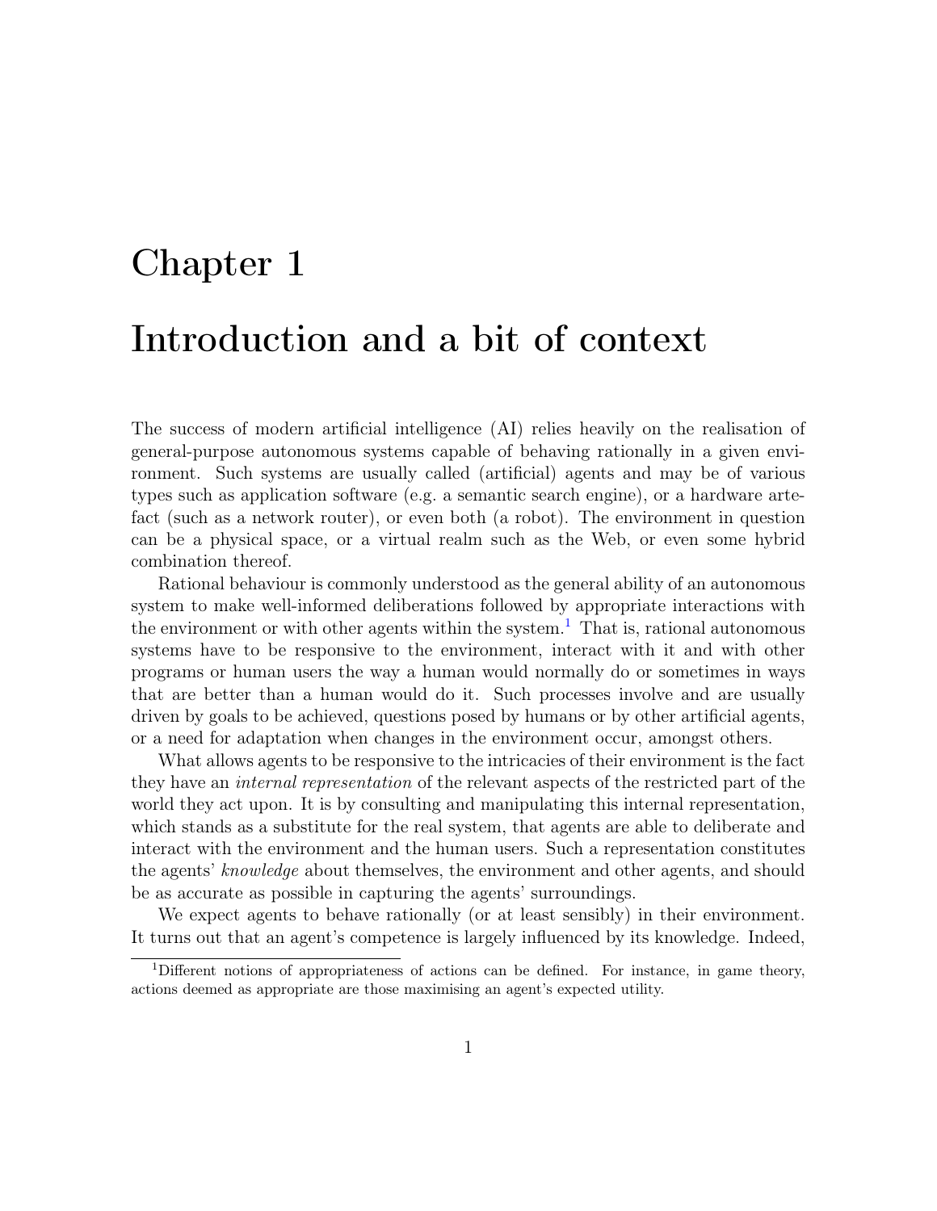# Chapter 1

# Introduction and a bit of context

The success of modern artificial intelligence (AI) relies heavily on the realisation of general-purpose autonomous systems capable of behaving rationally in a given environment. Such systems are usually called (artificial) agents and may be of various types such as application software (e.g. a semantic search engine), or a hardware artefact (such as a network router), or even both (a robot). The environment in question can be a physical space, or a virtual realm such as the Web, or even some hybrid combination thereof.

Rational behaviour is commonly understood as the general ability of an autonomous system to make well-informed deliberations followed by appropriate interactions with the environment or with other agents within the system.[1] That is, rational autonomous systems have to be responsive to the environment, interact with it and with other programs or human users the way a human would normally do or sometimes in ways that are better than a human would do it. Such processes involve and are usually driven by goals to be achieved, questions posed by humans or by other artificial agents, or a need for adaptation when changes in the environment occur, amongst others.

What allows agents to be responsive to the intricacies of their environment is the fact they have an *internal representation* of the relevant aspects of the restricted part of the world they act upon. It is by consulting and manipulating this internal representation, which stands as a substitute for the real system, that agents are able to deliberate and interact with the environment and the human users. Such a representation constitutes the agents' *knowledge* about themselves, the environment and other agents, and should be as accurate as possible in capturing the agents' surroundings.

We expect agents to behave rationally (or at least sensibly) in their environment. It turns out that an agent's competence is largely influenced by its knowledge. Indeed,

[1] Different notions of appropriateness of actions can be defined. For instance, in game theory, actions deemed as appropriate are those maximising an agent's expected utility.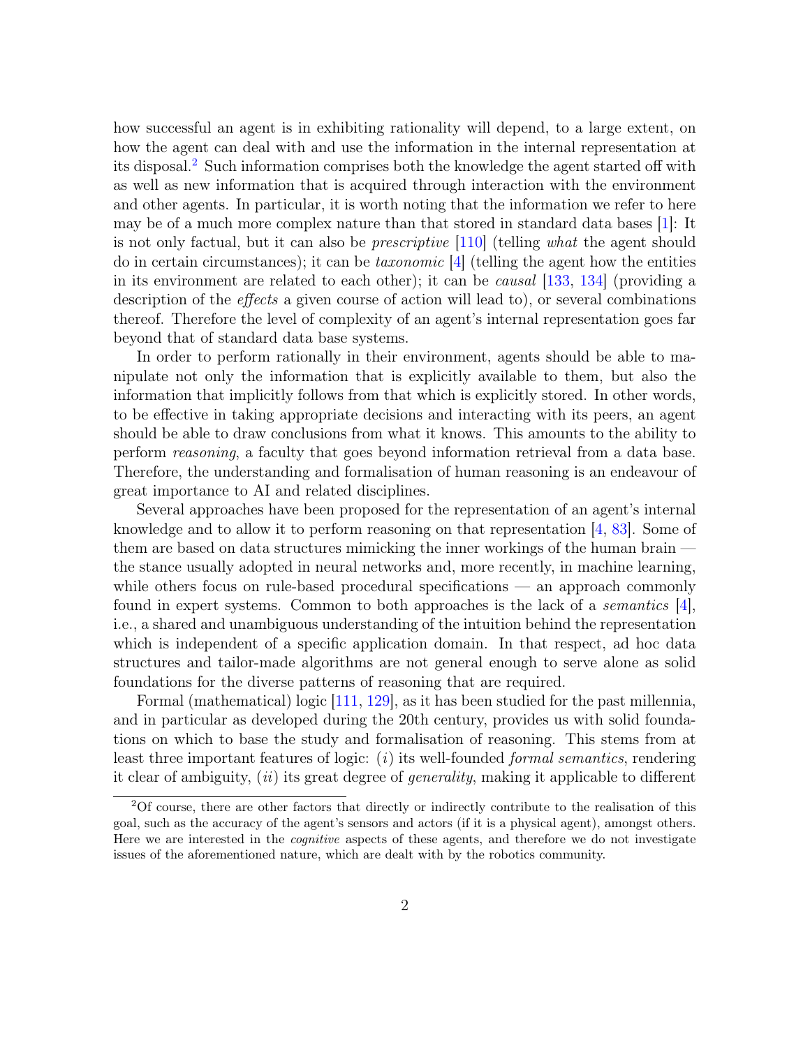how successful an agent is in exhibiting rationality will depend, to a large extent, on how the agent can deal with and use the information in the internal representation at its disposal.[2] Such information comprises both the knowledge the agent started off with as well as new information that is acquired through interaction with the environment and other agents. In particular, it is worth noting that the information we refer to here may be of a much more complex nature than that stored in standard data bases [1]: It is not only factual, but it can also be *prescriptive* [110] (telling *what* the agent should do in certain circumstances); it can be *taxonomic* [4] (telling the agent how the entities in its environment are related to each other); it can be *causal* [133, 134] (providing a description of the *effects* a given course of action will lead to), or several combinations thereof. Therefore the level of complexity of an agent's internal representation goes far beyond that of standard data base systems.

In order to perform rationally in their environment, agents should be able to manipulate not only the information that is explicitly available to them, but also the information that implicitly follows from that which is explicitly stored. In other words, to be effective in taking appropriate decisions and interacting with its peers, an agent should be able to draw conclusions from what it knows. This amounts to the ability to perform *reasoning*, a faculty that goes beyond information retrieval from a data base. Therefore, the understanding and formalisation of human reasoning is an endeavour of great importance to AI and related disciplines.

Several approaches have been proposed for the representation of an agent's internal knowledge and to allow it to perform reasoning on that representation [4, 83]. Some of them are based on data structures mimicking the inner workings of the human brain — the stance usually adopted in neural networks and, more recently, in machine learning, while others focus on rule-based procedural specifications — an approach commonly found in expert systems. Common to both approaches is the lack of a *semantics* [4], i.e., a shared and unambiguous understanding of the intuition behind the representation which is independent of a specific application domain. In that respect, ad hoc data structures and tailor-made algorithms are not general enough to serve alone as solid foundations for the diverse patterns of reasoning that are required.

Formal (mathematical) logic [111, 129], as it has been studied for the past millennia, and in particular as developed during the 20th century, provides us with solid foundations on which to base the study and formalisation of reasoning. This stems from at least three important features of logic: (*i*) its well-founded *formal semantics*, rendering it clear of ambiguity, (*ii*) its great degree of *generality*, making it applicable to different

[2] Of course, there are other factors that directly or indirectly contribute to the realisation of this goal, such as the accuracy of the agent's sensors and actors (if it is a physical agent), amongst others. Here we are interested in the *cognitive* aspects of these agents, and therefore we do not investigate issues of the aforementioned nature, which are dealt with by the robotics community.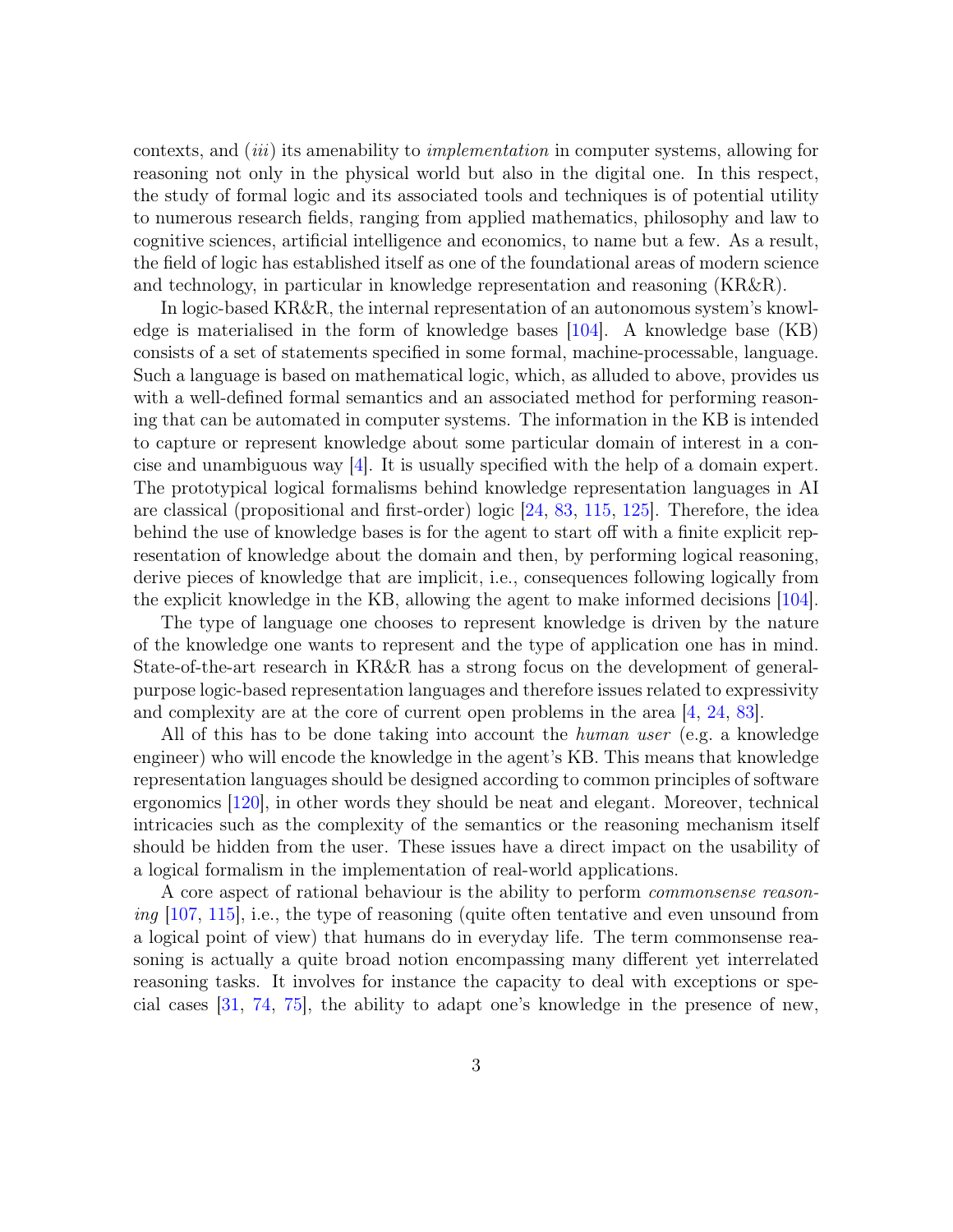contexts, and (*iii*) its amenability to *implementation* in computer systems, allowing for reasoning not only in the physical world but also in the digital one. In this respect, the study of formal logic and its associated tools and techniques is of potential utility to numerous research fields, ranging from applied mathematics, philosophy and law to cognitive sciences, artificial intelligence and economics, to name but a few. As a result, the field of logic has established itself as one of the foundational areas of modern science and technology, in particular in knowledge representation and reasoning (KR&R).

In logic-based KR&R, the internal representation of an autonomous system's knowledge is materialised in the form of knowledge bases [104]. A knowledge base (KB) consists of a set of statements specified in some formal, machine-processable, language. Such a language is based on mathematical logic, which, as alluded to above, provides us with a well-defined formal semantics and an associated method for performing reasoning that can be automated in computer systems. The information in the KB is intended to capture or represent knowledge about some particular domain of interest in a concise and unambiguous way [4]. It is usually specified with the help of a domain expert. The prototypical logical formalisms behind knowledge representation languages in AI are classical (propositional and first-order) logic [24, 83, 115, 125]. Therefore, the idea behind the use of knowledge bases is for the agent to start off with a finite explicit representation of knowledge about the domain and then, by performing logical reasoning, derive pieces of knowledge that are implicit, i.e., consequences following logically from the explicit knowledge in the KB, allowing the agent to make informed decisions [104].

The type of language one chooses to represent knowledge is driven by the nature of the knowledge one wants to represent and the type of application one has in mind. State-of-the-art research in KR&R has a strong focus on the development of general-purpose logic-based representation languages and therefore issues related to expressivity and complexity are at the core of current open problems in the area [4, 24, 83].

All of this has to be done taking into account the *human user* (e.g. a knowledge engineer) who will encode the knowledge in the agent's KB. This means that knowledge representation languages should be designed according to common principles of software ergonomics [120], in other words they should be neat and elegant. Moreover, technical intricacies such as the complexity of the semantics or the reasoning mechanism itself should be hidden from the user. These issues have a direct impact on the usability of a logical formalism in the implementation of real-world applications.

A core aspect of rational behaviour is the ability to perform *commonsense reasoning* [107, 115], i.e., the type of reasoning (quite often tentative and even unsound from a logical point of view) that humans do in everyday life. The term commonsense reasoning is actually a quite broad notion encompassing many different yet interrelated reasoning tasks. It involves for instance the capacity to deal with exceptions or special cases [31, 74, 75], the ability to adapt one's knowledge in the presence of new,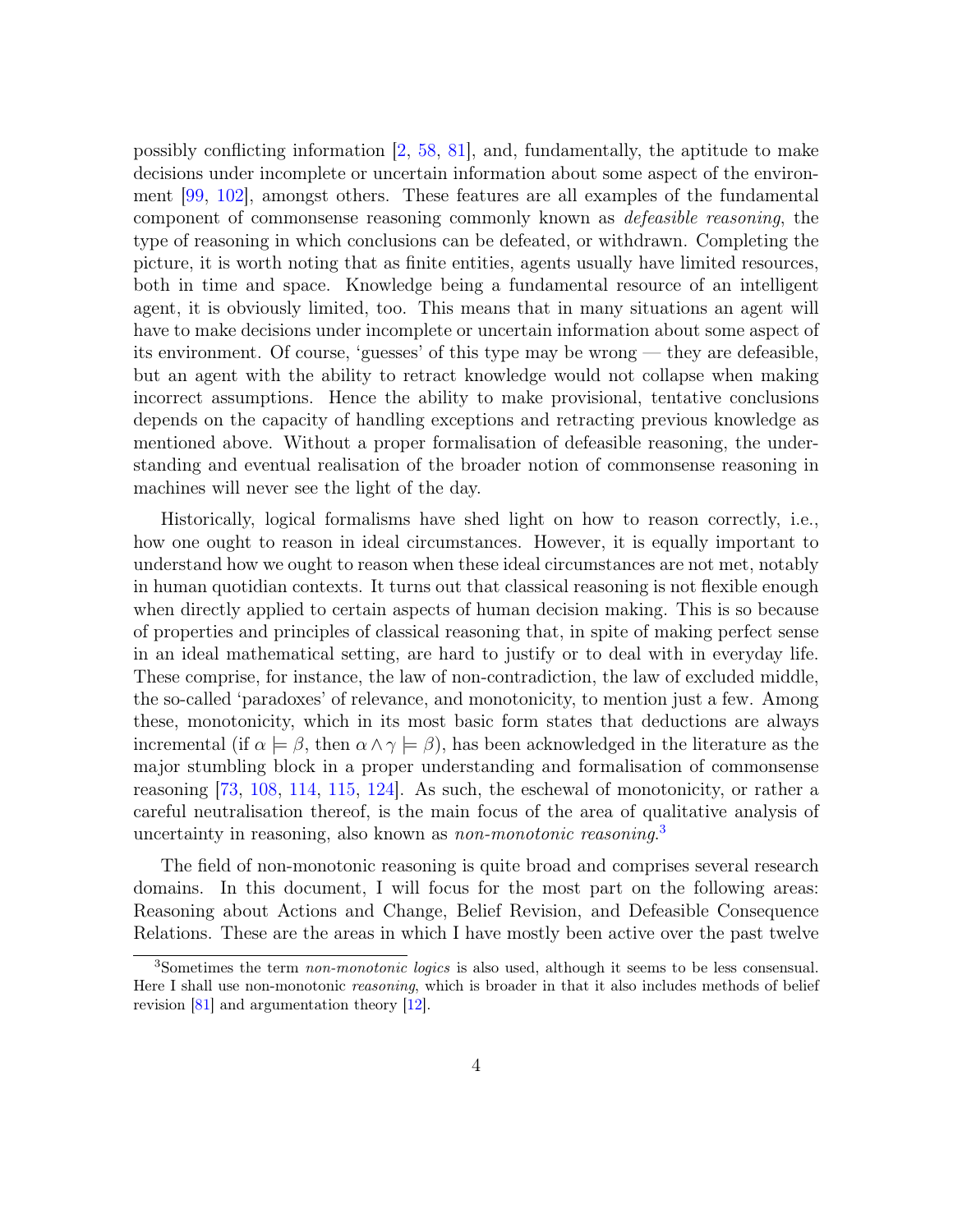possibly conflicting information [2, 58, 81], and, fundamentally, the aptitude to make decisions under incomplete or uncertain information about some aspect of the environment [99, 102], amongst others. These features are all examples of the fundamental component of commonsense reasoning commonly known as *defeasible reasoning*, the type of reasoning in which conclusions can be defeated, or withdrawn. Completing the picture, it is worth noting that as finite entities, agents usually have limited resources, both in time and space. Knowledge being a fundamental resource of an intelligent agent, it is obviously limited, too. This means that in many situations an agent will have to make decisions under incomplete or uncertain information about some aspect of its environment. Of course, 'guesses' of this type may be wrong — they are defeasible, but an agent with the ability to retract knowledge would not collapse when making incorrect assumptions. Hence the ability to make provisional, tentative conclusions depends on the capacity of handling exceptions and retracting previous knowledge as mentioned above. Without a proper formalisation of defeasible reasoning, the understanding and eventual realisation of the broader notion of commonsense reasoning in machines will never see the light of the day.

Historically, logical formalisms have shed light on how to reason correctly, i.e., how one ought to reason in ideal circumstances. However, it is equally important to understand how we ought to reason when these ideal circumstances are not met, notably in human quotidian contexts. It turns out that classical reasoning is not flexible enough when directly applied to certain aspects of human decision making. This is so because of properties and principles of classical reasoning that, in spite of making perfect sense in an ideal mathematical setting, are hard to justify or to deal with in everyday life. These comprise, for instance, the law of non-contradiction, the law of excluded middle, the so-called 'paradoxes' of relevance, and monotonicity, to mention just a few. Among these, monotonicity, which in its most basic form states that deductions are always incremental (if $\alpha \models \beta$, then $\alpha \wedge \gamma \models \beta$), has been acknowledged in the literature as the major stumbling block in a proper understanding and formalisation of commonsense reasoning [73, 108, 114, 115, 124]. As such, the eschewal of monotonicity, or rather a careful neutralisation thereof, is the main focus of the area of qualitative analysis of uncertainty in reasoning, also known as *non-monotonic reasoning*.[3]

The field of non-monotonic reasoning is quite broad and comprises several research domains. In this document, I will focus for the most part on the following areas: Reasoning about Actions and Change, Belief Revision, and Defeasible Consequence Relations. These are the areas in which I have mostly been active over the past twelve

[3] Sometimes the term *non-monotonic logics* is also used, although it seems to be less consensual. Here I shall use non-monotonic *reasoning*, which is broader in that it also includes methods of belief revision [81] and argumentation theory [12].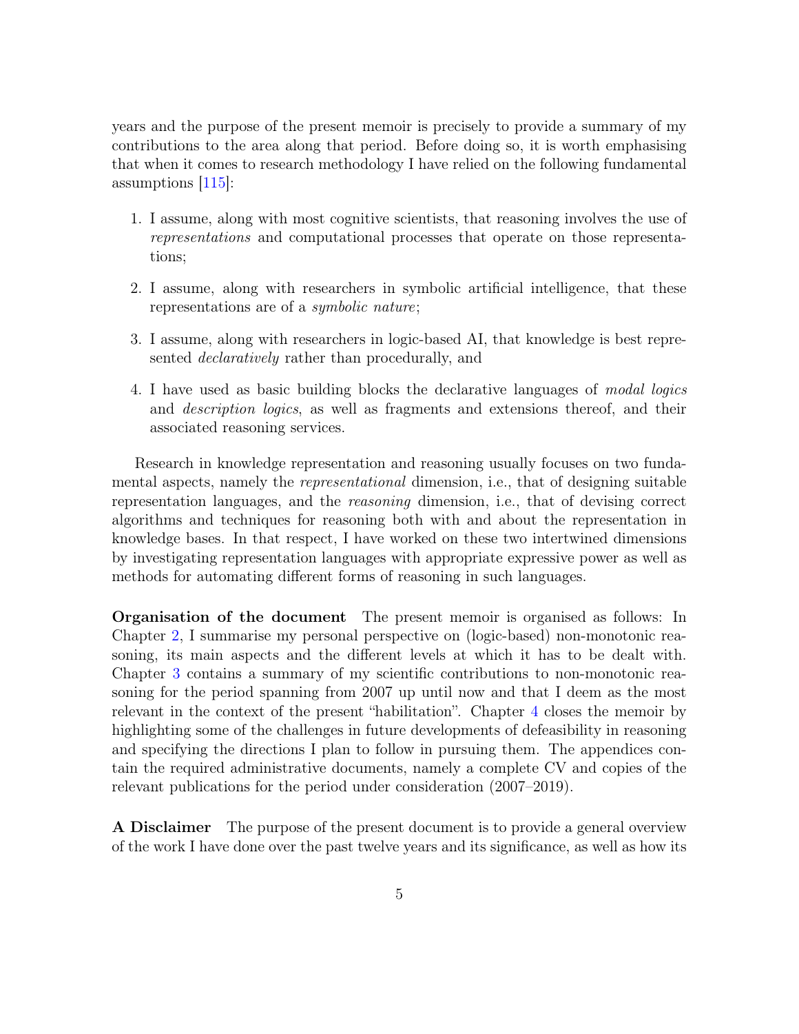years and the purpose of the present memoir is precisely to provide a summary of my contributions to the area along that period. Before doing so, it is worth emphasising that when it comes to research methodology I have relied on the following fundamental assumptions [115]:

1. I assume, along with most cognitive scientists, that reasoning involves the use of *representations* and computational processes that operate on those representations;

2. I assume, along with researchers in symbolic artificial intelligence, that these representations are of a *symbolic nature*;

3. I assume, along with researchers in logic-based AI, that knowledge is best represented *declaratively* rather than procedurally, and

4. I have used as basic building blocks the declarative languages of *modal logics* and *description logics*, as well as fragments and extensions thereof, and their associated reasoning services.

Research in knowledge representation and reasoning usually focuses on two fundamental aspects, namely the *representational* dimension, i.e., that of designing suitable representation languages, and the *reasoning* dimension, i.e., that of devising correct algorithms and techniques for reasoning both with and about the representation in knowledge bases. In that respect, I have worked on these two intertwined dimensions by investigating representation languages with appropriate expressive power as well as methods for automating different forms of reasoning in such languages.

**Organisation of the document** The present memoir is organised as follows: In Chapter 2, I summarise my personal perspective on (logic-based) non-monotonic reasoning, its main aspects and the different levels at which it has to be dealt with. Chapter 3 contains a summary of my scientific contributions to non-monotonic reasoning for the period spanning from 2007 up until now and that I deem as the most relevant in the context of the present "habilitation". Chapter 4 closes the memoir by highlighting some of the challenges in future developments of defeasibility in reasoning and specifying the directions I plan to follow in pursuing them. The appendices contain the required administrative documents, namely a complete CV and copies of the relevant publications for the period under consideration (2007–2019).

**A Disclaimer** The purpose of the present document is to provide a general overview of the work I have done over the past twelve years and its significance, as well as how its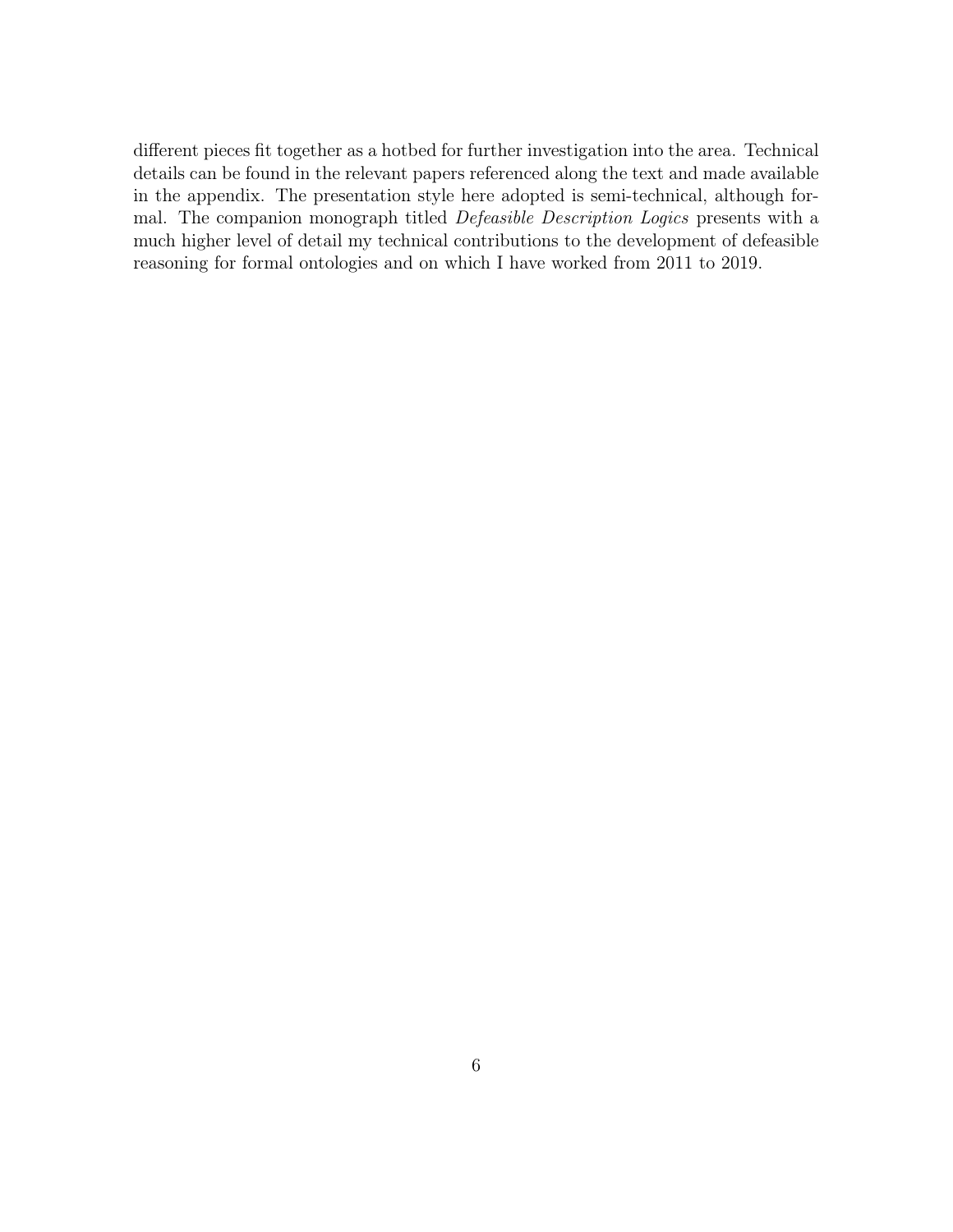different pieces fit together as a hotbed for further investigation into the area. Technical details can be found in the relevant papers referenced along the text and made available in the appendix. The presentation style here adopted is semi-technical, although formal. The companion monograph titled *Defeasible Description Logics* presents with a much higher level of detail my technical contributions to the development of defeasible reasoning for formal ontologies and on which I have worked from 2011 to 2019.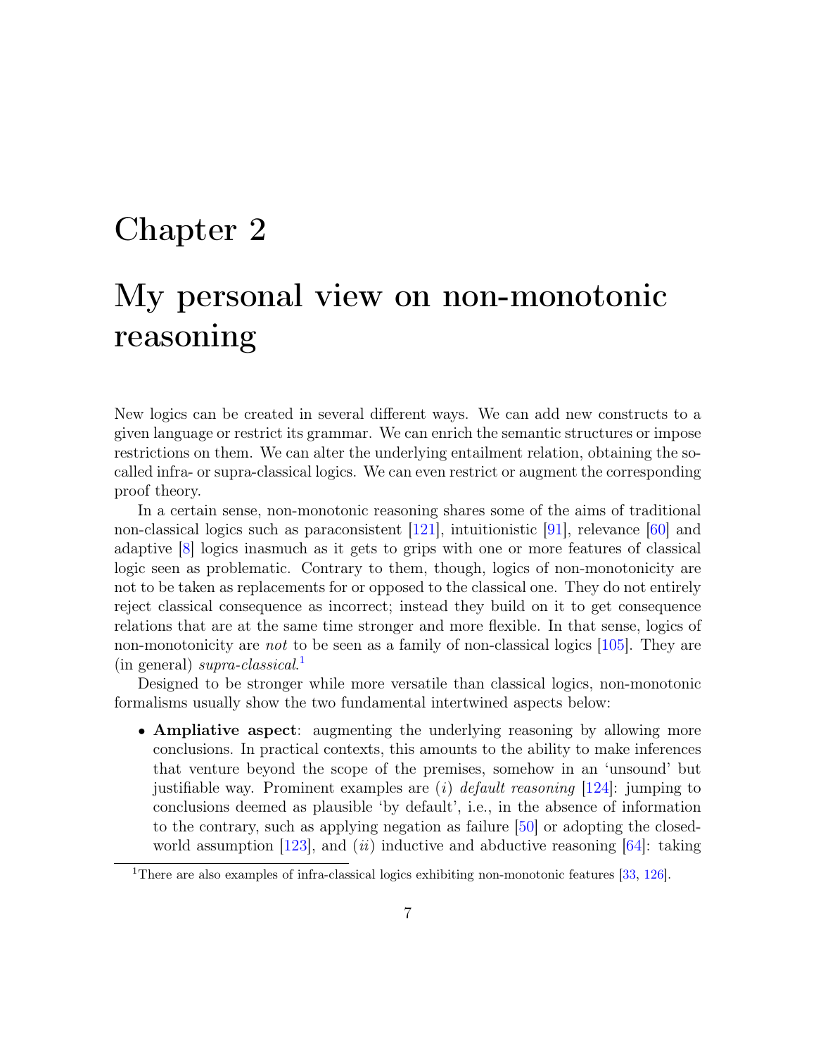# Chapter 2

# My personal view on non-monotonic reasoning

New logics can be created in several different ways. We can add new constructs to a given language or restrict its grammar. We can enrich the semantic structures or impose restrictions on them. We can alter the underlying entailment relation, obtaining the so-called infra- or supra-classical logics. We can even restrict or augment the corresponding proof theory.

In a certain sense, non-monotonic reasoning shares some of the aims of traditional non-classical logics such as paraconsistent [121], intuitionistic [91], relevance [60] and adaptive [8] logics inasmuch as it gets to grips with one or more features of classical logic seen as problematic. Contrary to them, though, logics of non-monotonicity are not to be taken as replacements for or opposed to the classical one. They do not entirely reject classical consequence as incorrect; instead they build on it to get consequence relations that are at the same time stronger and more flexible. In that sense, logics of non-monotonicity are *not* to be seen as a family of non-classical logics [105]. They are (in general) *supra-classical*.[1]

Designed to be stronger while more versatile than classical logics, non-monotonic formalisms usually show the two fundamental intertwined aspects below:

- **Ampliative aspect**: augmenting the underlying reasoning by allowing more conclusions. In practical contexts, this amounts to the ability to make inferences that venture beyond the scope of the premises, somehow in an 'unsound' but justifiable way. Prominent examples are (*i*) *default reasoning* [124]: jumping to conclusions deemed as plausible 'by default', i.e., in the absence of information to the contrary, such as applying negation as failure [50] or adopting the closed-world assumption [123], and (*ii*) inductive and abductive reasoning [64]: taking

[1] There are also examples of infra-classical logics exhibiting non-monotonic features [33, 126].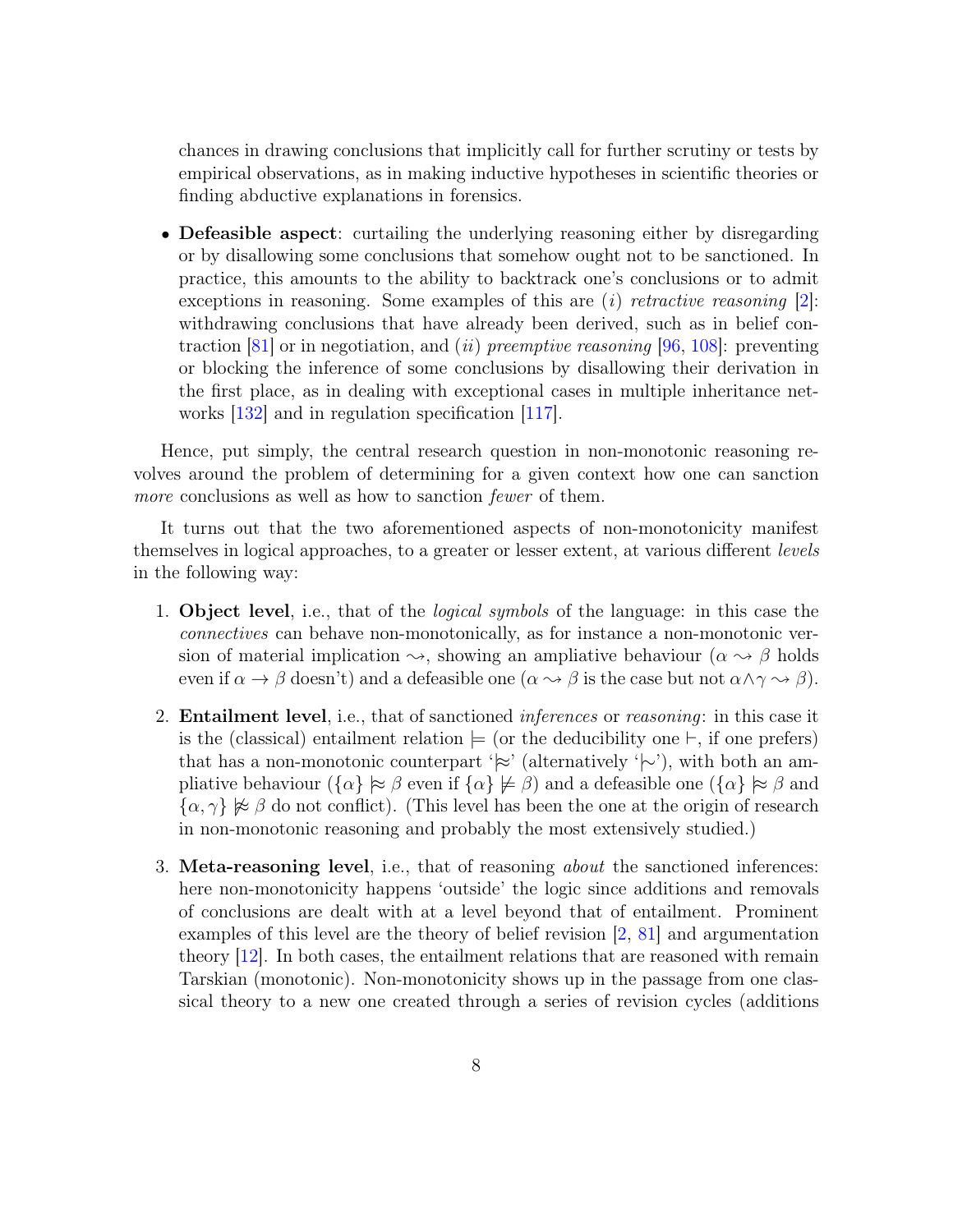chances in drawing conclusions that implicitly call for further scrutiny or tests by empirical observations, as in making inductive hypotheses in scientific theories or finding abductive explanations in forensics.

- **Defeasible aspect**: curtailing the underlying reasoning either by disregarding or by disallowing some conclusions that somehow ought not to be sanctioned. In practice, this amounts to the ability to backtrack one's conclusions or to admit exceptions in reasoning. Some examples of this are (*i*) *retractive reasoning* [2]: withdrawing conclusions that have already been derived, such as in belief contraction [81] or in negotiation, and (*ii*) *preemptive reasoning* [96, 108]: preventing or blocking the inference of some conclusions by disallowing their derivation in the first place, as in dealing with exceptional cases in multiple inheritance networks [132] and in regulation specification [117].

Hence, put simply, the central research question in non-monotonic reasoning revolves around the problem of determining for a given context how one can sanction *more* conclusions as well as how to sanction *fewer* of them.

It turns out that the two aforementioned aspects of non-monotonicity manifest themselves in logical approaches, to a greater or lesser extent, at various different *levels* in the following way:

1. **Object level**, i.e., that of the *logical symbols* of the language: in this case the *connectives* can behave non-monotonically, as for instance a non-monotonic version of material implication $\rightsquigarrow$, showing an ampliative behaviour ($\alpha \rightsquigarrow \beta$ holds even if $\alpha \rightarrow \beta$ doesn't) and a defeasible one ($\alpha \rightsquigarrow \beta$ is the case but not $\alpha \wedge \gamma \rightsquigarrow \beta$).

2. **Entailment level**, i.e., that of sanctioned *inferences* or *reasoning*: in this case it is the (classical) entailment relation $\models$ (or the deducibility one $\vdash$, if one prefers) that has a non-monotonic counterpart '$\approx$' (alternatively '$\mid\!\sim$'), with both an ampliative behaviour ($\{\alpha\} \approx \beta$ even if $\{\alpha\} \not\models \beta$) and a defeasible one ($\{\alpha\} \approx \beta$ and $\{\alpha, \gamma\} \not\approx \beta$ do not conflict). (This level has been the one at the origin of research in non-monotonic reasoning and probably the most extensively studied.)

3. **Meta-reasoning level**, i.e., that of reasoning *about* the sanctioned inferences: here non-monotonicity happens 'outside' the logic since additions and removals of conclusions are dealt with at a level beyond that of entailment. Prominent examples of this level are the theory of belief revision [2, 81] and argumentation theory [12]. In both cases, the entailment relations that are reasoned with remain Tarskian (monotonic). Non-monotonicity shows up in the passage from one classical theory to a new one created through a series of revision cycles (additions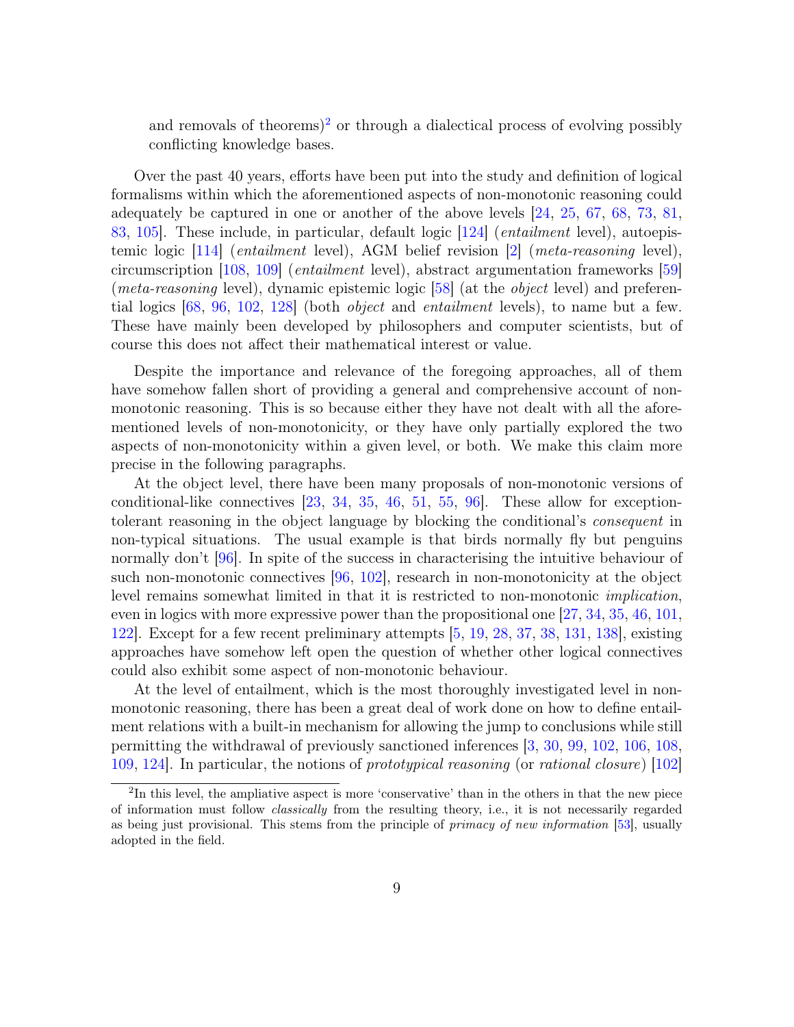and removals of theorems)[2] or through a dialectical process of evolving possibly conflicting knowledge bases.

Over the past 40 years, efforts have been put into the study and definition of logical formalisms within which the aforementioned aspects of non-monotonic reasoning could adequately be captured in one or another of the above levels [24, 25, 67, 68, 73, 81, 83, 105]. These include, in particular, default logic [124] (*entailment* level), autoepistemic logic [114] (*entailment* level), AGM belief revision [2] (*meta-reasoning* level), circumscription [108, 109] (*entailment* level), abstract argumentation frameworks [59] (*meta-reasoning* level), dynamic epistemic logic [58] (at the *object* level) and preferential logics [68, 96, 102, 128] (both *object* and *entailment* levels), to name but a few. These have mainly been developed by philosophers and computer scientists, but of course this does not affect their mathematical interest or value.

Despite the importance and relevance of the foregoing approaches, all of them have somehow fallen short of providing a general and comprehensive account of non-monotonic reasoning. This is so because either they have not dealt with all the aforementioned levels of non-monotonicity, or they have only partially explored the two aspects of non-monotonicity within a given level, or both. We make this claim more precise in the following paragraphs.

At the object level, there have been many proposals of non-monotonic versions of conditional-like connectives [23, 34, 35, 46, 51, 55, 96]. These allow for exception-tolerant reasoning in the object language by blocking the conditional's *consequent* in non-typical situations. The usual example is that birds normally fly but penguins normally don't [96]. In spite of the success in characterising the intuitive behaviour of such non-monotonic connectives [96, 102], research in non-monotonicity at the object level remains somewhat limited in that it is restricted to non-monotonic *implication*, even in logics with more expressive power than the propositional one [27, 34, 35, 46, 101, 122]. Except for a few recent preliminary attempts [5, 19, 28, 37, 38, 131, 138], existing approaches have somehow left open the question of whether other logical connectives could also exhibit some aspect of non-monotonic behaviour.

At the level of entailment, which is the most thoroughly investigated level in non-monotonic reasoning, there has been a great deal of work done on how to define entailment relations with a built-in mechanism for allowing the jump to conclusions while still permitting the withdrawal of previously sanctioned inferences [3, 30, 99, 102, 106, 108, 109, 124]. In particular, the notions of *prototypical reasoning* (or *rational closure*) [102]

[2] In this level, the ampliative aspect is more 'conservative' than in the others in that the new piece of information must follow *classically* from the resulting theory, i.e., it is not necessarily regarded as being just provisional. This stems from the principle of *primacy of new information* [53], usually adopted in the field.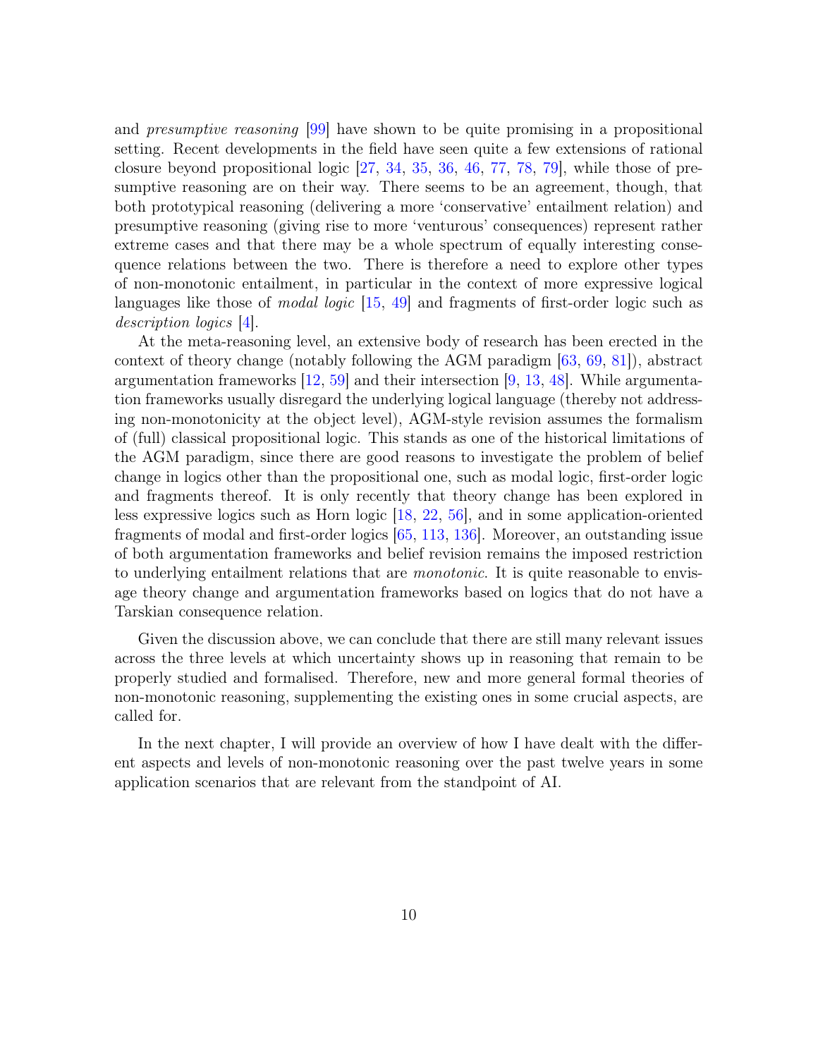and *presumptive reasoning* [99] have shown to be quite promising in a propositional setting. Recent developments in the field have seen quite a few extensions of rational closure beyond propositional logic [27, 34, 35, 36, 46, 77, 78, 79], while those of presumptive reasoning are on their way. There seems to be an agreement, though, that both prototypical reasoning (delivering a more 'conservative' entailment relation) and presumptive reasoning (giving rise to more 'venturous' consequences) represent rather extreme cases and that there may be a whole spectrum of equally interesting consequence relations between the two. There is therefore a need to explore other types of non-monotonic entailment, in particular in the context of more expressive logical languages like those of *modal logic* [15, 49] and fragments of first-order logic such as *description logics* [4].

At the meta-reasoning level, an extensive body of research has been erected in the context of theory change (notably following the AGM paradigm [63, 69, 81]), abstract argumentation frameworks [12, 59] and their intersection [9, 13, 48]. While argumentation frameworks usually disregard the underlying logical language (thereby not addressing non-monotonicity at the object level), AGM-style revision assumes the formalism of (full) classical propositional logic. This stands as one of the historical limitations of the AGM paradigm, since there are good reasons to investigate the problem of belief change in logics other than the propositional one, such as modal logic, first-order logic and fragments thereof. It is only recently that theory change has been explored in less expressive logics such as Horn logic [18, 22, 56], and in some application-oriented fragments of modal and first-order logics [65, 113, 136]. Moreover, an outstanding issue of both argumentation frameworks and belief revision remains the imposed restriction to underlying entailment relations that are *monotonic*. It is quite reasonable to envisage theory change and argumentation frameworks based on logics that do not have a Tarskian consequence relation.

Given the discussion above, we can conclude that there are still many relevant issues across the three levels at which uncertainty shows up in reasoning that remain to be properly studied and formalised. Therefore, new and more general formal theories of non-monotonic reasoning, supplementing the existing ones in some crucial aspects, are called for.

In the next chapter, I will provide an overview of how I have dealt with the different aspects and levels of non-monotonic reasoning over the past twelve years in some application scenarios that are relevant from the standpoint of AI.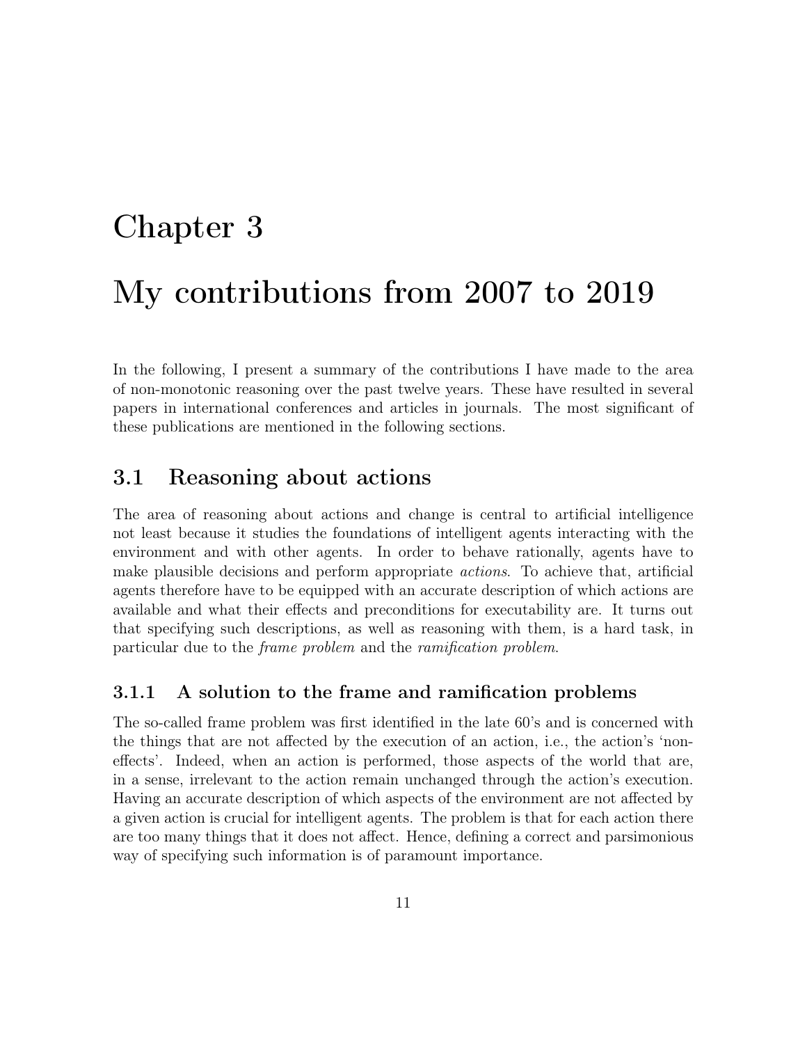# Chapter 3

# My contributions from 2007 to 2019

In the following, I present a summary of the contributions I have made to the area of non-monotonic reasoning over the past twelve years. These have resulted in several papers in international conferences and articles in journals. The most significant of these publications are mentioned in the following sections.

## 3.1 Reasoning about actions

The area of reasoning about actions and change is central to artificial intelligence not least because it studies the foundations of intelligent agents interacting with the environment and with other agents. In order to behave rationally, agents have to make plausible decisions and perform appropriate *actions*. To achieve that, artificial agents therefore have to be equipped with an accurate description of which actions are available and what their effects and preconditions for executability are. It turns out that specifying such descriptions, as well as reasoning with them, is a hard task, in particular due to the *frame problem* and the *ramification problem*.

### 3.1.1 A solution to the frame and ramification problems

The so-called frame problem was first identified in the late 60's and is concerned with the things that are not affected by the execution of an action, i.e., the action's 'non-effects'. Indeed, when an action is performed, those aspects of the world that are, in a sense, irrelevant to the action remain unchanged through the action's execution. Having an accurate description of which aspects of the environment are not affected by a given action is crucial for intelligent agents. The problem is that for each action there are too many things that it does not affect. Hence, defining a correct and parsimonious way of specifying such information is of paramount importance.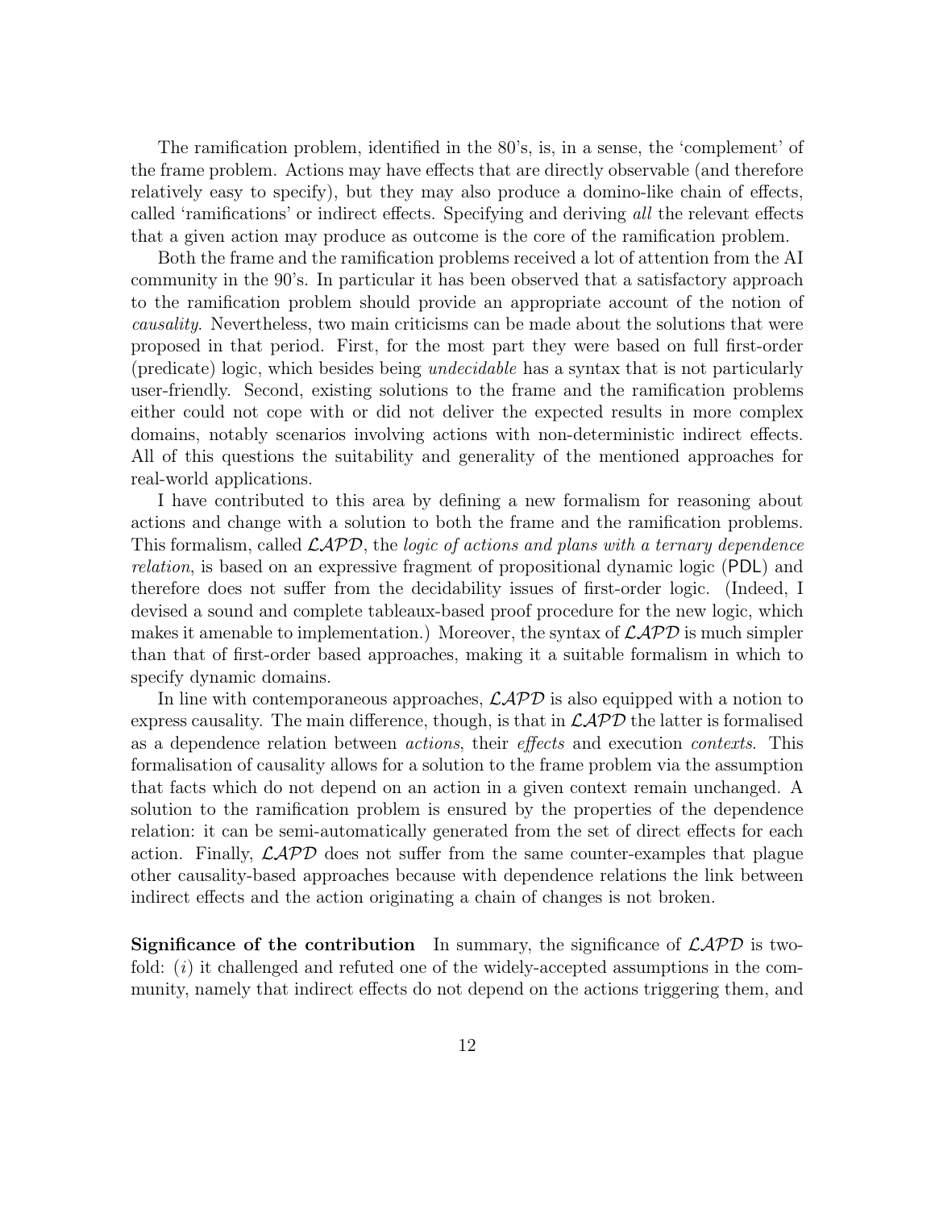The ramification problem, identified in the 80's, is, in a sense, the 'complement' of the frame problem. Actions may have effects that are directly observable (and therefore relatively easy to specify), but they may also produce a domino-like chain of effects, called 'ramifications' or indirect effects. Specifying and deriving *all* the relevant effects that a given action may produce as outcome is the core of the ramification problem.

Both the frame and the ramification problems received a lot of attention from the AI community in the 90's. In particular it has been observed that a satisfactory approach to the ramification problem should provide an appropriate account of the notion of *causality*. Nevertheless, two main criticisms can be made about the solutions that were proposed in that period. First, for the most part they were based on full first-order (predicate) logic, which besides being *undecidable* has a syntax that is not particularly user-friendly. Second, existing solutions to the frame and the ramification problems either could not cope with or did not deliver the expected results in more complex domains, notably scenarios involving actions with non-deterministic indirect effects. All of this questions the suitability and generality of the mentioned approaches for real-world applications.

I have contributed to this area by defining a new formalism for reasoning about actions and change with a solution to both the frame and the ramification problems. This formalism, called $\mathcal{LAPD}$, the *logic of actions and plans with a ternary dependence relation*, is based on an expressive fragment of propositional dynamic logic (PDL) and therefore does not suffer from the decidability issues of first-order logic. (Indeed, I devised a sound and complete tableaux-based proof procedure for the new logic, which makes it amenable to implementation.) Moreover, the syntax of $\mathcal{LAPD}$ is much simpler than that of first-order based approaches, making it a suitable formalism in which to specify dynamic domains.

In line with contemporaneous approaches, $\mathcal{LAPD}$ is also equipped with a notion to express causality. The main difference, though, is that in $\mathcal{LAPD}$ the latter is formalised as a dependence relation between *actions*, their *effects* and execution *contexts*. This formalisation of causality allows for a solution to the frame problem via the assumption that facts which do not depend on an action in a given context remain unchanged. A solution to the ramification problem is ensured by the properties of the dependence relation: it can be semi-automatically generated from the set of direct effects for each action. Finally, $\mathcal{LAPD}$ does not suffer from the same counter-examples that plague other causality-based approaches because with dependence relations the link between indirect effects and the action originating a chain of changes is not broken.

**Significance of the contribution** In summary, the significance of $\mathcal{LAPD}$ is two-fold: (*i*) it challenged and refuted one of the widely-accepted assumptions in the community, namely that indirect effects do not depend on the actions triggering them, and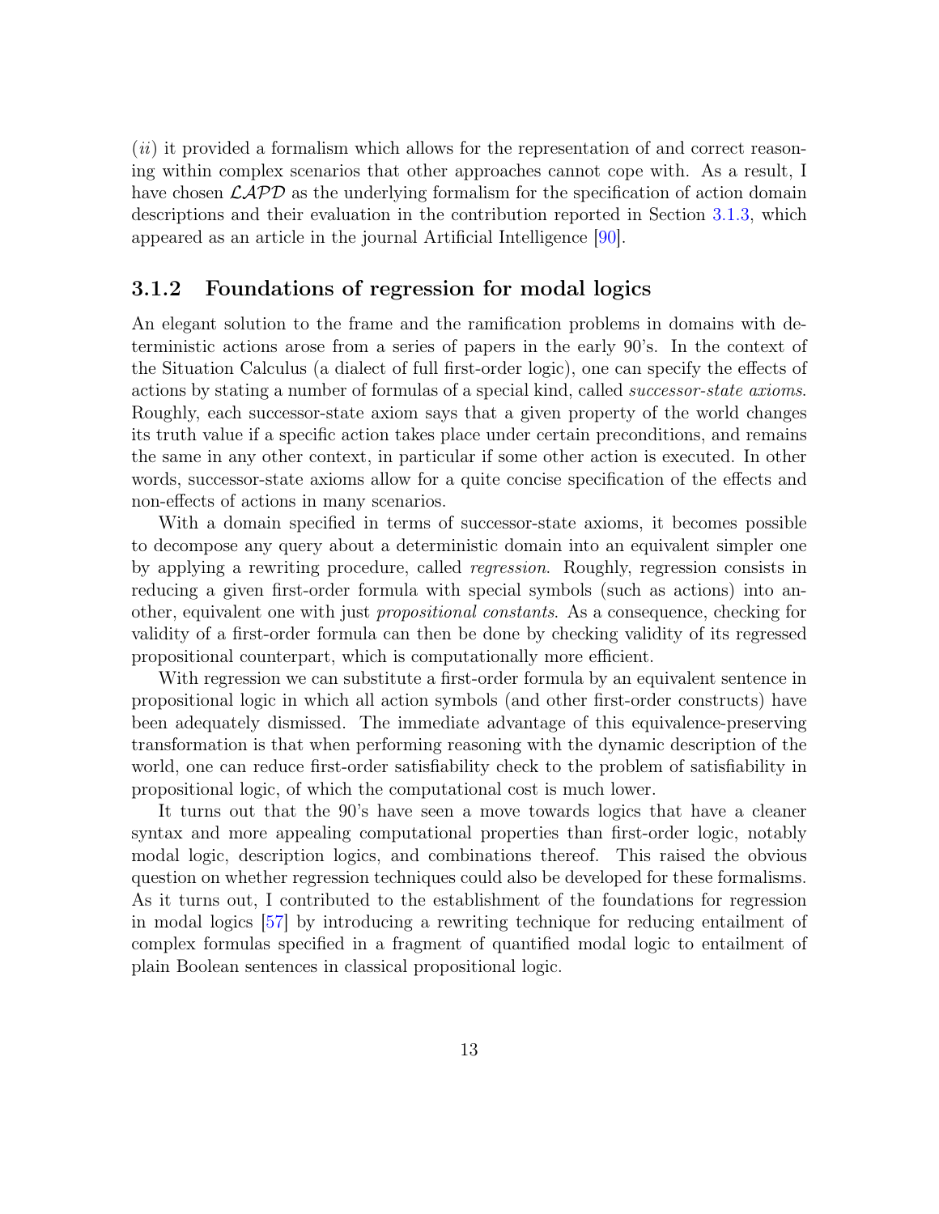(*ii*) it provided a formalism which allows for the representation of and correct reasoning within complex scenarios that other approaches cannot cope with. As a result, I have chosen $\mathcal{LAPD}$ as the underlying formalism for the specification of action domain descriptions and their evaluation in the contribution reported in Section 3.1.3, which appeared as an article in the journal Artificial Intelligence [90].

### 3.1.2 Foundations of regression for modal logics

An elegant solution to the frame and the ramification problems in domains with deterministic actions arose from a series of papers in the early 90's. In the context of the Situation Calculus (a dialect of full first-order logic), one can specify the effects of actions by stating a number of formulas of a special kind, called *successor-state axioms*. Roughly, each successor-state axiom says that a given property of the world changes its truth value if a specific action takes place under certain preconditions, and remains the same in any other context, in particular if some other action is executed. In other words, successor-state axioms allow for a quite concise specification of the effects and non-effects of actions in many scenarios.

With a domain specified in terms of successor-state axioms, it becomes possible to decompose any query about a deterministic domain into an equivalent simpler one by applying a rewriting procedure, called *regression*. Roughly, regression consists in reducing a given first-order formula with special symbols (such as actions) into another, equivalent one with just *propositional constants*. As a consequence, checking for validity of a first-order formula can then be done by checking validity of its regressed propositional counterpart, which is computationally more efficient.

With regression we can substitute a first-order formula by an equivalent sentence in propositional logic in which all action symbols (and other first-order constructs) have been adequately dismissed. The immediate advantage of this equivalence-preserving transformation is that when performing reasoning with the dynamic description of the world, one can reduce first-order satisfiability check to the problem of satisfiability in propositional logic, of which the computational cost is much lower.

It turns out that the 90's have seen a move towards logics that have a cleaner syntax and more appealing computational properties than first-order logic, notably modal logic, description logics, and combinations thereof. This raised the obvious question on whether regression techniques could also be developed for these formalisms. As it turns out, I contributed to the establishment of the foundations for regression in modal logics [57] by introducing a rewriting technique for reducing entailment of complex formulas specified in a fragment of quantified modal logic to entailment of plain Boolean sentences in classical propositional logic.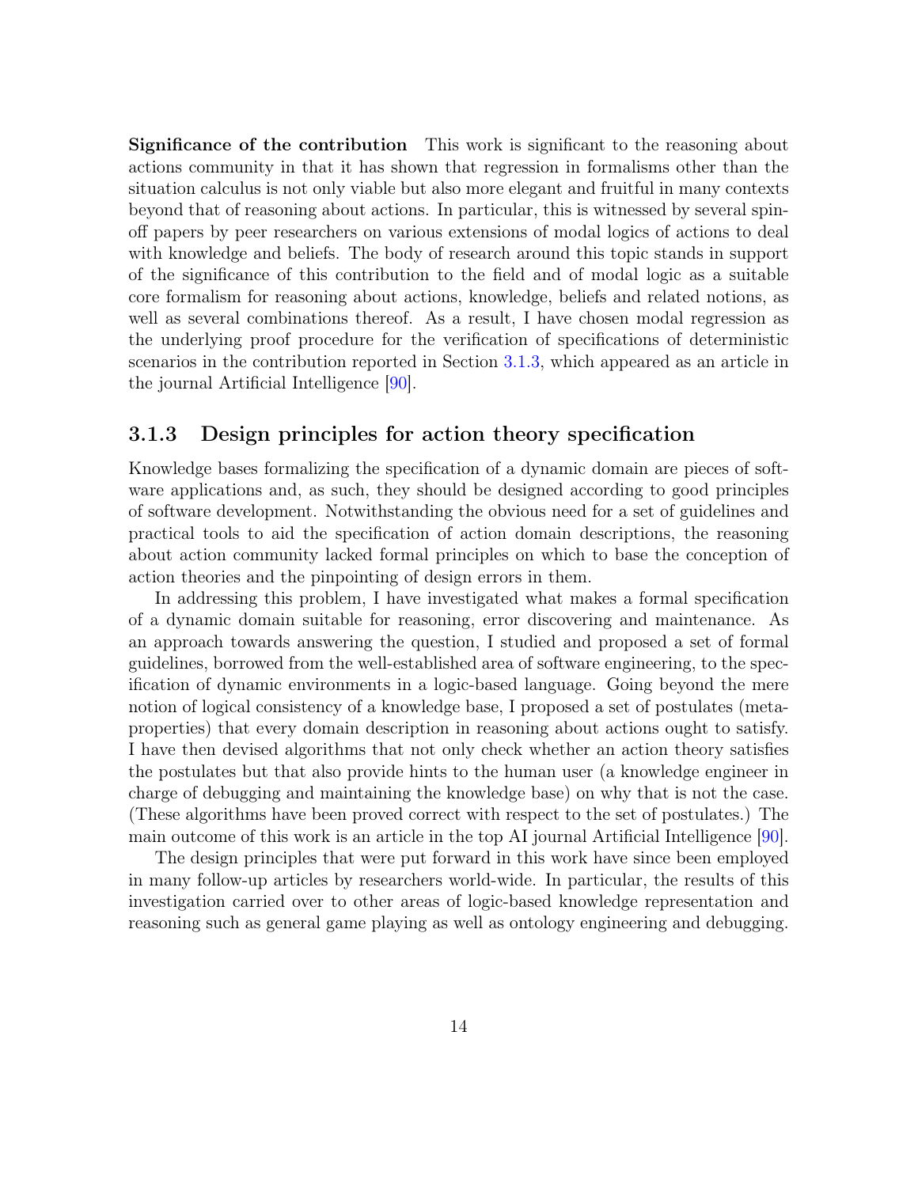**Significance of the contribution** This work is significant to the reasoning about actions community in that it has shown that regression in formalisms other than the situation calculus is not only viable but also more elegant and fruitful in many contexts beyond that of reasoning about actions. In particular, this is witnessed by several spin-off papers by peer researchers on various extensions of modal logics of actions to deal with knowledge and beliefs. The body of research around this topic stands in support of the significance of this contribution to the field and of modal logic as a suitable core formalism for reasoning about actions, knowledge, beliefs and related notions, as well as several combinations thereof. As a result, I have chosen modal regression as the underlying proof procedure for the verification of specifications of deterministic scenarios in the contribution reported in Section 3.1.3, which appeared as an article in the journal Artificial Intelligence [90].

### 3.1.3 Design principles for action theory specification

Knowledge bases formalizing the specification of a dynamic domain are pieces of software applications and, as such, they should be designed according to good principles of software development. Notwithstanding the obvious need for a set of guidelines and practical tools to aid the specification of action domain descriptions, the reasoning about action community lacked formal principles on which to base the conception of action theories and the pinpointing of design errors in them.

In addressing this problem, I have investigated what makes a formal specification of a dynamic domain suitable for reasoning, error discovering and maintenance. As an approach towards answering the question, I studied and proposed a set of formal guidelines, borrowed from the well-established area of software engineering, to the specification of dynamic environments in a logic-based language. Going beyond the mere notion of logical consistency of a knowledge base, I proposed a set of postulates (meta-properties) that every domain description in reasoning about actions ought to satisfy. I have then devised algorithms that not only check whether an action theory satisfies the postulates but that also provide hints to the human user (a knowledge engineer in charge of debugging and maintaining the knowledge base) on why that is not the case. (These algorithms have been proved correct with respect to the set of postulates.) The main outcome of this work is an article in the top AI journal Artificial Intelligence [90].

The design principles that were put forward in this work have since been employed in many follow-up articles by researchers world-wide. In particular, the results of this investigation carried over to other areas of logic-based knowledge representation and reasoning such as general game playing as well as ontology engineering and debugging.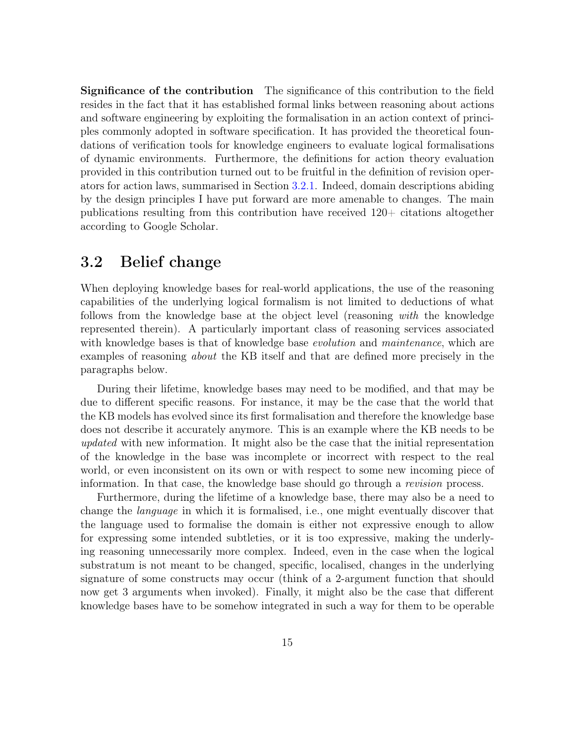**Significance of the contribution** The significance of this contribution to the field resides in the fact that it has established formal links between reasoning about actions and software engineering by exploiting the formalisation in an action context of principles commonly adopted in software specification. It has provided the theoretical foundations of verification tools for knowledge engineers to evaluate logical formalisations of dynamic environments. Furthermore, the definitions for action theory evaluation provided in this contribution turned out to be fruitful in the definition of revision operators for action laws, summarised in Section 3.2.1. Indeed, domain descriptions abiding by the design principles I have put forward are more amenable to changes. The main publications resulting from this contribution have received 120+ citations altogether according to Google Scholar.

## 3.2 Belief change

When deploying knowledge bases for real-world applications, the use of the reasoning capabilities of the underlying logical formalism is not limited to deductions of what follows from the knowledge base at the object level (reasoning *with* the knowledge represented therein). A particularly important class of reasoning services associated with knowledge bases is that of knowledge base *evolution* and *maintenance*, which are examples of reasoning *about* the KB itself and that are defined more precisely in the paragraphs below.

During their lifetime, knowledge bases may need to be modified, and that may be due to different specific reasons. For instance, it may be the case that the world that the KB models has evolved since its first formalisation and therefore the knowledge base does not describe it accurately anymore. This is an example where the KB needs to be *updated* with new information. It might also be the case that the initial representation of the knowledge in the base was incomplete or incorrect with respect to the real world, or even inconsistent on its own or with respect to some new incoming piece of information. In that case, the knowledge base should go through a *revision* process.

Furthermore, during the lifetime of a knowledge base, there may also be a need to change the *language* in which it is formalised, i.e., one might eventually discover that the language used to formalise the domain is either not expressive enough to allow for expressing some intended subtleties, or it is too expressive, making the underlying reasoning unnecessarily more complex. Indeed, even in the case when the logical substratum is not meant to be changed, specific, localised, changes in the underlying signature of some constructs may occur (think of a 2-argument function that should now get 3 arguments when invoked). Finally, it might also be the case that different knowledge bases have to be somehow integrated in such a way for them to be operable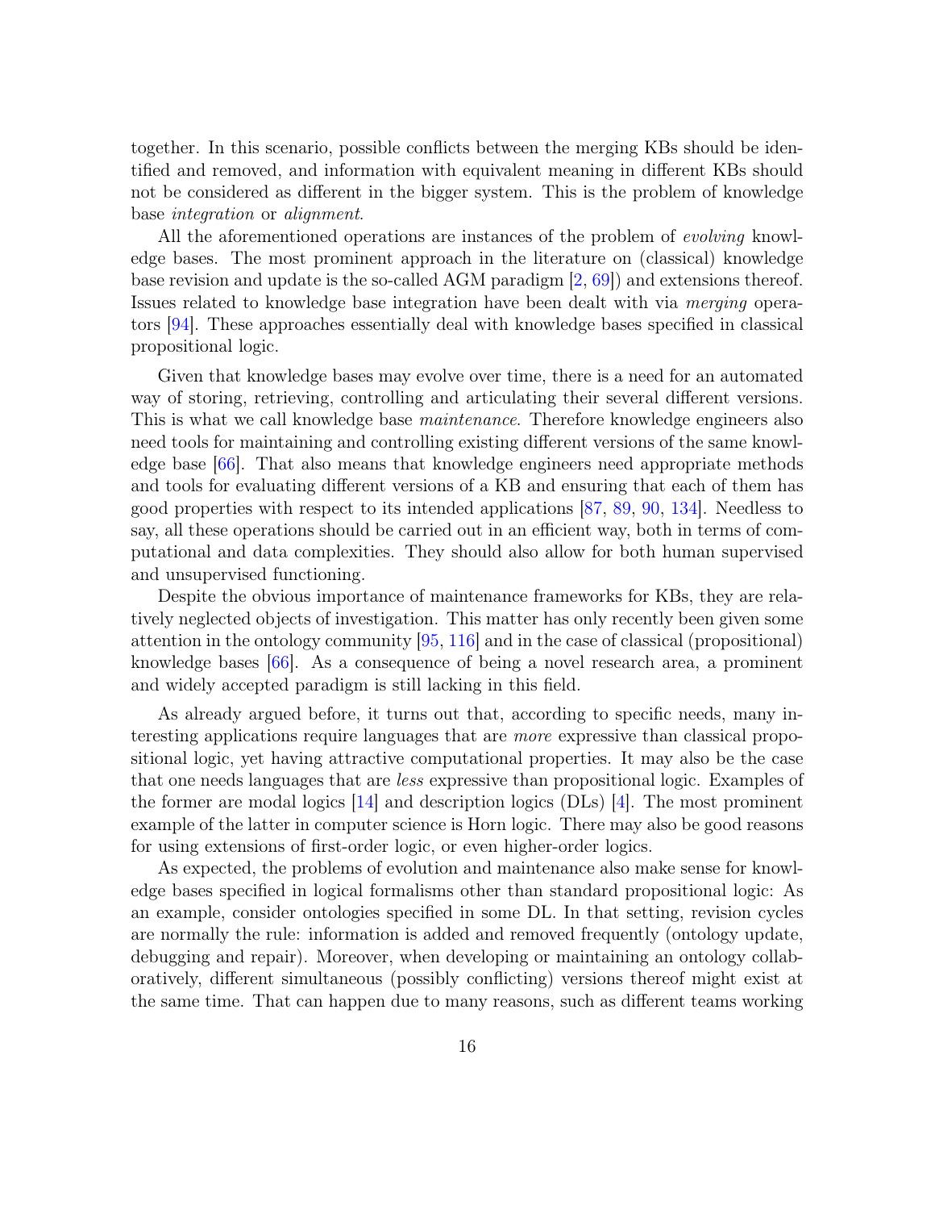together. In this scenario, possible conflicts between the merging KBs should be identified and removed, and information with equivalent meaning in different KBs should not be considered as different in the bigger system. This is the problem of knowledge base *integration* or *alignment*.

All the aforementioned operations are instances of the problem of *evolving* knowledge bases. The most prominent approach in the literature on (classical) knowledge base revision and update is the so-called AGM paradigm [2, 69]) and extensions thereof. Issues related to knowledge base integration have been dealt with via *merging* operators [94]. These approaches essentially deal with knowledge bases specified in classical propositional logic.

Given that knowledge bases may evolve over time, there is a need for an automated way of storing, retrieving, controlling and articulating their several different versions. This is what we call knowledge base *maintenance*. Therefore knowledge engineers also need tools for maintaining and controlling existing different versions of the same knowledge base [66]. That also means that knowledge engineers need appropriate methods and tools for evaluating different versions of a KB and ensuring that each of them has good properties with respect to its intended applications [87, 89, 90, 134]. Needless to say, all these operations should be carried out in an efficient way, both in terms of computational and data complexities. They should also allow for both human supervised and unsupervised functioning.

Despite the obvious importance of maintenance frameworks for KBs, they are relatively neglected objects of investigation. This matter has only recently been given some attention in the ontology community [95, 116] and in the case of classical (propositional) knowledge bases [66]. As a consequence of being a novel research area, a prominent and widely accepted paradigm is still lacking in this field.

As already argued before, it turns out that, according to specific needs, many interesting applications require languages that are *more* expressive than classical propositional logic, yet having attractive computational properties. It may also be the case that one needs languages that are *less* expressive than propositional logic. Examples of the former are modal logics [14] and description logics (DLs) [4]. The most prominent example of the latter in computer science is Horn logic. There may also be good reasons for using extensions of first-order logic, or even higher-order logics.

As expected, the problems of evolution and maintenance also make sense for knowledge bases specified in logical formalisms other than standard propositional logic: As an example, consider ontologies specified in some DL. In that setting, revision cycles are normally the rule: information is added and removed frequently (ontology update, debugging and repair). Moreover, when developing or maintaining an ontology collaboratively, different simultaneous (possibly conflicting) versions thereof might exist at the same time. That can happen due to many reasons, such as different teams working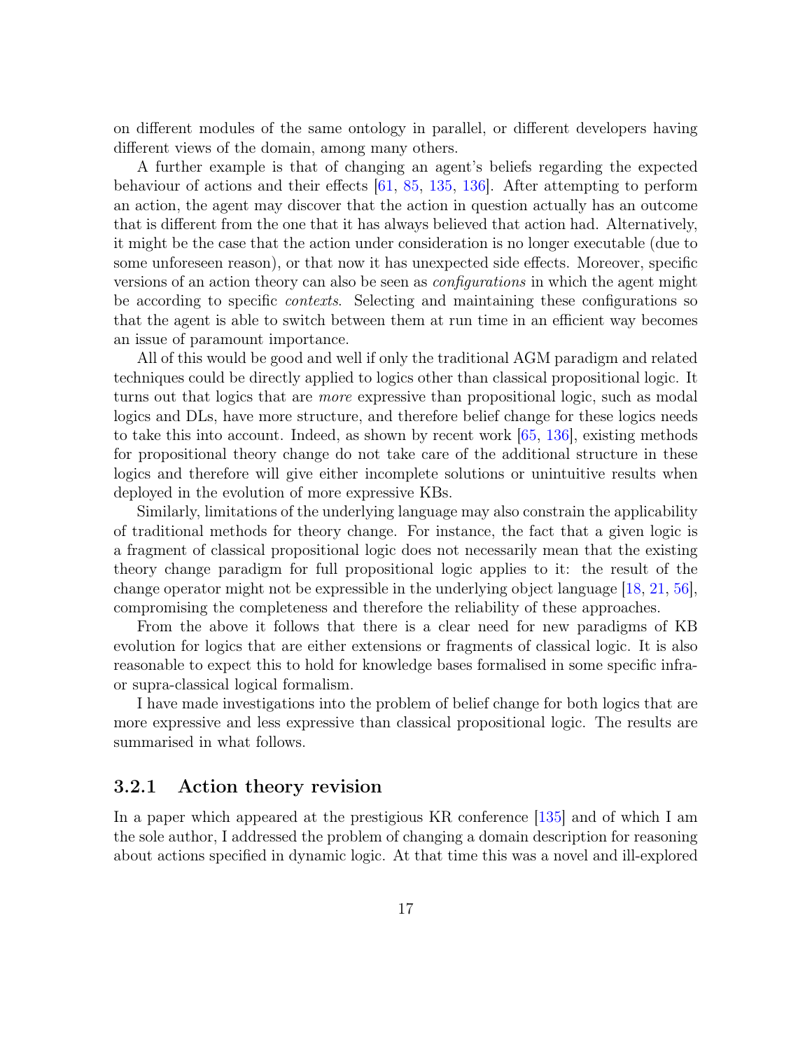on different modules of the same ontology in parallel, or different developers having different views of the domain, among many others.

A further example is that of changing an agent's beliefs regarding the expected behaviour of actions and their effects [61, 85, 135, 136]. After attempting to perform an action, the agent may discover that the action in question actually has an outcome that is different from the one that it has always believed that action had. Alternatively, it might be the case that the action under consideration is no longer executable (due to some unforeseen reason), or that now it has unexpected side effects. Moreover, specific versions of an action theory can also be seen as *configurations* in which the agent might be according to specific *contexts*. Selecting and maintaining these configurations so that the agent is able to switch between them at run time in an efficient way becomes an issue of paramount importance.

All of this would be good and well if only the traditional AGM paradigm and related techniques could be directly applied to logics other than classical propositional logic. It turns out that logics that are *more* expressive than propositional logic, such as modal logics and DLs, have more structure, and therefore belief change for these logics needs to take this into account. Indeed, as shown by recent work [65, 136], existing methods for propositional theory change do not take care of the additional structure in these logics and therefore will give either incomplete solutions or unintuitive results when deployed in the evolution of more expressive KBs.

Similarly, limitations of the underlying language may also constrain the applicability of traditional methods for theory change. For instance, the fact that a given logic is a fragment of classical propositional logic does not necessarily mean that the existing theory change paradigm for full propositional logic applies to it: the result of the change operator might not be expressible in the underlying object language [18, 21, 56], compromising the completeness and therefore the reliability of these approaches.

From the above it follows that there is a clear need for new paradigms of KB evolution for logics that are either extensions or fragments of classical logic. It is also reasonable to expect this to hold for knowledge bases formalised in some specific infra- or supra-classical logical formalism.

I have made investigations into the problem of belief change for both logics that are more expressive and less expressive than classical propositional logic. The results are summarised in what follows.

### 3.2.1 Action theory revision

In a paper which appeared at the prestigious KR conference [135] and of which I am the sole author, I addressed the problem of changing a domain description for reasoning about actions specified in dynamic logic. At that time this was a novel and ill-explored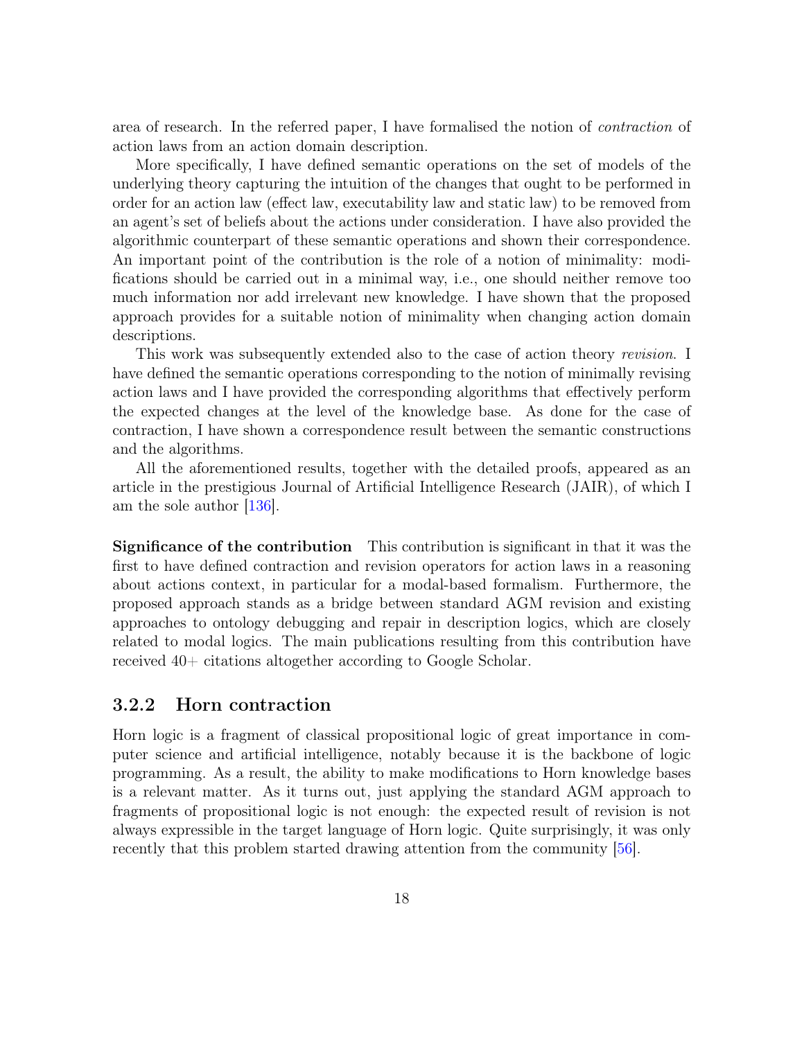area of research. In the referred paper, I have formalised the notion of *contraction* of action laws from an action domain description.

More specifically, I have defined semantic operations on the set of models of the underlying theory capturing the intuition of the changes that ought to be performed in order for an action law (effect law, executability law and static law) to be removed from an agent's set of beliefs about the actions under consideration. I have also provided the algorithmic counterpart of these semantic operations and shown their correspondence. An important point of the contribution is the role of a notion of minimality: modifications should be carried out in a minimal way, i.e., one should neither remove too much information nor add irrelevant new knowledge. I have shown that the proposed approach provides for a suitable notion of minimality when changing action domain descriptions.

This work was subsequently extended also to the case of action theory *revision*. I have defined the semantic operations corresponding to the notion of minimally revising action laws and I have provided the corresponding algorithms that effectively perform the expected changes at the level of the knowledge base. As done for the case of contraction, I have shown a correspondence result between the semantic constructions and the algorithms.

All the aforementioned results, together with the detailed proofs, appeared as an article in the prestigious Journal of Artificial Intelligence Research (JAIR), of which I am the sole author [136].

**Significance of the contribution** This contribution is significant in that it was the first to have defined contraction and revision operators for action laws in a reasoning about actions context, in particular for a modal-based formalism. Furthermore, the proposed approach stands as a bridge between standard AGM revision and existing approaches to ontology debugging and repair in description logics, which are closely related to modal logics. The main publications resulting from this contribution have received 40+ citations altogether according to Google Scholar.

### 3.2.2 Horn contraction

Horn logic is a fragment of classical propositional logic of great importance in computer science and artificial intelligence, notably because it is the backbone of logic programming. As a result, the ability to make modifications to Horn knowledge bases is a relevant matter. As it turns out, just applying the standard AGM approach to fragments of propositional logic is not enough: the expected result of revision is not always expressible in the target language of Horn logic. Quite surprisingly, it was only recently that this problem started drawing attention from the community [56].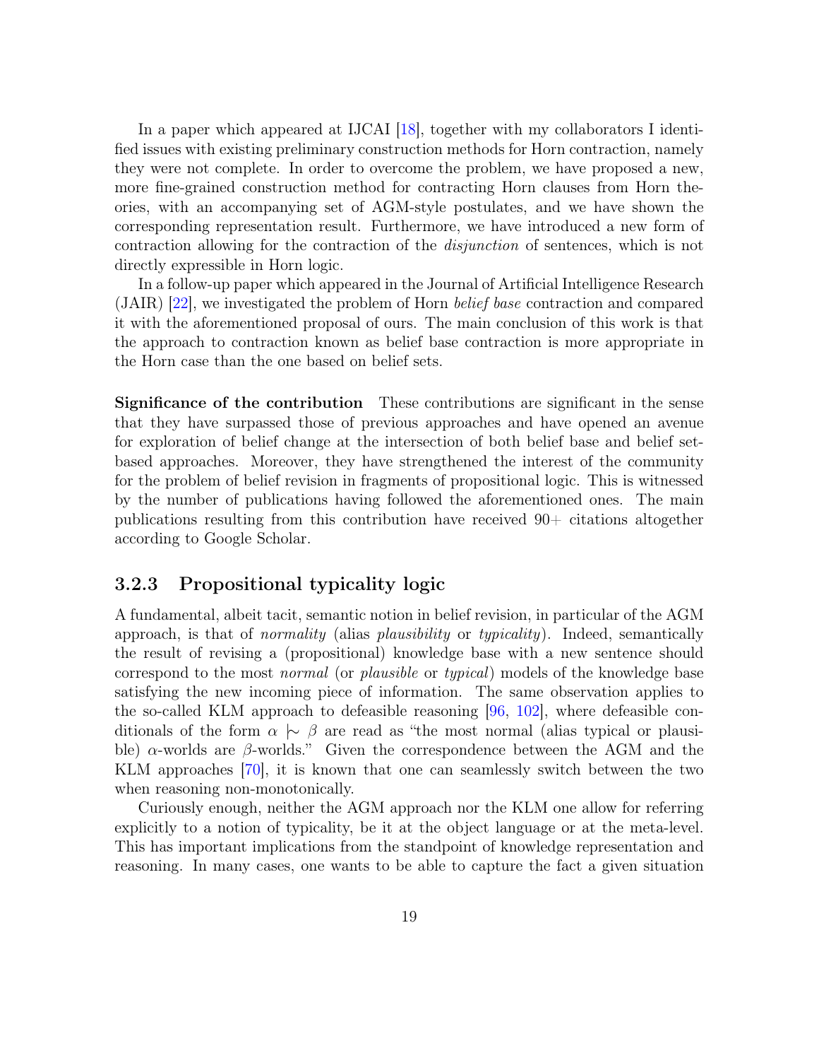In a paper which appeared at IJCAI [18], together with my collaborators I identified issues with existing preliminary construction methods for Horn contraction, namely they were not complete. In order to overcome the problem, we have proposed a new, more fine-grained construction method for contracting Horn clauses from Horn theories, with an accompanying set of AGM-style postulates, and we have shown the corresponding representation result. Furthermore, we have introduced a new form of contraction allowing for the contraction of the *disjunction* of sentences, which is not directly expressible in Horn logic.

In a follow-up paper which appeared in the Journal of Artificial Intelligence Research (JAIR) [22], we investigated the problem of Horn *belief base* contraction and compared it with the aforementioned proposal of ours. The main conclusion of this work is that the approach to contraction known as belief base contraction is more appropriate in the Horn case than the one based on belief sets.

**Significance of the contribution** These contributions are significant in the sense that they have surpassed those of previous approaches and have opened an avenue for exploration of belief change at the intersection of both belief base and belief set-based approaches. Moreover, they have strengthened the interest of the community for the problem of belief revision in fragments of propositional logic. This is witnessed by the number of publications having followed the aforementioned ones. The main publications resulting from this contribution have received 90+ citations altogether according to Google Scholar.

### 3.2.3 Propositional typicality logic

A fundamental, albeit tacit, semantic notion in belief revision, in particular of the AGM approach, is that of *normality* (alias *plausibility* or *typicality*). Indeed, semantically the result of revising a (propositional) knowledge base with a new sentence should correspond to the most *normal* (or *plausible* or *typical*) models of the knowledge base satisfying the new incoming piece of information. The same observation applies to the so-called KLM approach to defeasible reasoning [96, 102], where defeasible conditionals of the form $\alpha \mid\sim \beta$ are read as "the most normal (alias typical or plausible) $\alpha$-worlds are $\beta$-worlds." Given the correspondence between the AGM and the KLM approaches [70], it is known that one can seamlessly switch between the two when reasoning non-monotonically.

Curiously enough, neither the AGM approach nor the KLM one allow for referring explicitly to a notion of typicality, be it at the object language or at the meta-level. This has important implications from the standpoint of knowledge representation and reasoning. In many cases, one wants to be able to capture the fact a given situation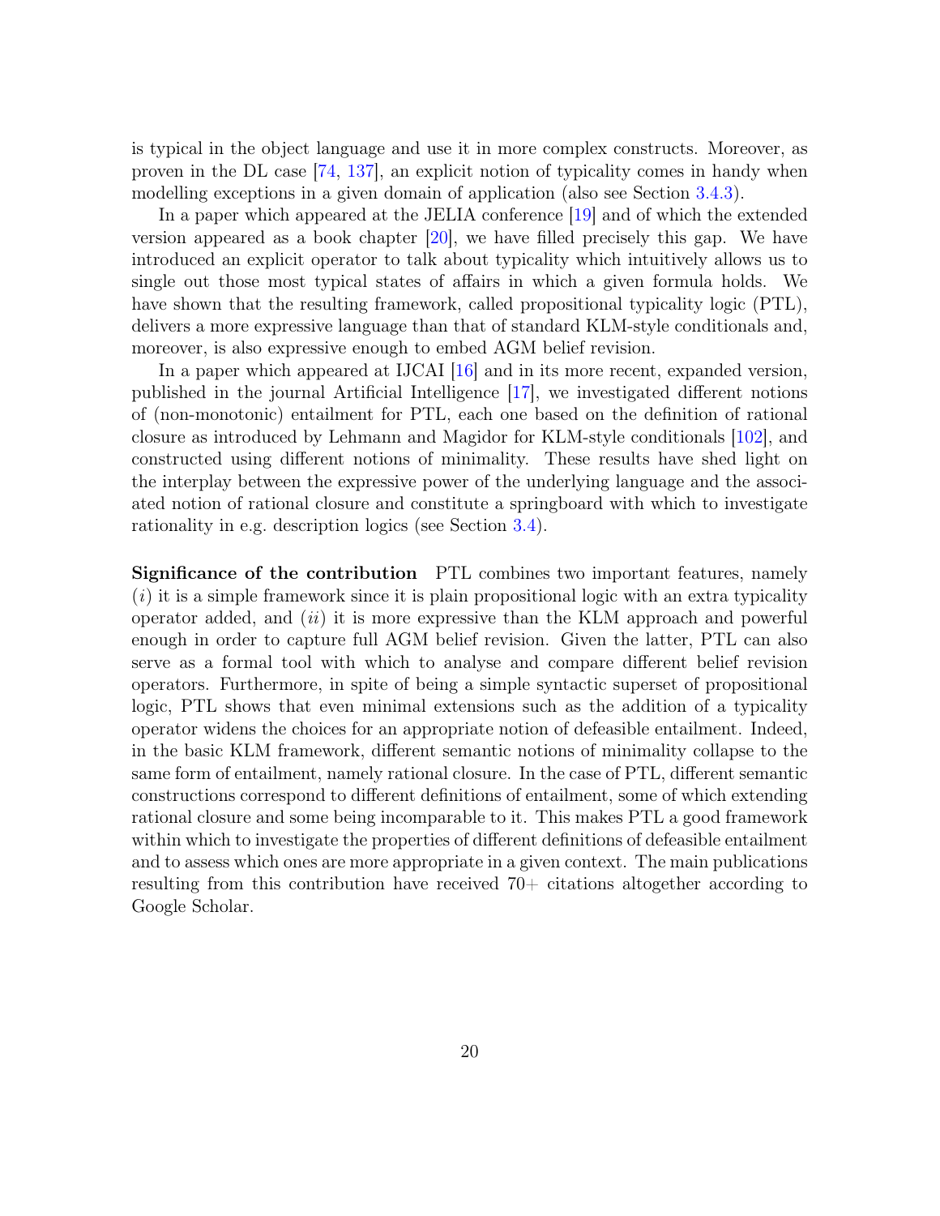is typical in the object language and use it in more complex constructs. Moreover, as proven in the DL case [74, 137], an explicit notion of typicality comes in handy when modelling exceptions in a given domain of application (also see Section 3.4.3).

In a paper which appeared at the JELIA conference [19] and of which the extended version appeared as a book chapter [20], we have filled precisely this gap. We have introduced an explicit operator to talk about typicality which intuitively allows us to single out those most typical states of affairs in which a given formula holds. We have shown that the resulting framework, called propositional typicality logic (PTL), delivers a more expressive language than that of standard KLM-style conditionals and, moreover, is also expressive enough to embed AGM belief revision.

In a paper which appeared at IJCAI [16] and in its more recent, expanded version, published in the journal Artificial Intelligence [17], we investigated different notions of (non-monotonic) entailment for PTL, each one based on the definition of rational closure as introduced by Lehmann and Magidor for KLM-style conditionals [102], and constructed using different notions of minimality. These results have shed light on the interplay between the expressive power of the underlying language and the associated notion of rational closure and constitute a springboard with which to investigate rationality in e.g. description logics (see Section 3.4).

**Significance of the contribution** PTL combines two important features, namely (*i*) it is a simple framework since it is plain propositional logic with an extra typicality operator added, and (*ii*) it is more expressive than the KLM approach and powerful enough in order to capture full AGM belief revision. Given the latter, PTL can also serve as a formal tool with which to analyse and compare different belief revision operators. Furthermore, in spite of being a simple syntactic superset of propositional logic, PTL shows that even minimal extensions such as the addition of a typicality operator widens the choices for an appropriate notion of defeasible entailment. Indeed, in the basic KLM framework, different semantic notions of minimality collapse to the same form of entailment, namely rational closure. In the case of PTL, different semantic constructions correspond to different definitions of entailment, some of which extending rational closure and some being incomparable to it. This makes PTL a good framework within which to investigate the properties of different definitions of defeasible entailment and to assess which ones are more appropriate in a given context. The main publications resulting from this contribution have received 70+ citations altogether according to Google Scholar.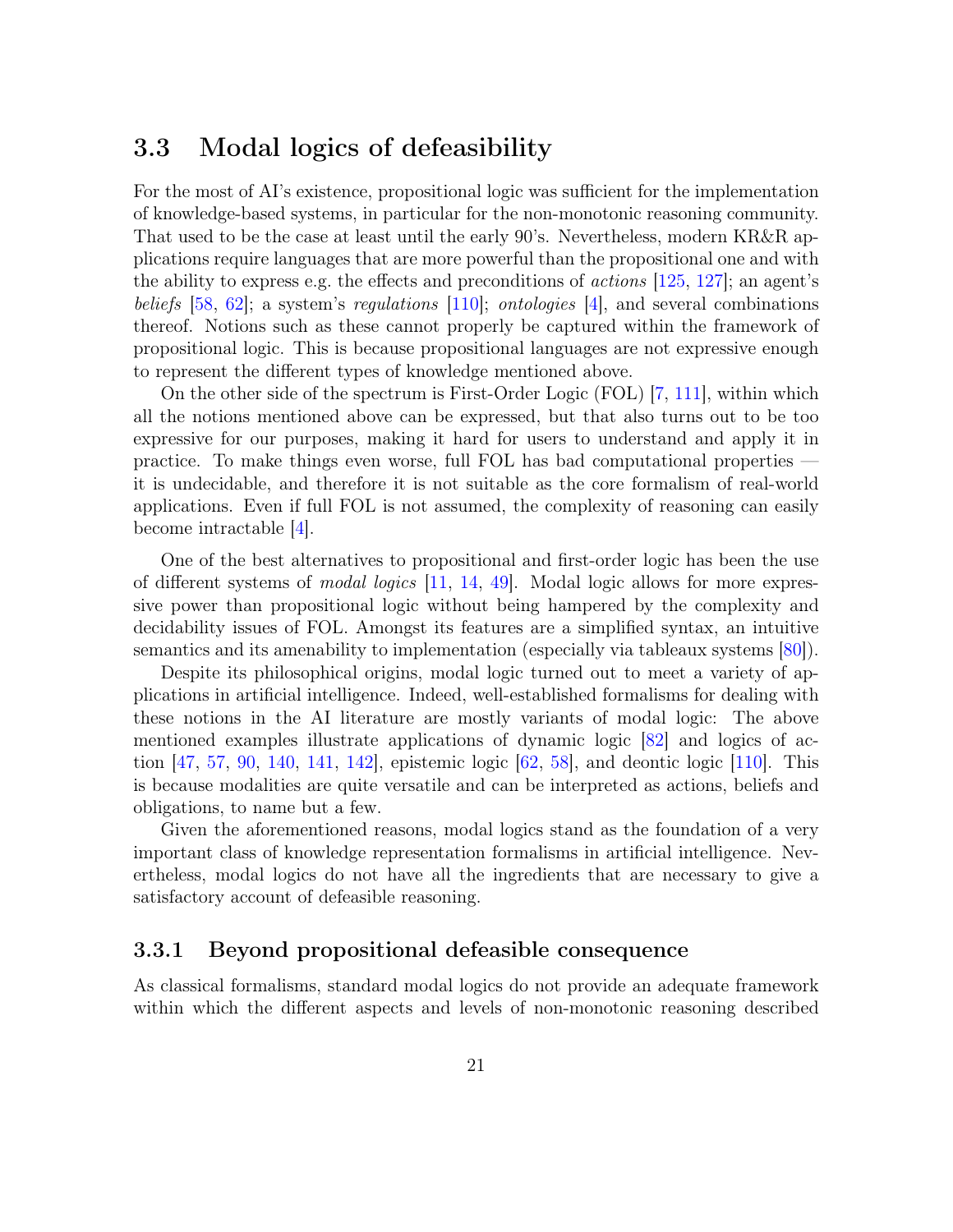## 3.3 Modal logics of defeasibility

For the most of AI's existence, propositional logic was sufficient for the implementation of knowledge-based systems, in particular for the non-monotonic reasoning community. That used to be the case at least until the early 90's. Nevertheless, modern KR&R applications require languages that are more powerful than the propositional one and with the ability to express e.g. the effects and preconditions of *actions* [125, 127]; an agent's *beliefs* [58, 62]; a system's *regulations* [110]; *ontologies* [4], and several combinations thereof. Notions such as these cannot properly be captured within the framework of propositional logic. This is because propositional languages are not expressive enough to represent the different types of knowledge mentioned above.

On the other side of the spectrum is First-Order Logic (FOL) [7, 111], within which all the notions mentioned above can be expressed, but that also turns out to be too expressive for our purposes, making it hard for users to understand and apply it in practice. To make things even worse, full FOL has bad computational properties — it is undecidable, and therefore it is not suitable as the core formalism of real-world applications. Even if full FOL is not assumed, the complexity of reasoning can easily become intractable [4].

One of the best alternatives to propositional and first-order logic has been the use of different systems of *modal logics* [11, 14, 49]. Modal logic allows for more expressive power than propositional logic without being hampered by the complexity and decidability issues of FOL. Amongst its features are a simplified syntax, an intuitive semantics and its amenability to implementation (especially via tableaux systems [80]).

Despite its philosophical origins, modal logic turned out to meet a variety of applications in artificial intelligence. Indeed, well-established formalisms for dealing with these notions in the AI literature are mostly variants of modal logic: The above mentioned examples illustrate applications of dynamic logic [82] and logics of action [47, 57, 90, 140, 141, 142], epistemic logic [62, 58], and deontic logic [110]. This is because modalities are quite versatile and can be interpreted as actions, beliefs and obligations, to name but a few.

Given the aforementioned reasons, modal logics stand as the foundation of a very important class of knowledge representation formalisms in artificial intelligence. Nevertheless, modal logics do not have all the ingredients that are necessary to give a satisfactory account of defeasible reasoning.

### 3.3.1 Beyond propositional defeasible consequence

As classical formalisms, standard modal logics do not provide an adequate framework within which the different aspects and levels of non-monotonic reasoning described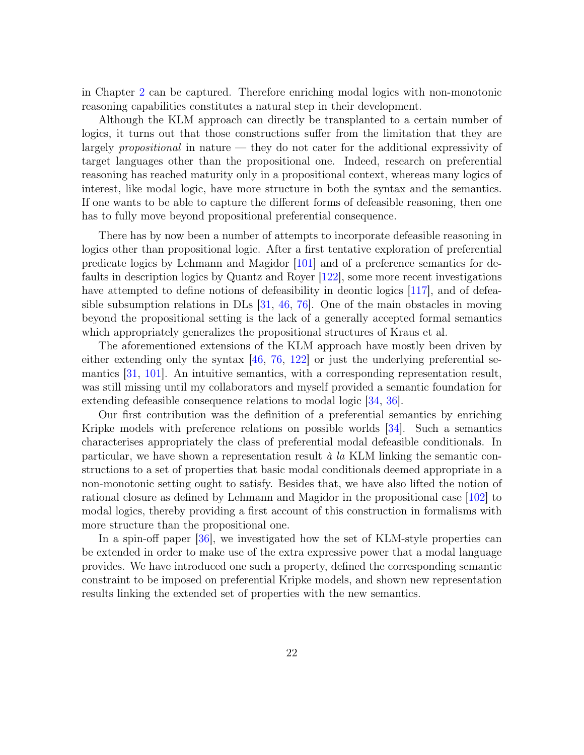in Chapter 2 can be captured. Therefore enriching modal logics with non-monotonic reasoning capabilities constitutes a natural step in their development.

Although the KLM approach can directly be transplanted to a certain number of logics, it turns out that those constructions suffer from the limitation that they are largely *propositional* in nature — they do not cater for the additional expressivity of target languages other than the propositional one. Indeed, research on preferential reasoning has reached maturity only in a propositional context, whereas many logics of interest, like modal logic, have more structure in both the syntax and the semantics. If one wants to be able to capture the different forms of defeasible reasoning, then one has to fully move beyond propositional preferential consequence.

There has by now been a number of attempts to incorporate defeasible reasoning in logics other than propositional logic. After a first tentative exploration of preferential predicate logics by Lehmann and Magidor [101] and of a preference semantics for defaults in description logics by Quantz and Royer [122], some more recent investigations have attempted to define notions of defeasibility in deontic logics [117], and of defeasible subsumption relations in DLs [31, 46, 76]. One of the main obstacles in moving beyond the propositional setting is the lack of a generally accepted formal semantics which appropriately generalizes the propositional structures of Kraus et al.

The aforementioned extensions of the KLM approach have mostly been driven by either extending only the syntax [46, 76, 122] or just the underlying preferential semantics [31, 101]. An intuitive semantics, with a corresponding representation result, was still missing until my collaborators and myself provided a semantic foundation for extending defeasible consequence relations to modal logic [34, 36].

Our first contribution was the definition of a preferential semantics by enriching Kripke models with preference relations on possible worlds [34]. Such a semantics characterises appropriately the class of preferential modal defeasible conditionals. In particular, we have shown a representation result *à la* KLM linking the semantic constructions to a set of properties that basic modal conditionals deemed appropriate in a non-monotonic setting ought to satisfy. Besides that, we have also lifted the notion of rational closure as defined by Lehmann and Magidor in the propositional case [102] to modal logics, thereby providing a first account of this construction in formalisms with more structure than the propositional one.

In a spin-off paper [36], we investigated how the set of KLM-style properties can be extended in order to make use of the extra expressive power that a modal language provides. We have introduced one such a property, defined the corresponding semantic constraint to be imposed on preferential Kripke models, and shown new representation results linking the extended set of properties with the new semantics.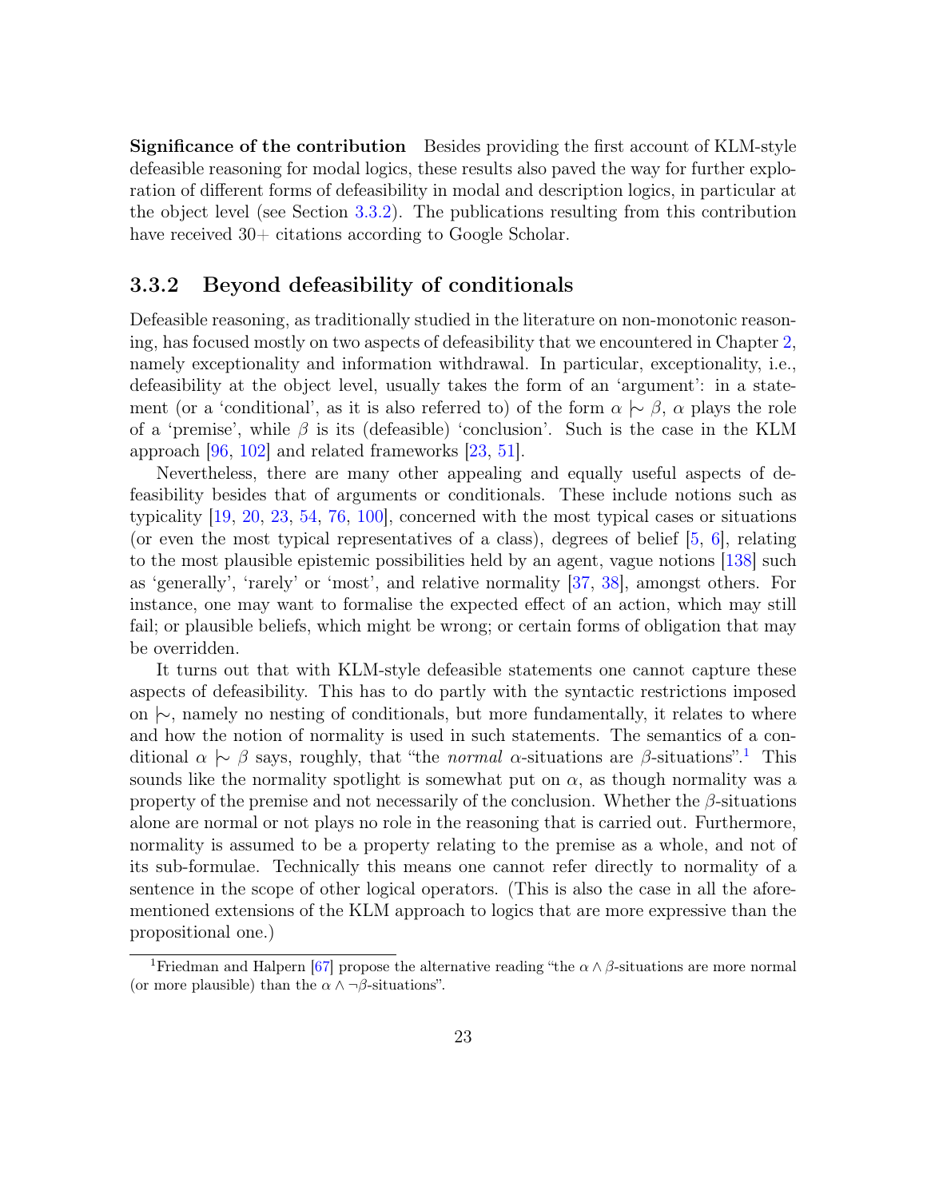**Significance of the contribution** Besides providing the first account of KLM-style defeasible reasoning for modal logics, these results also paved the way for further exploration of different forms of defeasibility in modal and description logics, in particular at the object level (see Section 3.3.2). The publications resulting from this contribution have received 30+ citations according to Google Scholar.

### 3.3.2 Beyond defeasibility of conditionals

Defeasible reasoning, as traditionally studied in the literature on non-monotonic reasoning, has focused mostly on two aspects of defeasibility that we encountered in Chapter 2, namely exceptionality and information withdrawal. In particular, exceptionality, i.e., defeasibility at the object level, usually takes the form of an 'argument': in a statement (or a 'conditional', as it is also referred to) of the form $\alpha \mid\!\sim \beta$, $\alpha$ plays the role of a 'premise', while $\beta$ is its (defeasible) 'conclusion'. Such is the case in the KLM approach [96, 102] and related frameworks [23, 51].

Nevertheless, there are many other appealing and equally useful aspects of defeasibility besides that of arguments or conditionals. These include notions such as typicality [19, 20, 23, 54, 76, 100], concerned with the most typical cases or situations (or even the most typical representatives of a class), degrees of belief [5, 6], relating to the most plausible epistemic possibilities held by an agent, vague notions [138] such as 'generally', 'rarely' or 'most', and relative normality [37, 38], amongst others. For instance, one may want to formalise the expected effect of an action, which may still fail; or plausible beliefs, which might be wrong; or certain forms of obligation that may be overridden.

It turns out that with KLM-style defeasible statements one cannot capture these aspects of defeasibility. This has to do partly with the syntactic restrictions imposed on $\mid\!\sim$, namely no nesting of conditionals, but more fundamentally, it relates to where and how the notion of normality is used in such statements. The semantics of a conditional $\alpha \mid\!\sim \beta$ says, roughly, that "the *normal* $\alpha$-situations are $\beta$-situations".[1] This sounds like the normality spotlight is somewhat put on $\alpha$, as though normality was a property of the premise and not necessarily of the conclusion. Whether the $\beta$-situations alone are normal or not plays no role in the reasoning that is carried out. Furthermore, normality is assumed to be a property relating to the premise as a whole, and not of its sub-formulae. Technically this means one cannot refer directly to normality of a sentence in the scope of other logical operators. (This is also the case in all the aforementioned extensions of the KLM approach to logics that are more expressive than the propositional one.)

[1] Friedman and Halpern [67] propose the alternative reading "the $\alpha \wedge \beta$-situations are more normal (or more plausible) than the $\alpha \wedge \neg\beta$-situations".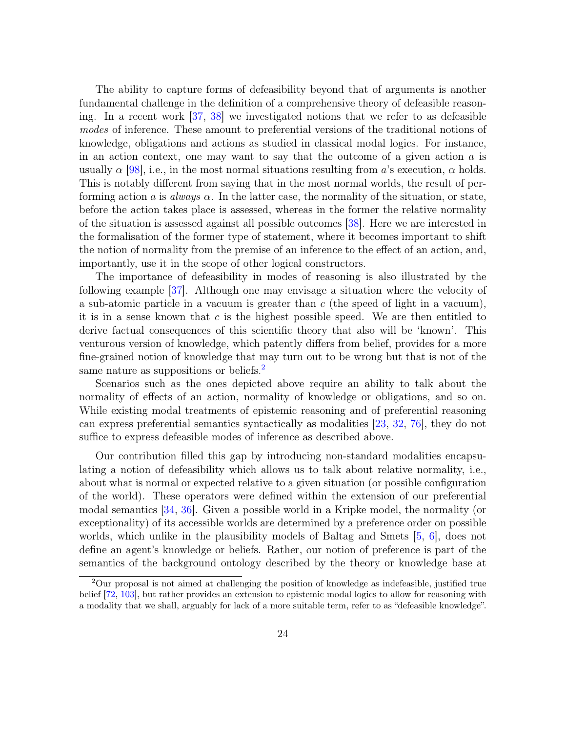The ability to capture forms of defeasibility beyond that of arguments is another fundamental challenge in the definition of a comprehensive theory of defeasible reasoning. In a recent work [37, 38] we investigated notions that we refer to as defeasible *modes* of inference. These amount to preferential versions of the traditional notions of knowledge, obligations and actions as studied in classical modal logics. For instance, in an action context, one may want to say that the outcome of a given action $a$ is usually $\alpha$ [98], i.e., in the most normal situations resulting from $a$'s execution, $\alpha$ holds. This is notably different from saying that in the most normal worlds, the result of performing action $a$ is *always* $\alpha$. In the latter case, the normality of the situation, or state, before the action takes place is assessed, whereas in the former the relative normality of the situation is assessed against all possible outcomes [38]. Here we are interested in the formalisation of the former type of statement, where it becomes important to shift the notion of normality from the premise of an inference to the effect of an action, and, importantly, use it in the scope of other logical constructors.

The importance of defeasibility in modes of reasoning is also illustrated by the following example [37]. Although one may envisage a situation where the velocity of a sub-atomic particle in a vacuum is greater than $c$ (the speed of light in a vacuum), it is in a sense known that $c$ is the highest possible speed. We are then entitled to derive factual consequences of this scientific theory that also will be 'known'. This venturous version of knowledge, which patently differs from belief, provides for a more fine-grained notion of knowledge that may turn out to be wrong but that is not of the same nature as suppositions or beliefs.[2]

Scenarios such as the ones depicted above require an ability to talk about the normality of effects of an action, normality of knowledge or obligations, and so on. While existing modal treatments of epistemic reasoning and of preferential reasoning can express preferential semantics syntactically as modalities [23, 32, 76], they do not suffice to express defeasible modes of inference as described above.

Our contribution filled this gap by introducing non-standard modalities encapsulating a notion of defeasibility which allows us to talk about relative normality, i.e., about what is normal or expected relative to a given situation (or possible configuration of the world). These operators were defined within the extension of our preferential modal semantics [34, 36]. Given a possible world in a Kripke model, the normality (or exceptionality) of its accessible worlds are determined by a preference order on possible worlds, which unlike in the plausibility models of Baltag and Smets [5, 6], does not define an agent's knowledge or beliefs. Rather, our notion of preference is part of the semantics of the background ontology described by the theory or knowledge base at

[2] Our proposal is not aimed at challenging the position of knowledge as indefeasible, justified true belief [72, 103], but rather provides an extension to epistemic modal logics to allow for reasoning with a modality that we shall, arguably for lack of a more suitable term, refer to as "defeasible knowledge".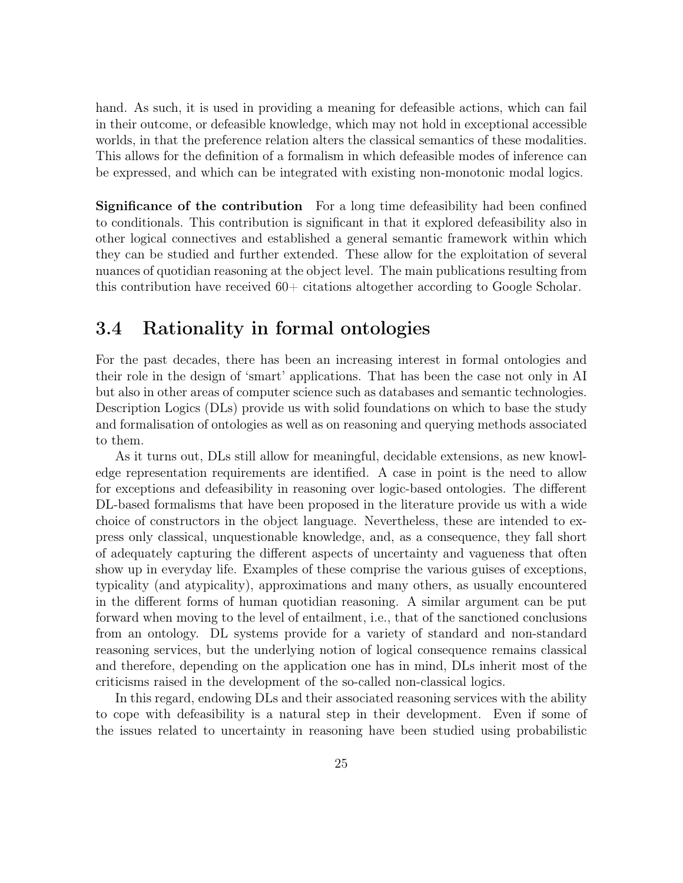hand. As such, it is used in providing a meaning for defeasible actions, which can fail in their outcome, or defeasible knowledge, which may not hold in exceptional accessible worlds, in that the preference relation alters the classical semantics of these modalities. This allows for the definition of a formalism in which defeasible modes of inference can be expressed, and which can be integrated with existing non-monotonic modal logics.

**Significance of the contribution** For a long time defeasibility had been confined to conditionals. This contribution is significant in that it explored defeasibility also in other logical connectives and established a general semantic framework within which they can be studied and further extended. These allow for the exploitation of several nuances of quotidian reasoning at the object level. The main publications resulting from this contribution have received 60+ citations altogether according to Google Scholar.

## 3.4 Rationality in formal ontologies

For the past decades, there has been an increasing interest in formal ontologies and their role in the design of 'smart' applications. That has been the case not only in AI but also in other areas of computer science such as databases and semantic technologies. Description Logics (DLs) provide us with solid foundations on which to base the study and formalisation of ontologies as well as on reasoning and querying methods associated to them.

As it turns out, DLs still allow for meaningful, decidable extensions, as new knowledge representation requirements are identified. A case in point is the need to allow for exceptions and defeasibility in reasoning over logic-based ontologies. The different DL-based formalisms that have been proposed in the literature provide us with a wide choice of constructors in the object language. Nevertheless, these are intended to express only classical, unquestionable knowledge, and, as a consequence, they fall short of adequately capturing the different aspects of uncertainty and vagueness that often show up in everyday life. Examples of these comprise the various guises of exceptions, typicality (and atypicality), approximations and many others, as usually encountered in the different forms of human quotidian reasoning. A similar argument can be put forward when moving to the level of entailment, i.e., that of the sanctioned conclusions from an ontology. DL systems provide for a variety of standard and non-standard reasoning services, but the underlying notion of logical consequence remains classical and therefore, depending on the application one has in mind, DLs inherit most of the criticisms raised in the development of the so-called non-classical logics.

In this regard, endowing DLs and their associated reasoning services with the ability to cope with defeasibility is a natural step in their development. Even if some of the issues related to uncertainty in reasoning have been studied using probabilistic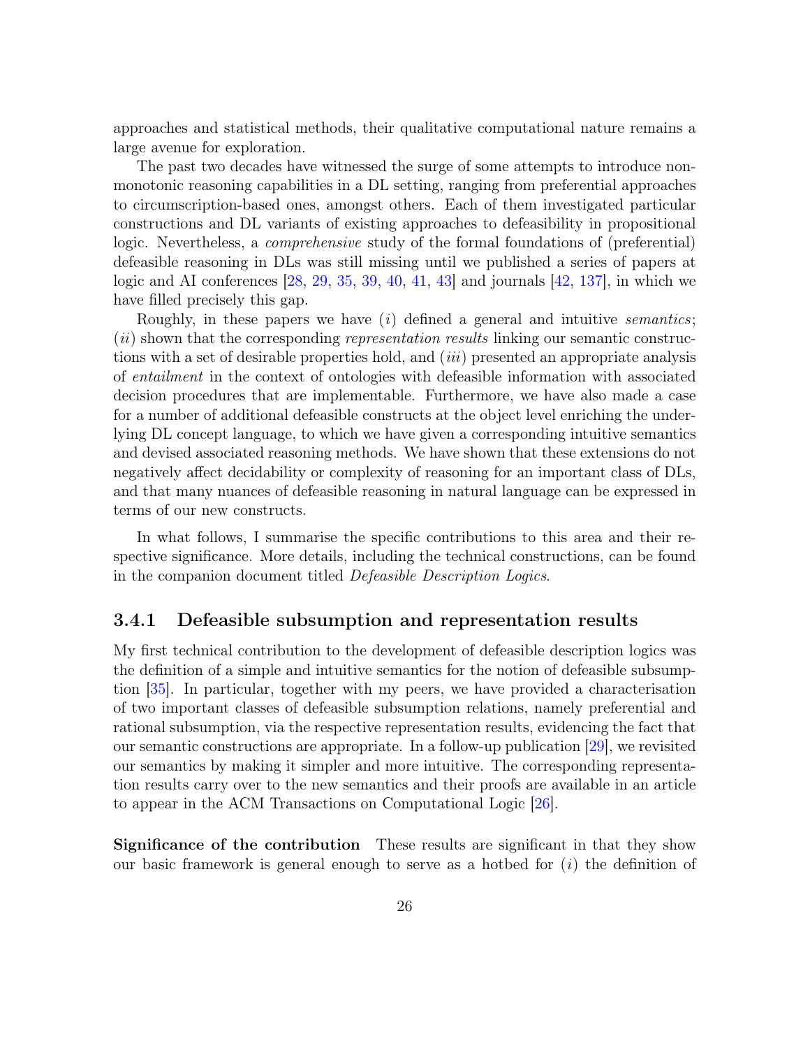approaches and statistical methods, their qualitative computational nature remains a large avenue for exploration.

The past two decades have witnessed the surge of some attempts to introduce non-monotonic reasoning capabilities in a DL setting, ranging from preferential approaches to circumscription-based ones, amongst others. Each of them investigated particular constructions and DL variants of existing approaches to defeasibility in propositional logic. Nevertheless, a *comprehensive* study of the formal foundations of (preferential) defeasible reasoning in DLs was still missing until we published a series of papers at logic and AI conferences [28, 29, 35, 39, 40, 41, 43] and journals [42, 137], in which we have filled precisely this gap.

Roughly, in these papers we have (*i*) defined a general and intuitive *semantics*; (*ii*) shown that the corresponding *representation results* linking our semantic constructions with a set of desirable properties hold, and (*iii*) presented an appropriate analysis of *entailment* in the context of ontologies with defeasible information with associated decision procedures that are implementable. Furthermore, we have also made a case for a number of additional defeasible constructs at the object level enriching the underlying DL concept language, to which we have given a corresponding intuitive semantics and devised associated reasoning methods. We have shown that these extensions do not negatively affect decidability or complexity of reasoning for an important class of DLs, and that many nuances of defeasible reasoning in natural language can be expressed in terms of our new constructs.

In what follows, I summarise the specific contributions to this area and their respective significance. More details, including the technical constructions, can be found in the companion document titled *Defeasible Description Logics*.

### 3.4.1 Defeasible subsumption and representation results

My first technical contribution to the development of defeasible description logics was the definition of a simple and intuitive semantics for the notion of defeasible subsumption [35]. In particular, together with my peers, we have provided a characterisation of two important classes of defeasible subsumption relations, namely preferential and rational subsumption, via the respective representation results, evidencing the fact that our semantic constructions are appropriate. In a follow-up publication [29], we revisited our semantics by making it simpler and more intuitive. The corresponding representation results carry over to the new semantics and their proofs are available in an article to appear in the ACM Transactions on Computational Logic [26].

**Significance of the contribution** These results are significant in that they show our basic framework is general enough to serve as a hotbed for (*i*) the definition of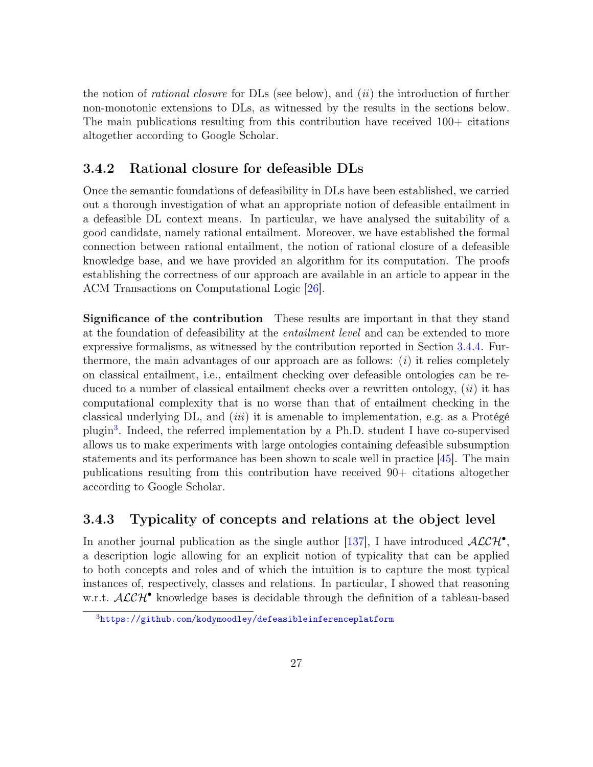the notion of *rational closure* for DLs (see below), and (*ii*) the introduction of further non-monotonic extensions to DLs, as witnessed by the results in the sections below. The main publications resulting from this contribution have received 100+ citations altogether according to Google Scholar.

### 3.4.2 Rational closure for defeasible DLs

Once the semantic foundations of defeasibility in DLs have been established, we carried out a thorough investigation of what an appropriate notion of defeasible entailment in a defeasible DL context means. In particular, we have analysed the suitability of a good candidate, namely rational entailment. Moreover, we have established the formal connection between rational entailment, the notion of rational closure of a defeasible knowledge base, and we have provided an algorithm for its computation. The proofs establishing the correctness of our approach are available in an article to appear in the ACM Transactions on Computational Logic [26].

**Significance of the contribution** These results are important in that they stand at the foundation of defeasibility at the *entailment level* and can be extended to more expressive formalisms, as witnessed by the contribution reported in Section 3.4.4. Furthermore, the main advantages of our approach are as follows: (*i*) it relies completely on classical entailment, i.e., entailment checking over defeasible ontologies can be reduced to a number of classical entailment checks over a rewritten ontology, (*ii*) it has computational complexity that is no worse than that of entailment checking in the classical underlying DL, and (*iii*) it is amenable to implementation, e.g. as a Protégé plugin[3]. Indeed, the referred implementation by a Ph.D. student I have co-supervised allows us to make experiments with large ontologies containing defeasible subsumption statements and its performance has been shown to scale well in practice [45]. The main publications resulting from this contribution have received 90+ citations altogether according to Google Scholar.

### 3.4.3 Typicality of concepts and relations at the object level

In another journal publication as the single author [137], I have introduced $\mathcal{ALCH}^{\bullet}$, a description logic allowing for an explicit notion of typicality that can be applied to both concepts and roles and of which the intuition is to capture the most typical instances of, respectively, classes and relations. In particular, I showed that reasoning w.r.t. $\mathcal{ALCH}^{\bullet}$ knowledge bases is decidable through the definition of a tableau-based

[3] https://github.com/kodymoodley/defeasibleinferenceplatform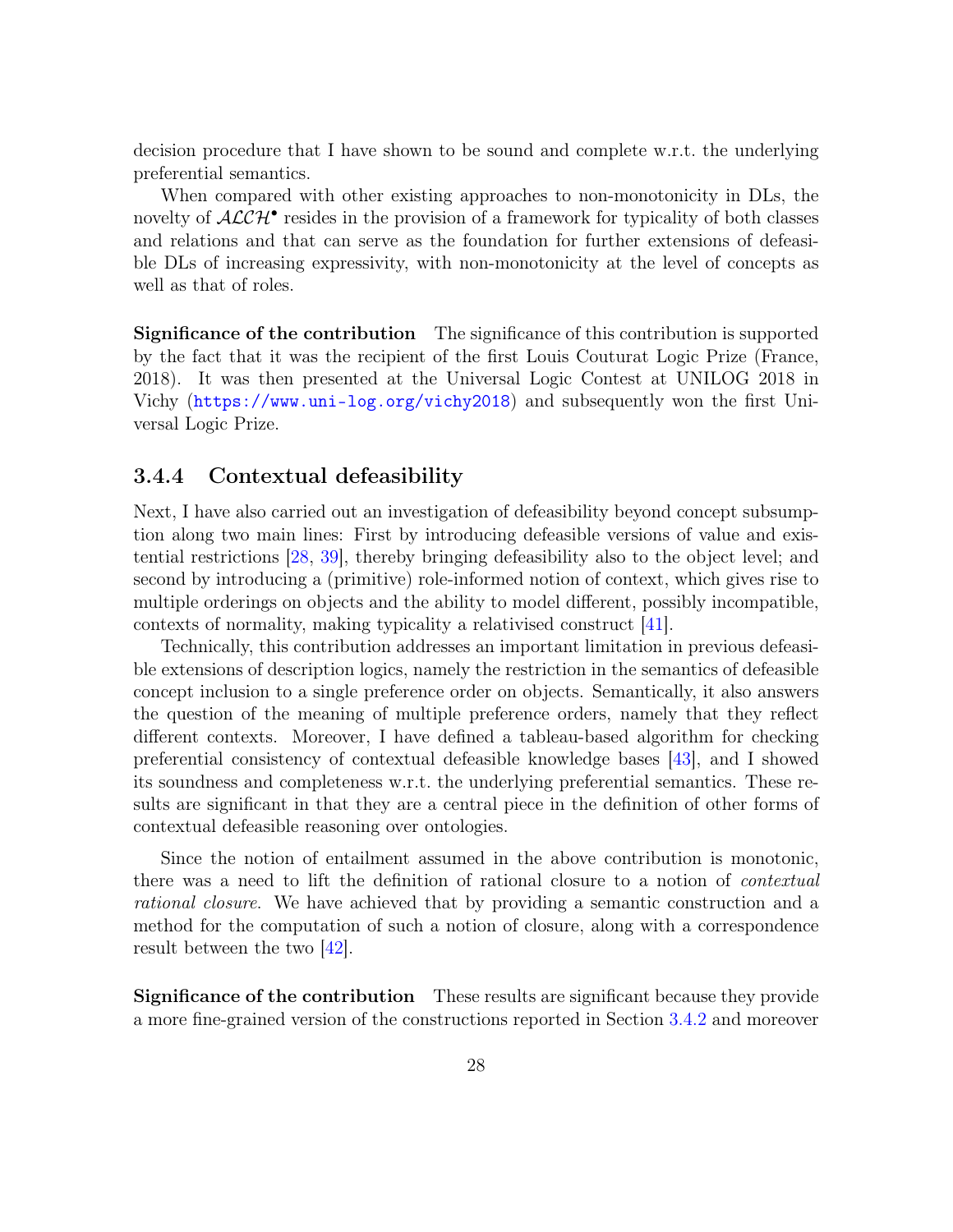decision procedure that I have shown to be sound and complete w.r.t. the underlying preferential semantics.

When compared with other existing approaches to non-monotonicity in DLs, the novelty of $\mathcal{ALCH}^{\bullet}$ resides in the provision of a framework for typicality of both classes and relations and that can serve as the foundation for further extensions of defeasible DLs of increasing expressivity, with non-monotonicity at the level of concepts as well as that of roles.

**Significance of the contribution** The significance of this contribution is supported by the fact that it was the recipient of the first Louis Couturat Logic Prize (France, 2018). It was then presented at the Universal Logic Contest at UNILOG 2018 in Vichy (https://www.uni-log.org/vichy2018) and subsequently won the first Universal Logic Prize.

### 3.4.4 Contextual defeasibility

Next, I have also carried out an investigation of defeasibility beyond concept subsumption along two main lines: First by introducing defeasible versions of value and existential restrictions [28, 39], thereby bringing defeasibility also to the object level; and second by introducing a (primitive) role-informed notion of context, which gives rise to multiple orderings on objects and the ability to model different, possibly incompatible, contexts of normality, making typicality a relativised construct [41].

Technically, this contribution addresses an important limitation in previous defeasible extensions of description logics, namely the restriction in the semantics of defeasible concept inclusion to a single preference order on objects. Semantically, it also answers the question of the meaning of multiple preference orders, namely that they reflect different contexts. Moreover, I have defined a tableau-based algorithm for checking preferential consistency of contextual defeasible knowledge bases [43], and I showed its soundness and completeness w.r.t. the underlying preferential semantics. These results are significant in that they are a central piece in the definition of other forms of contextual defeasible reasoning over ontologies.

Since the notion of entailment assumed in the above contribution is monotonic, there was a need to lift the definition of rational closure to a notion of *contextual rational closure*. We have achieved that by providing a semantic construction and a method for the computation of such a notion of closure, along with a correspondence result between the two [42].

**Significance of the contribution** These results are significant because they provide a more fine-grained version of the constructions reported in Section 3.4.2 and moreover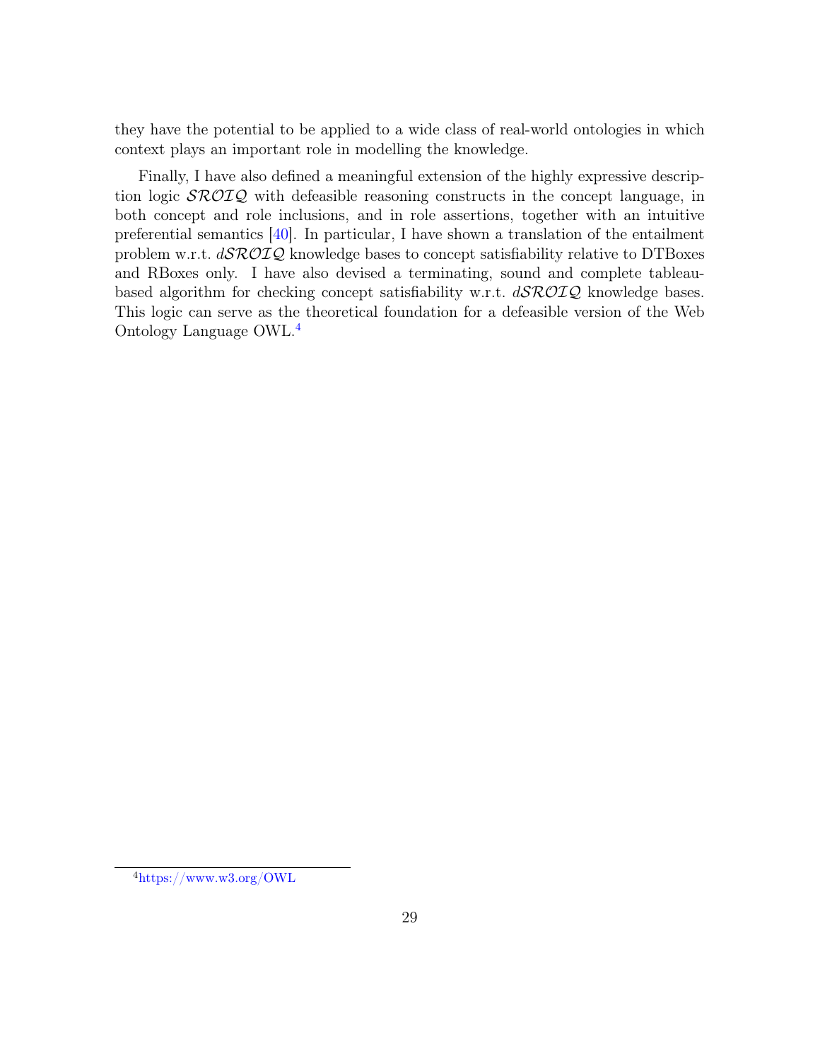they have the potential to be applied to a wide class of real-world ontologies in which context plays an important role in modelling the knowledge.

Finally, I have also defined a meaningful extension of the highly expressive description logic $\mathcal{SROIQ}$ with defeasible reasoning constructs in the concept language, in both concept and role inclusions, and in role assertions, together with an intuitive preferential semantics [40]. In particular, I have shown a translation of the entailment problem w.r.t. $d\mathcal{SROIQ}$ knowledge bases to concept satisfiability relative to DTBoxes and RBoxes only. I have also devised a terminating, sound and complete tableau-based algorithm for checking concept satisfiability w.r.t. $d\mathcal{SROIQ}$ knowledge bases. This logic can serve as the theoretical foundation for a defeasible version of the Web Ontology Language OWL.[4]

[4] https://www.w3.org/OWL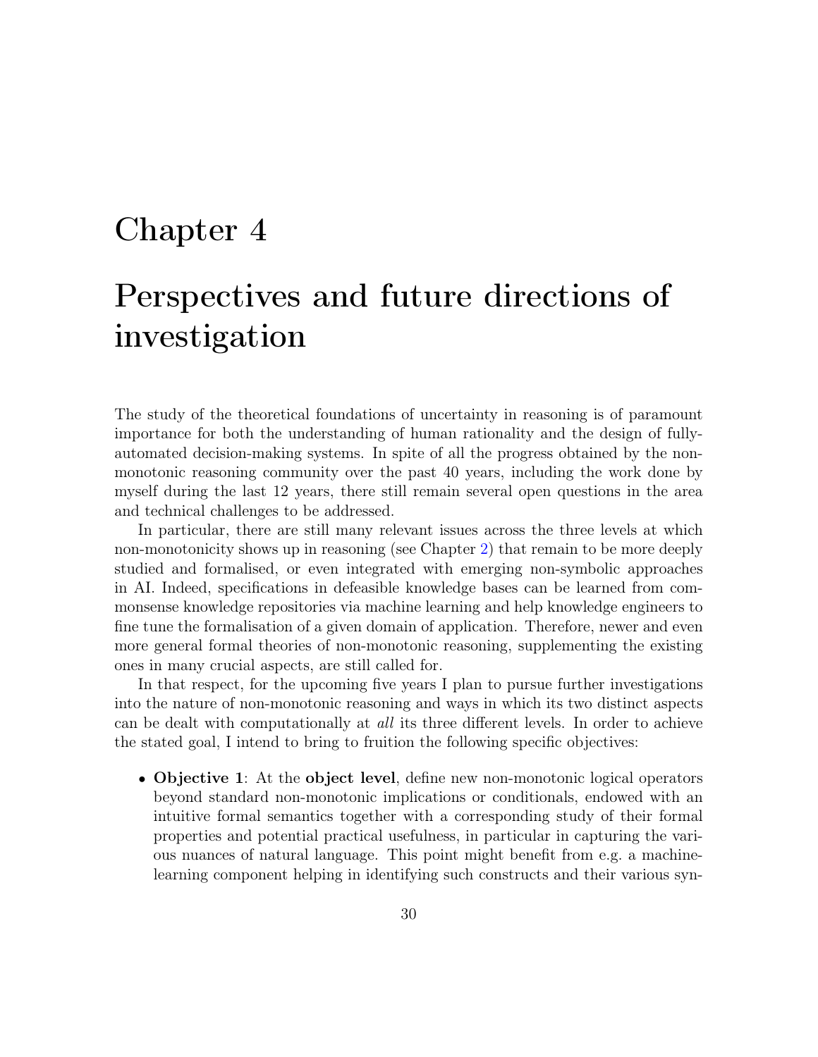# Chapter 4

# Perspectives and future directions of investigation

The study of the theoretical foundations of uncertainty in reasoning is of paramount importance for both the understanding of human rationality and the design of fully-automated decision-making systems. In spite of all the progress obtained by the non-monotonic reasoning community over the past 40 years, including the work done by myself during the last 12 years, there still remain several open questions in the area and technical challenges to be addressed.

In particular, there are still many relevant issues across the three levels at which non-monotonicity shows up in reasoning (see Chapter 2) that remain to be more deeply studied and formalised, or even integrated with emerging non-symbolic approaches in AI. Indeed, specifications in defeasible knowledge bases can be learned from commonsense knowledge repositories via machine learning and help knowledge engineers to fine tune the formalisation of a given domain of application. Therefore, newer and even more general formal theories of non-monotonic reasoning, supplementing the existing ones in many crucial aspects, are still called for.

In that respect, for the upcoming five years I plan to pursue further investigations into the nature of non-monotonic reasoning and ways in which its two distinct aspects can be dealt with computationally at *all* its three different levels. In order to achieve the stated goal, I intend to bring to fruition the following specific objectives:

- **Objective 1**: At the **object level**, define new non-monotonic logical operators beyond standard non-monotonic implications or conditionals, endowed with an intuitive formal semantics together with a corresponding study of their formal properties and potential practical usefulness, in particular in capturing the various nuances of natural language. This point might benefit from e.g. a machine-learning component helping in identifying such constructs and their various syn-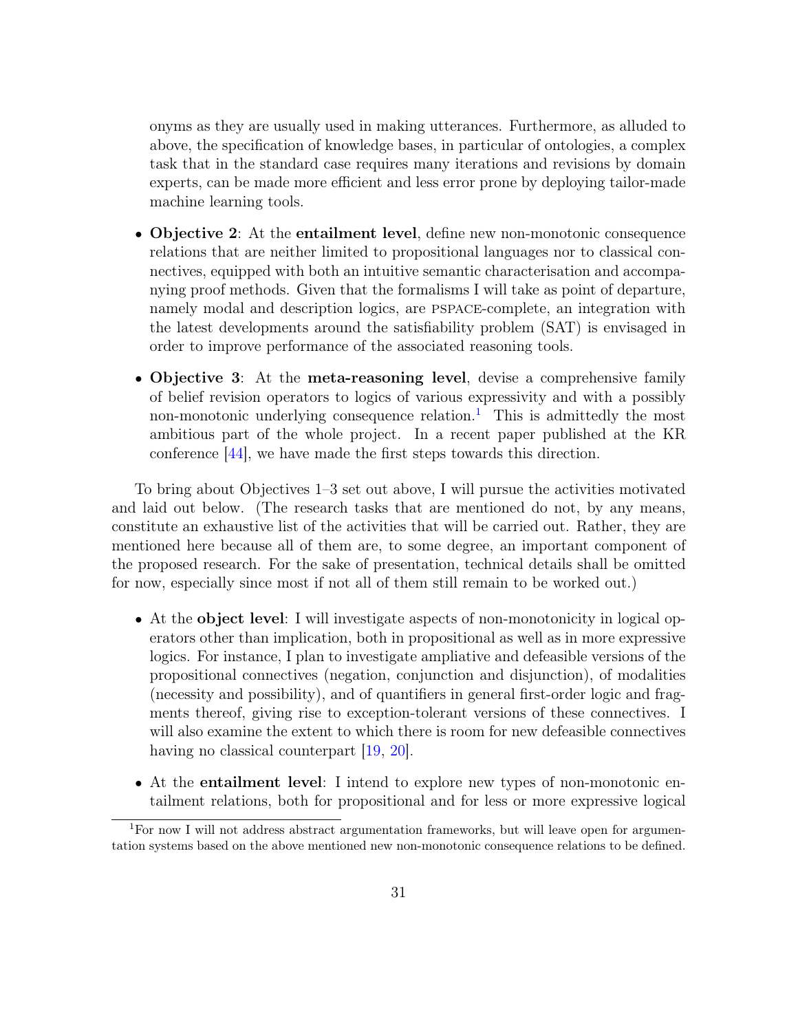onyms as they are usually used in making utterances. Furthermore, as alluded to above, the specification of knowledge bases, in particular of ontologies, a complex task that in the standard case requires many iterations and revisions by domain experts, can be made more efficient and less error prone by deploying tailor-made machine learning tools.

- **Objective 2**: At the **entailment level**, define new non-monotonic consequence relations that are neither limited to propositional languages nor to classical connectives, equipped with both an intuitive semantic characterisation and accompanying proof methods. Given that the formalisms I will take as point of departure, namely modal and description logics, are PSPACE-complete, an integration with the latest developments around the satisfiability problem (SAT) is envisaged in order to improve performance of the associated reasoning tools.

- **Objective 3**: At the **meta-reasoning level**, devise a comprehensive family of belief revision operators to logics of various expressivity and with a possibly non-monotonic underlying consequence relation.[1] This is admittedly the most ambitious part of the whole project. In a recent paper published at the KR conference [44], we have made the first steps towards this direction.

To bring about Objectives 1–3 set out above, I will pursue the activities motivated and laid out below. (The research tasks that are mentioned do not, by any means, constitute an exhaustive list of the activities that will be carried out. Rather, they are mentioned here because all of them are, to some degree, an important component of the proposed research. For the sake of presentation, technical details shall be omitted for now, especially since most if not all of them still remain to be worked out.)

- At the **object level**: I will investigate aspects of non-monotonicity in logical operators other than implication, both in propositional as well as in more expressive logics. For instance, I plan to investigate ampliative and defeasible versions of the propositional connectives (negation, conjunction and disjunction), of modalities (necessity and possibility), and of quantifiers in general first-order logic and fragments thereof, giving rise to exception-tolerant versions of these connectives. I will also examine the extent to which there is room for new defeasible connectives having no classical counterpart [19, 20].

- At the **entailment level**: I intend to explore new types of non-monotonic entailment relations, both for propositional and for less or more expressive logical

[1] For now I will not address abstract argumentation frameworks, but will leave open for argumentation systems based on the above mentioned new non-monotonic consequence relations to be defined.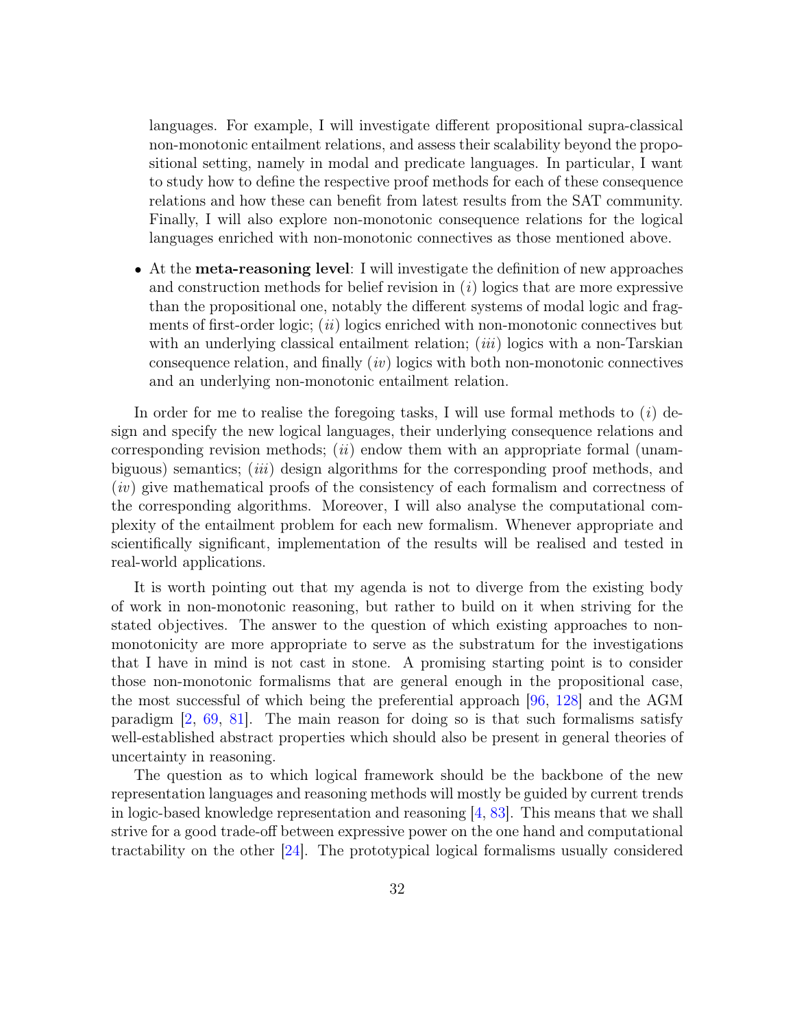languages. For example, I will investigate different propositional supra-classical non-monotonic entailment relations, and assess their scalability beyond the propositional setting, namely in modal and predicate languages. In particular, I want to study how to define the respective proof methods for each of these consequence relations and how these can benefit from latest results from the SAT community. Finally, I will also explore non-monotonic consequence relations for the logical languages enriched with non-monotonic connectives as those mentioned above.

- At the **meta-reasoning level**: I will investigate the definition of new approaches and construction methods for belief revision in (*i*) logics that are more expressive than the propositional one, notably the different systems of modal logic and fragments of first-order logic; (*ii*) logics enriched with non-monotonic connectives but with an underlying classical entailment relation; (*iii*) logics with a non-Tarskian consequence relation, and finally (*iv*) logics with both non-monotonic connectives and an underlying non-monotonic entailment relation.

In order for me to realise the foregoing tasks, I will use formal methods to (*i*) design and specify the new logical languages, their underlying consequence relations and corresponding revision methods; (*ii*) endow them with an appropriate formal (unambiguous) semantics; (*iii*) design algorithms for the corresponding proof methods, and (*iv*) give mathematical proofs of the consistency of each formalism and correctness of the corresponding algorithms. Moreover, I will also analyse the computational complexity of the entailment problem for each new formalism. Whenever appropriate and scientifically significant, implementation of the results will be realised and tested in real-world applications.

It is worth pointing out that my agenda is not to diverge from the existing body of work in non-monotonic reasoning, but rather to build on it when striving for the stated objectives. The answer to the question of which existing approaches to non-monotonicity are more appropriate to serve as the substratum for the investigations that I have in mind is not cast in stone. A promising starting point is to consider those non-monotonic formalisms that are general enough in the propositional case, the most successful of which being the preferential approach [96, 128] and the AGM paradigm [2, 69, 81]. The main reason for doing so is that such formalisms satisfy well-established abstract properties which should also be present in general theories of uncertainty in reasoning.

The question as to which logical framework should be the backbone of the new representation languages and reasoning methods will mostly be guided by current trends in logic-based knowledge representation and reasoning [4, 83]. This means that we shall strive for a good trade-off between expressive power on the one hand and computational tractability on the other [24]. The prototypical logical formalisms usually considered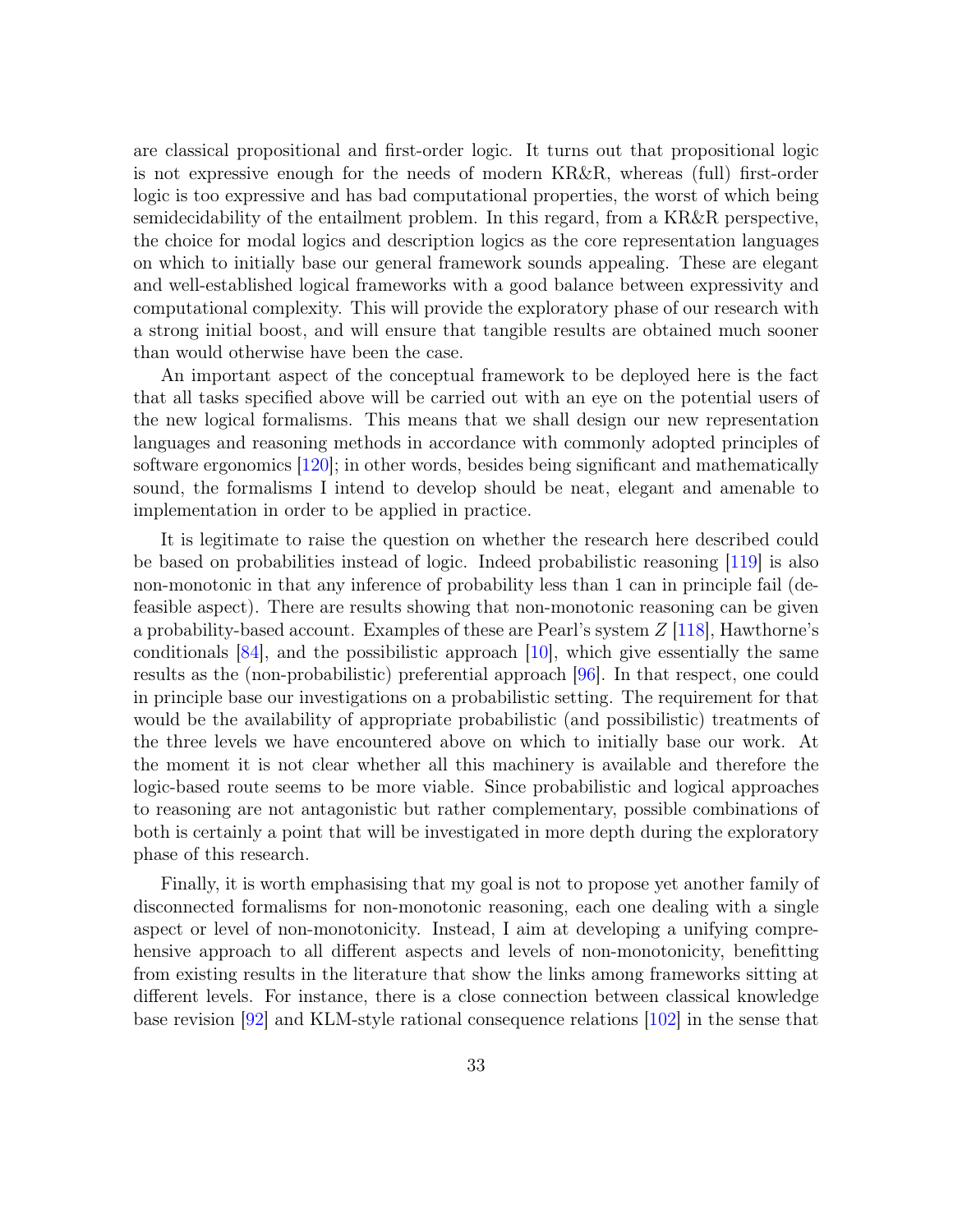are classical propositional and first-order logic. It turns out that propositional logic is not expressive enough for the needs of modern KR&R, whereas (full) first-order logic is too expressive and has bad computational properties, the worst of which being semidecidability of the entailment problem. In this regard, from a KR&R perspective, the choice for modal logics and description logics as the core representation languages on which to initially base our general framework sounds appealing. These are elegant and well-established logical frameworks with a good balance between expressivity and computational complexity. This will provide the exploratory phase of our research with a strong initial boost, and will ensure that tangible results are obtained much sooner than would otherwise have been the case.

An important aspect of the conceptual framework to be deployed here is the fact that all tasks specified above will be carried out with an eye on the potential users of the new logical formalisms. This means that we shall design our new representation languages and reasoning methods in accordance with commonly adopted principles of software ergonomics [120]; in other words, besides being significant and mathematically sound, the formalisms I intend to develop should be neat, elegant and amenable to implementation in order to be applied in practice.

It is legitimate to raise the question on whether the research here described could be based on probabilities instead of logic. Indeed probabilistic reasoning [119] is also non-monotonic in that any inference of probability less than 1 can in principle fail (defeasible aspect). There are results showing that non-monotonic reasoning can be given a probability-based account. Examples of these are Pearl's system $Z$ [118], Hawthorne's conditionals [84], and the possibilistic approach [10], which give essentially the same results as the (non-probabilistic) preferential approach [96]. In that respect, one could in principle base our investigations on a probabilistic setting. The requirement for that would be the availability of appropriate probabilistic (and possibilistic) treatments of the three levels we have encountered above on which to initially base our work. At the moment it is not clear whether all this machinery is available and therefore the logic-based route seems to be more viable. Since probabilistic and logical approaches to reasoning are not antagonistic but rather complementary, possible combinations of both is certainly a point that will be investigated in more depth during the exploratory phase of this research.

Finally, it is worth emphasising that my goal is not to propose yet another family of disconnected formalisms for non-monotonic reasoning, each one dealing with a single aspect or level of non-monotonicity. Instead, I aim at developing a unifying comprehensive approach to all different aspects and levels of non-monotonicity, benefitting from existing results in the literature that show the links among frameworks sitting at different levels. For instance, there is a close connection between classical knowledge base revision [92] and KLM-style rational consequence relations [102] in the sense that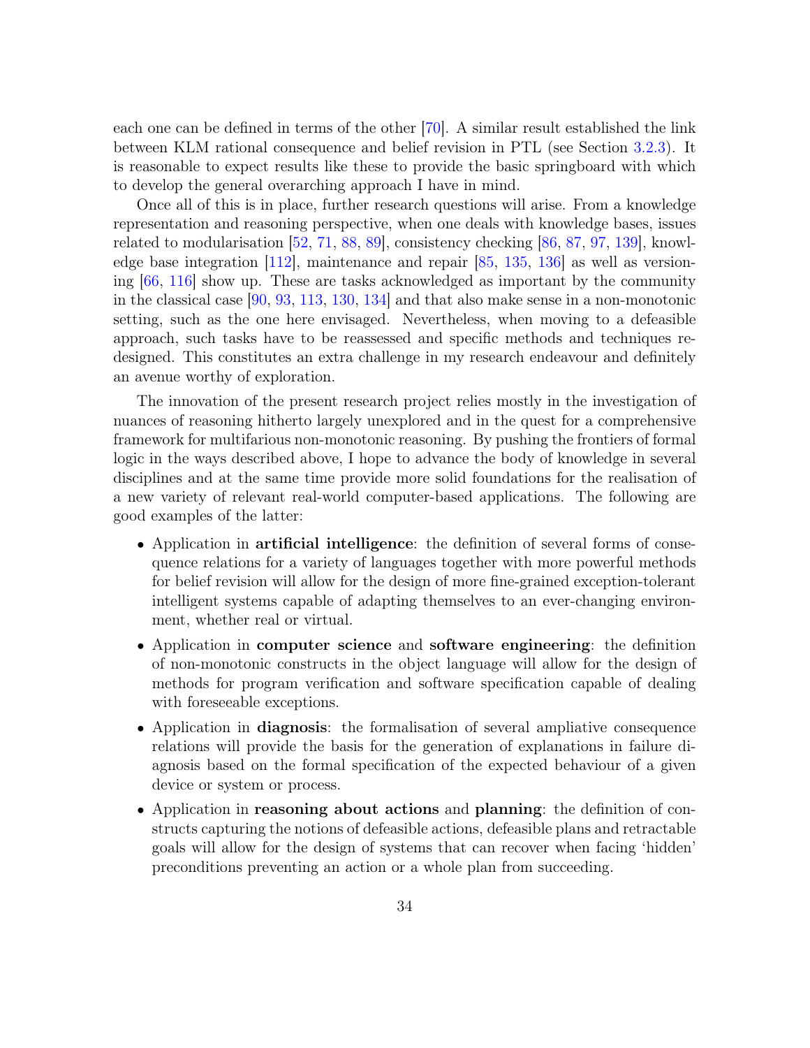each one can be defined in terms of the other [70]. A similar result established the link between KLM rational consequence and belief revision in PTL (see Section 3.2.3). It is reasonable to expect results like these to provide the basic springboard with which to develop the general overarching approach I have in mind.

Once all of this is in place, further research questions will arise. From a knowledge representation and reasoning perspective, when one deals with knowledge bases, issues related to modularisation [52, 71, 88, 89], consistency checking [86, 87, 97, 139], knowledge base integration [112], maintenance and repair [85, 135, 136] as well as versioning [66, 116] show up. These are tasks acknowledged as important by the community in the classical case [90, 93, 113, 130, 134] and that also make sense in a non-monotonic setting, such as the one here envisaged. Nevertheless, when moving to a defeasible approach, such tasks have to be reassessed and specific methods and techniques redesigned. This constitutes an extra challenge in my research endeavour and definitely an avenue worthy of exploration.

The innovation of the present research project relies mostly in the investigation of nuances of reasoning hitherto largely unexplored and in the quest for a comprehensive framework for multifarious non-monotonic reasoning. By pushing the frontiers of formal logic in the ways described above, I hope to advance the body of knowledge in several disciplines and at the same time provide more solid foundations for the realisation of a new variety of relevant real-world computer-based applications. The following are good examples of the latter:

- Application in **artificial intelligence**: the definition of several forms of consequence relations for a variety of languages together with more powerful methods for belief revision will allow for the design of more fine-grained exception-tolerant intelligent systems capable of adapting themselves to an ever-changing environment, whether real or virtual.
- Application in **computer science** and **software engineering**: the definition of non-monotonic constructs in the object language will allow for the design of methods for program verification and software specification capable of dealing with foreseeable exceptions.
- Application in **diagnosis**: the formalisation of several ampliative consequence relations will provide the basis for the generation of explanations in failure diagnosis based on the formal specification of the expected behaviour of a given device or system or process.
- Application in **reasoning about actions** and **planning**: the definition of constructs capturing the notions of defeasible actions, defeasible plans and retractable goals will allow for the design of systems that can recover when facing 'hidden' preconditions preventing an action or a whole plan from succeeding.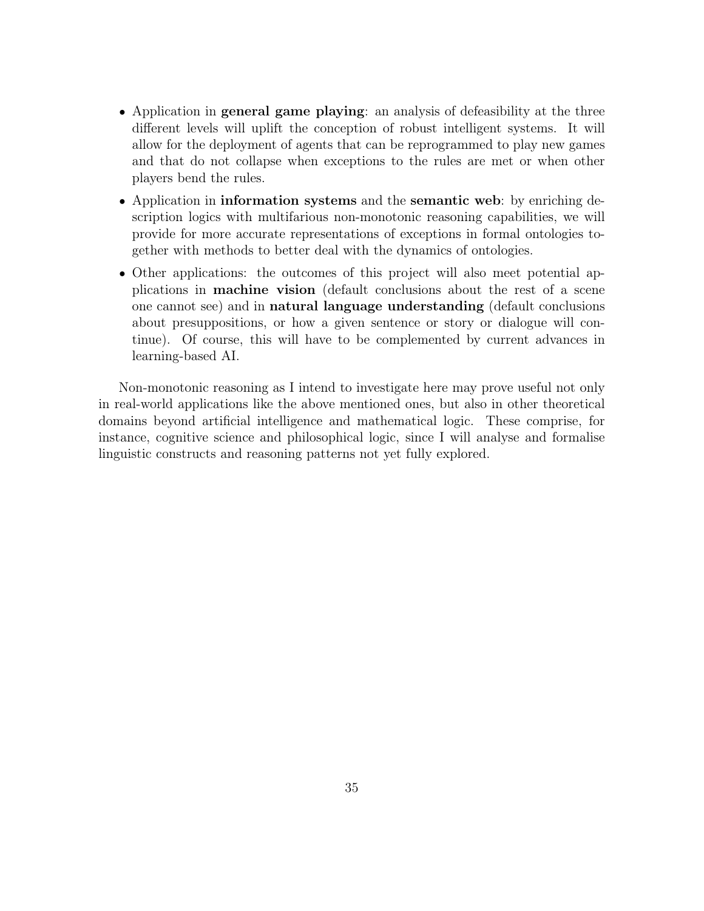- Application in **general game playing**: an analysis of defeasibility at the three different levels will uplift the conception of robust intelligent systems. It will allow for the deployment of agents that can be reprogrammed to play new games and that do not collapse when exceptions to the rules are met or when other players bend the rules.
- Application in **information systems** and the **semantic web**: by enriching description logics with multifarious non-monotonic reasoning capabilities, we will provide for more accurate representations of exceptions in formal ontologies together with methods to better deal with the dynamics of ontologies.
- Other applications: the outcomes of this project will also meet potential applications in **machine vision** (default conclusions about the rest of a scene one cannot see) and in **natural language understanding** (default conclusions about presuppositions, or how a given sentence or story or dialogue will continue). Of course, this will have to be complemented by current advances in learning-based AI.

Non-monotonic reasoning as I intend to investigate here may prove useful not only in real-world applications like the above mentioned ones, but also in other theoretical domains beyond artificial intelligence and mathematical logic. These comprise, for instance, cognitive science and philosophical logic, since I will analyse and formalise linguistic constructs and reasoning patterns not yet fully explored.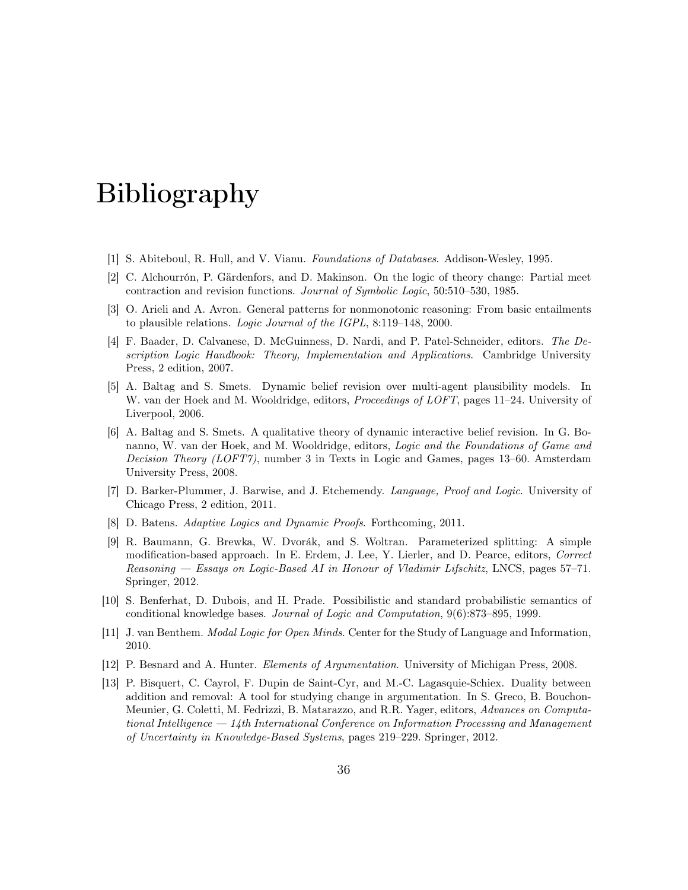# Bibliography

[1] S. Abiteboul, R. Hull, and V. Vianu. *Foundations of Databases*. Addison-Wesley, 1995.

[2] C. Alchourrón, P. Gärdenfors, and D. Makinson. On the logic of theory change: Partial meet contraction and revision functions. *Journal of Symbolic Logic*, 50:510–530, 1985.

[3] O. Arieli and A. Avron. General patterns for nonmonotonic reasoning: From basic entailments to plausible relations. *Logic Journal of the IGPL*, 8:119–148, 2000.

[4] F. Baader, D. Calvanese, D. McGuinness, D. Nardi, and P. Patel-Schneider, editors. *The Description Logic Handbook: Theory, Implementation and Applications*. Cambridge University Press, 2 edition, 2007.

[5] A. Baltag and S. Smets. Dynamic belief revision over multi-agent plausibility models. In W. van der Hoek and M. Wooldridge, editors, *Proceedings of LOFT*, pages 11–24. University of Liverpool, 2006.

[6] A. Baltag and S. Smets. A qualitative theory of dynamic interactive belief revision. In G. Bonanno, W. van der Hoek, and M. Wooldridge, editors, *Logic and the Foundations of Game and Decision Theory (LOFT7)*, number 3 in Texts in Logic and Games, pages 13–60. Amsterdam University Press, 2008.

[7] D. Barker-Plummer, J. Barwise, and J. Etchemendy. *Language, Proof and Logic*. University of Chicago Press, 2 edition, 2011.

[8] D. Batens. *Adaptive Logics and Dynamic Proofs*. Forthcoming, 2011.

[9] R. Baumann, G. Brewka, W. Dvorák, and S. Woltran. Parameterized splitting: A simple modification-based approach. In E. Erdem, J. Lee, Y. Lierler, and D. Pearce, editors, *Correct Reasoning — Essays on Logic-Based AI in Honour of Vladimir Lifschitz*, LNCS, pages 57–71. Springer, 2012.

[10] S. Benferhat, D. Dubois, and H. Prade. Possibilistic and standard probabilistic semantics of conditional knowledge bases. *Journal of Logic and Computation*, 9(6):873–895, 1999.

[11] J. van Benthem. *Modal Logic for Open Minds*. Center for the Study of Language and Information, 2010.

[12] P. Besnard and A. Hunter. *Elements of Argumentation*. University of Michigan Press, 2008.

[13] P. Bisquert, C. Cayrol, F. Dupin de Saint-Cyr, and M.-C. Lagasquie-Schiex. Duality between addition and removal: A tool for studying change in argumentation. In S. Greco, B. Bouchon-Meunier, G. Coletti, M. Fedrizzi, B. Matarazzo, and R.R. Yager, editors, *Advances on Computational Intelligence — 14th International Conference on Information Processing and Management of Uncertainty in Knowledge-Based Systems*, pages 219–229. Springer, 2012.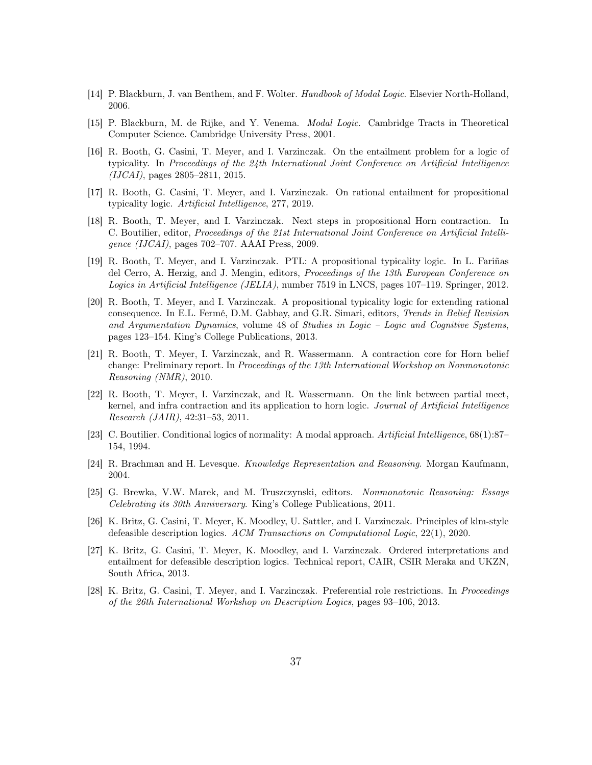[14] P. Blackburn, J. van Benthem, and F. Wolter. *Handbook of Modal Logic*. Elsevier North-Holland, 2006.

[15] P. Blackburn, M. de Rijke, and Y. Venema. *Modal Logic*. Cambridge Tracts in Theoretical Computer Science. Cambridge University Press, 2001.

[16] R. Booth, G. Casini, T. Meyer, and I. Varzinczak. On the entailment problem for a logic of typicality. In *Proceedings of the 24th International Joint Conference on Artificial Intelligence (IJCAI)*, pages 2805–2811, 2015.

[17] R. Booth, G. Casini, T. Meyer, and I. Varzinczak. On rational entailment for propositional typicality logic. *Artificial Intelligence*, 277, 2019.

[18] R. Booth, T. Meyer, and I. Varzinczak. Next steps in propositional Horn contraction. In C. Boutilier, editor, *Proceedings of the 21st International Joint Conference on Artificial Intelligence (IJCAI)*, pages 702–707. AAAI Press, 2009.

[19] R. Booth, T. Meyer, and I. Varzinczak. PTL: A propositional typicality logic. In L. Fariñas del Cerro, A. Herzig, and J. Mengin, editors, *Proceedings of the 13th European Conference on Logics in Artificial Intelligence (JELIA)*, number 7519 in LNCS, pages 107–119. Springer, 2012.

[20] R. Booth, T. Meyer, and I. Varzinczak. A propositional typicality logic for extending rational consequence. In E.L. Fermé, D.M. Gabbay, and G.R. Simari, editors, *Trends in Belief Revision and Argumentation Dynamics*, volume 48 of *Studies in Logic – Logic and Cognitive Systems*, pages 123–154. King's College Publications, 2013.

[21] R. Booth, T. Meyer, I. Varzinczak, and R. Wassermann. A contraction core for Horn belief change: Preliminary report. In *Proceedings of the 13th International Workshop on Nonmonotonic Reasoning (NMR)*, 2010.

[22] R. Booth, T. Meyer, I. Varzinczak, and R. Wassermann. On the link between partial meet, kernel, and infra contraction and its application to horn logic. *Journal of Artificial Intelligence Research (JAIR)*, 42:31–53, 2011.

[23] C. Boutilier. Conditional logics of normality: A modal approach. *Artificial Intelligence*, 68(1):87–154, 1994.

[24] R. Brachman and H. Levesque. *Knowledge Representation and Reasoning*. Morgan Kaufmann, 2004.

[25] G. Brewka, V.W. Marek, and M. Truszczynski, editors. *Nonmonotonic Reasoning: Essays Celebrating its 30th Anniversary*. King's College Publications, 2011.

[26] K. Britz, G. Casini, T. Meyer, K. Moodley, U. Sattler, and I. Varzinczak. Principles of klm-style defeasible description logics. *ACM Transactions on Computational Logic*, 22(1), 2020.

[27] K. Britz, G. Casini, T. Meyer, K. Moodley, and I. Varzinczak. Ordered interpretations and entailment for defeasible description logics. Technical report, CAIR, CSIR Meraka and UKZN, South Africa, 2013.

[28] K. Britz, G. Casini, T. Meyer, and I. Varzinczak. Preferential role restrictions. In *Proceedings of the 26th International Workshop on Description Logics*, pages 93–106, 2013.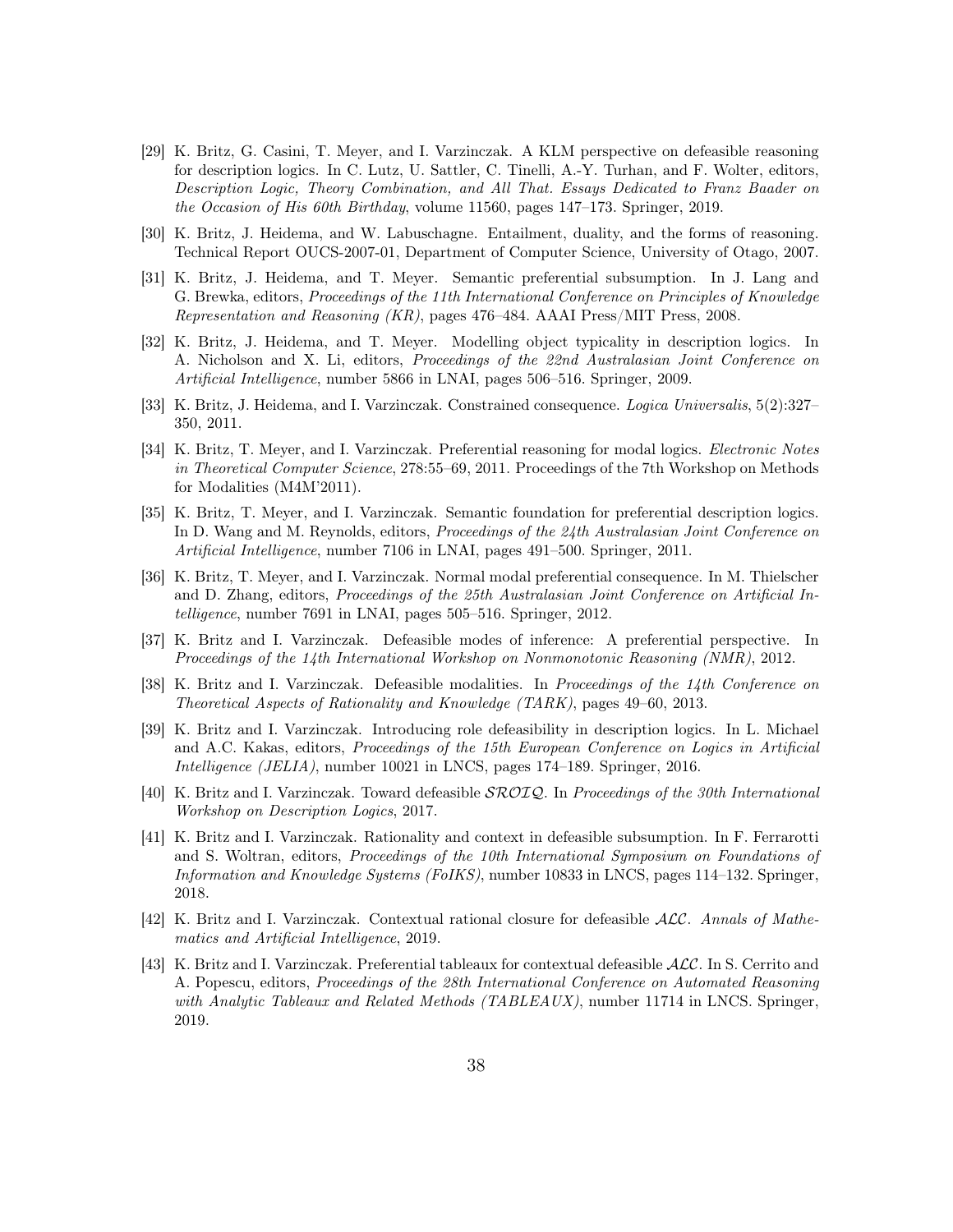[29] K. Britz, G. Casini, T. Meyer, and I. Varzinczak. A KLM perspective on defeasible reasoning for description logics. In C. Lutz, U. Sattler, C. Tinelli, A.-Y. Turhan, and F. Wolter, editors, *Description Logic, Theory Combination, and All That. Essays Dedicated to Franz Baader on the Occasion of His 60th Birthday*, volume 11560, pages 147–173. Springer, 2019.

[30] K. Britz, J. Heidema, and W. Labuschagne. Entailment, duality, and the forms of reasoning. Technical Report OUCS-2007-01, Department of Computer Science, University of Otago, 2007.

[31] K. Britz, J. Heidema, and T. Meyer. Semantic preferential subsumption. In J. Lang and G. Brewka, editors, *Proceedings of the 11th International Conference on Principles of Knowledge Representation and Reasoning (KR)*, pages 476–484. AAAI Press/MIT Press, 2008.

[32] K. Britz, J. Heidema, and T. Meyer. Modelling object typicality in description logics. In A. Nicholson and X. Li, editors, *Proceedings of the 22nd Australasian Joint Conference on Artificial Intelligence*, number 5866 in LNAI, pages 506–516. Springer, 2009.

[33] K. Britz, J. Heidema, and I. Varzinczak. Constrained consequence. *Logica Universalis*, 5(2):327–350, 2011.

[34] K. Britz, T. Meyer, and I. Varzinczak. Preferential reasoning for modal logics. *Electronic Notes in Theoretical Computer Science*, 278:55–69, 2011. Proceedings of the 7th Workshop on Methods for Modalities (M4M'2011).

[35] K. Britz, T. Meyer, and I. Varzinczak. Semantic foundation for preferential description logics. In D. Wang and M. Reynolds, editors, *Proceedings of the 24th Australasian Joint Conference on Artificial Intelligence*, number 7106 in LNAI, pages 491–500. Springer, 2011.

[36] K. Britz, T. Meyer, and I. Varzinczak. Normal modal preferential consequence. In M. Thielscher and D. Zhang, editors, *Proceedings of the 25th Australasian Joint Conference on Artificial Intelligence*, number 7691 in LNAI, pages 505–516. Springer, 2012.

[37] K. Britz and I. Varzinczak. Defeasible modes of inference: A preferential perspective. In *Proceedings of the 14th International Workshop on Nonmonotonic Reasoning (NMR)*, 2012.

[38] K. Britz and I. Varzinczak. Defeasible modalities. In *Proceedings of the 14th Conference on Theoretical Aspects of Rationality and Knowledge (TARK)*, pages 49–60, 2013.

[39] K. Britz and I. Varzinczak. Introducing role defeasibility in description logics. In L. Michael and A.C. Kakas, editors, *Proceedings of the 15th European Conference on Logics in Artificial Intelligence (JELIA)*, number 10021 in LNCS, pages 174–189. Springer, 2016.

[40] K. Britz and I. Varzinczak. Toward defeasible $\mathcal{SROIQ}$. In *Proceedings of the 30th International Workshop on Description Logics*, 2017.

[41] K. Britz and I. Varzinczak. Rationality and context in defeasible subsumption. In F. Ferrarotti and S. Woltran, editors, *Proceedings of the 10th International Symposium on Foundations of Information and Knowledge Systems (FoIKS)*, number 10833 in LNCS, pages 114–132. Springer, 2018.

[42] K. Britz and I. Varzinczak. Contextual rational closure for defeasible $\mathcal{ALC}$. *Annals of Mathematics and Artificial Intelligence*, 2019.

[43] K. Britz and I. Varzinczak. Preferential tableaux for contextual defeasible $\mathcal{ALC}$. In S. Cerrito and A. Popescu, editors, *Proceedings of the 28th International Conference on Automated Reasoning with Analytic Tableaux and Related Methods (TABLEAUX)*, number 11714 in LNCS. Springer, 2019.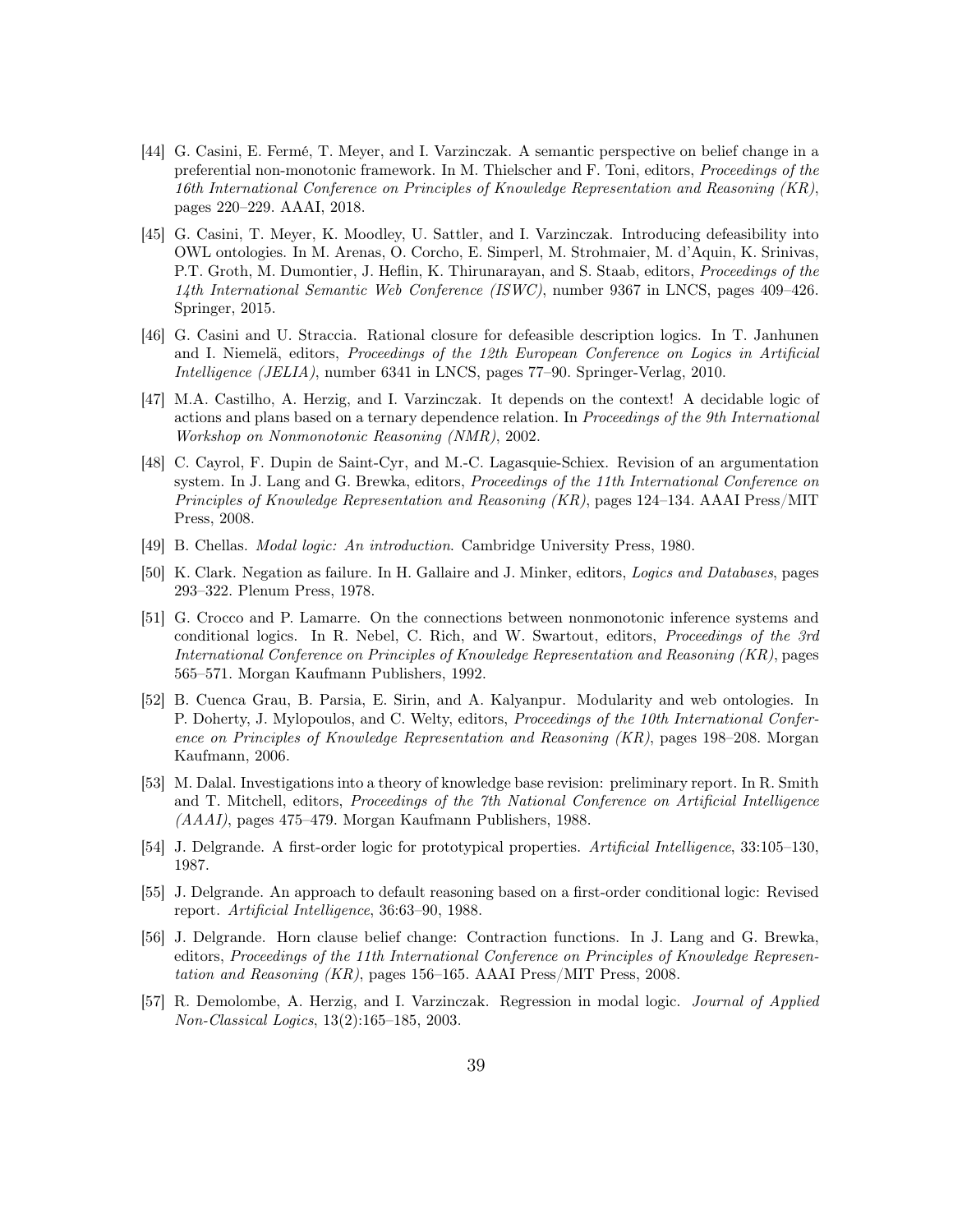[44] G. Casini, E. Fermé, T. Meyer, and I. Varzinczak. A semantic perspective on belief change in a preferential non-monotonic framework. In M. Thielscher and F. Toni, editors, *Proceedings of the 16th International Conference on Principles of Knowledge Representation and Reasoning (KR)*, pages 220–229. AAAI, 2018.

[45] G. Casini, T. Meyer, K. Moodley, U. Sattler, and I. Varzinczak. Introducing defeasibility into OWL ontologies. In M. Arenas, O. Corcho, E. Simperl, M. Strohmaier, M. d'Aquin, K. Srinivas, P.T. Groth, M. Dumontier, J. Heflin, K. Thirunarayan, and S. Staab, editors, *Proceedings of the 14th International Semantic Web Conference (ISWC)*, number 9367 in LNCS, pages 409–426. Springer, 2015.

[46] G. Casini and U. Straccia. Rational closure for defeasible description logics. In T. Janhunen and I. Niemelä, editors, *Proceedings of the 12th European Conference on Logics in Artificial Intelligence (JELIA)*, number 6341 in LNCS, pages 77–90. Springer-Verlag, 2010.

[47] M.A. Castilho, A. Herzig, and I. Varzinczak. It depends on the context! A decidable logic of actions and plans based on a ternary dependence relation. In *Proceedings of the 9th International Workshop on Nonmonotonic Reasoning (NMR)*, 2002.

[48] C. Cayrol, F. Dupin de Saint-Cyr, and M.-C. Lagasquie-Schiex. Revision of an argumentation system. In J. Lang and G. Brewka, editors, *Proceedings of the 11th International Conference on Principles of Knowledge Representation and Reasoning (KR)*, pages 124–134. AAAI Press/MIT Press, 2008.

[49] B. Chellas. *Modal logic: An introduction*. Cambridge University Press, 1980.

[50] K. Clark. Negation as failure. In H. Gallaire and J. Minker, editors, *Logics and Databases*, pages 293–322. Plenum Press, 1978.

[51] G. Crocco and P. Lamarre. On the connections between nonmonotonic inference systems and conditional logics. In R. Nebel, C. Rich, and W. Swartout, editors, *Proceedings of the 3rd International Conference on Principles of Knowledge Representation and Reasoning (KR)*, pages 565–571. Morgan Kaufmann Publishers, 1992.

[52] B. Cuenca Grau, B. Parsia, E. Sirin, and A. Kalyanpur. Modularity and web ontologies. In P. Doherty, J. Mylopoulos, and C. Welty, editors, *Proceedings of the 10th International Conference on Principles of Knowledge Representation and Reasoning (KR)*, pages 198–208. Morgan Kaufmann, 2006.

[53] M. Dalal. Investigations into a theory of knowledge base revision: preliminary report. In R. Smith and T. Mitchell, editors, *Proceedings of the 7th National Conference on Artificial Intelligence (AAAI)*, pages 475–479. Morgan Kaufmann Publishers, 1988.

[54] J. Delgrande. A first-order logic for prototypical properties. *Artificial Intelligence*, 33:105–130, 1987.

[55] J. Delgrande. An approach to default reasoning based on a first-order conditional logic: Revised report. *Artificial Intelligence*, 36:63–90, 1988.

[56] J. Delgrande. Horn clause belief change: Contraction functions. In J. Lang and G. Brewka, editors, *Proceedings of the 11th International Conference on Principles of Knowledge Representation and Reasoning (KR)*, pages 156–165. AAAI Press/MIT Press, 2008.

[57] R. Demolombe, A. Herzig, and I. Varzinczak. Regression in modal logic. *Journal of Applied Non-Classical Logics*, 13(2):165–185, 2003.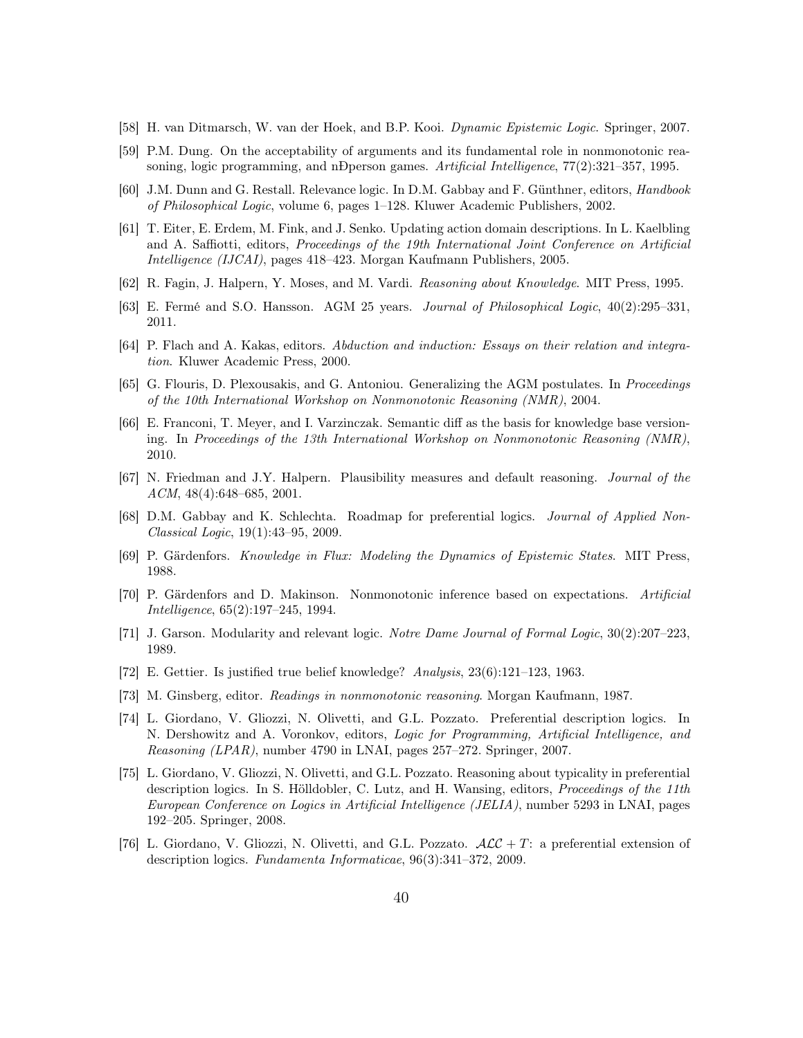[58] H. van Ditmarsch, W. van der Hoek, and B.P. Kooi. *Dynamic Epistemic Logic*. Springer, 2007.

[59] P.M. Dung. On the acceptability of arguments and its fundamental role in nonmonotonic reasoning, logic programming, and nÐperson games. *Artificial Intelligence*, 77(2):321–357, 1995.

[60] J.M. Dunn and G. Restall. Relevance logic. In D.M. Gabbay and F. Günthner, editors, *Handbook of Philosophical Logic*, volume 6, pages 1–128. Kluwer Academic Publishers, 2002.

[61] T. Eiter, E. Erdem, M. Fink, and J. Senko. Updating action domain descriptions. In L. Kaelbling and A. Saffiotti, editors, *Proceedings of the 19th International Joint Conference on Artificial Intelligence (IJCAI)*, pages 418–423. Morgan Kaufmann Publishers, 2005.

[62] R. Fagin, J. Halpern, Y. Moses, and M. Vardi. *Reasoning about Knowledge*. MIT Press, 1995.

[63] E. Fermé and S.O. Hansson. AGM 25 years. *Journal of Philosophical Logic*, 40(2):295–331, 2011.

[64] P. Flach and A. Kakas, editors. *Abduction and induction: Essays on their relation and integration*. Kluwer Academic Press, 2000.

[65] G. Flouris, D. Plexousakis, and G. Antoniou. Generalizing the AGM postulates. In *Proceedings of the 10th International Workshop on Nonmonotonic Reasoning (NMR)*, 2004.

[66] E. Franconi, T. Meyer, and I. Varzinczak. Semantic diff as the basis for knowledge base versioning. In *Proceedings of the 13th International Workshop on Nonmonotonic Reasoning (NMR)*, 2010.

[67] N. Friedman and J.Y. Halpern. Plausibility measures and default reasoning. *Journal of the ACM*, 48(4):648–685, 2001.

[68] D.M. Gabbay and K. Schlechta. Roadmap for preferential logics. *Journal of Applied Non-Classical Logic*, 19(1):43–95, 2009.

[69] P. Gärdenfors. *Knowledge in Flux: Modeling the Dynamics of Epistemic States*. MIT Press, 1988.

[70] P. Gärdenfors and D. Makinson. Nonmonotonic inference based on expectations. *Artificial Intelligence*, 65(2):197–245, 1994.

[71] J. Garson. Modularity and relevant logic. *Notre Dame Journal of Formal Logic*, 30(2):207–223, 1989.

[72] E. Gettier. Is justified true belief knowledge? *Analysis*, 23(6):121–123, 1963.

[73] M. Ginsberg, editor. *Readings in nonmonotonic reasoning*. Morgan Kaufmann, 1987.

[74] L. Giordano, V. Gliozzi, N. Olivetti, and G.L. Pozzato. Preferential description logics. In N. Dershowitz and A. Voronkov, editors, *Logic for Programming, Artificial Intelligence, and Reasoning (LPAR)*, number 4790 in LNAI, pages 257–272. Springer, 2007.

[75] L. Giordano, V. Gliozzi, N. Olivetti, and G.L. Pozzato. Reasoning about typicality in preferential description logics. In S. Hölldobler, C. Lutz, and H. Wansing, editors, *Proceedings of the 11th European Conference on Logics in Artificial Intelligence (JELIA)*, number 5293 in LNAI, pages 192–205. Springer, 2008.

[76] L. Giordano, V. Gliozzi, N. Olivetti, and G.L. Pozzato. $\mathcal{ALC} + T$: a preferential extension of description logics. *Fundamenta Informaticae*, 96(3):341–372, 2009.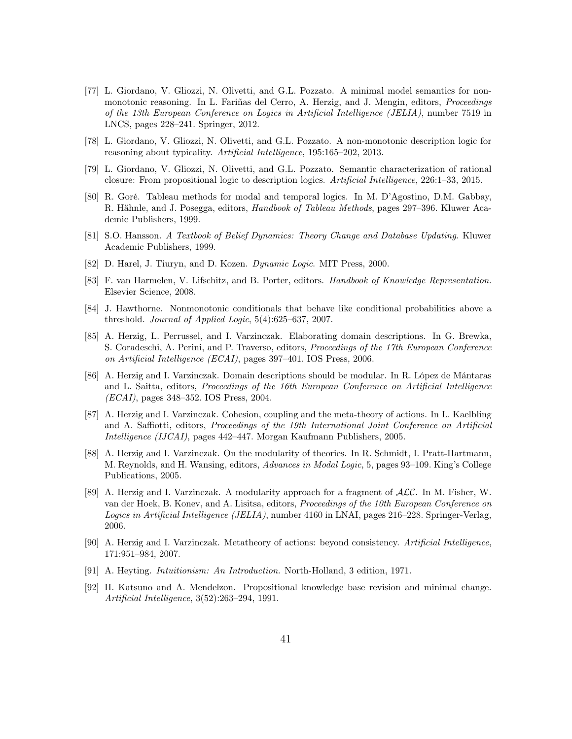[77] L. Giordano, V. Gliozzi, N. Olivetti, and G.L. Pozzato. A minimal model semantics for nonmonotonic reasoning. In L. Fariñas del Cerro, A. Herzig, and J. Mengin, editors, *Proceedings of the 13th European Conference on Logics in Artificial Intelligence (JELIA)*, number 7519 in LNCS, pages 228–241. Springer, 2012.

[78] L. Giordano, V. Gliozzi, N. Olivetti, and G.L. Pozzato. A non-monotonic description logic for reasoning about typicality. *Artificial Intelligence*, 195:165–202, 2013.

[79] L. Giordano, V. Gliozzi, N. Olivetti, and G.L. Pozzato. Semantic characterization of rational closure: From propositional logic to description logics. *Artificial Intelligence*, 226:1–33, 2015.

[80] R. Goré. Tableau methods for modal and temporal logics. In M. D'Agostino, D.M. Gabbay, R. Hähnle, and J. Posegga, editors, *Handbook of Tableau Methods*, pages 297–396. Kluwer Academic Publishers, 1999.

[81] S.O. Hansson. *A Textbook of Belief Dynamics: Theory Change and Database Updating*. Kluwer Academic Publishers, 1999.

[82] D. Harel, J. Tiuryn, and D. Kozen. *Dynamic Logic*. MIT Press, 2000.

[83] F. van Harmelen, V. Lifschitz, and B. Porter, editors. *Handbook of Knowledge Representation*. Elsevier Science, 2008.

[84] J. Hawthorne. Nonmonotonic conditionals that behave like conditional probabilities above a threshold. *Journal of Applied Logic*, 5(4):625–637, 2007.

[85] A. Herzig, L. Perrussel, and I. Varzinczak. Elaborating domain descriptions. In G. Brewka, S. Coradeschi, A. Perini, and P. Traverso, editors, *Proceedings of the 17th European Conference on Artificial Intelligence (ECAI)*, pages 397–401. IOS Press, 2006.

[86] A. Herzig and I. Varzinczak. Domain descriptions should be modular. In R. López de Mántaras and L. Saitta, editors, *Proceedings of the 16th European Conference on Artificial Intelligence (ECAI)*, pages 348–352. IOS Press, 2004.

[87] A. Herzig and I. Varzinczak. Cohesion, coupling and the meta-theory of actions. In L. Kaelbling and A. Saffiotti, editors, *Proceedings of the 19th International Joint Conference on Artificial Intelligence (IJCAI)*, pages 442–447. Morgan Kaufmann Publishers, 2005.

[88] A. Herzig and I. Varzinczak. On the modularity of theories. In R. Schmidt, I. Pratt-Hartmann, M. Reynolds, and H. Wansing, editors, *Advances in Modal Logic*, 5, pages 93–109. King's College Publications, 2005.

[89] A. Herzig and I. Varzinczak. A modularity approach for a fragment of $\mathcal{ALC}$. In M. Fisher, W. van der Hoek, B. Konev, and A. Lisitsa, editors, *Proceedings of the 10th European Conference on Logics in Artificial Intelligence (JELIA)*, number 4160 in LNAI, pages 216–228. Springer-Verlag, 2006.

[90] A. Herzig and I. Varzinczak. Metatheory of actions: beyond consistency. *Artificial Intelligence*, 171:951–984, 2007.

[91] A. Heyting. *Intuitionism: An Introduction*. North-Holland, 3 edition, 1971.

[92] H. Katsuno and A. Mendelzon. Propositional knowledge base revision and minimal change. *Artificial Intelligence*, 3(52):263–294, 1991.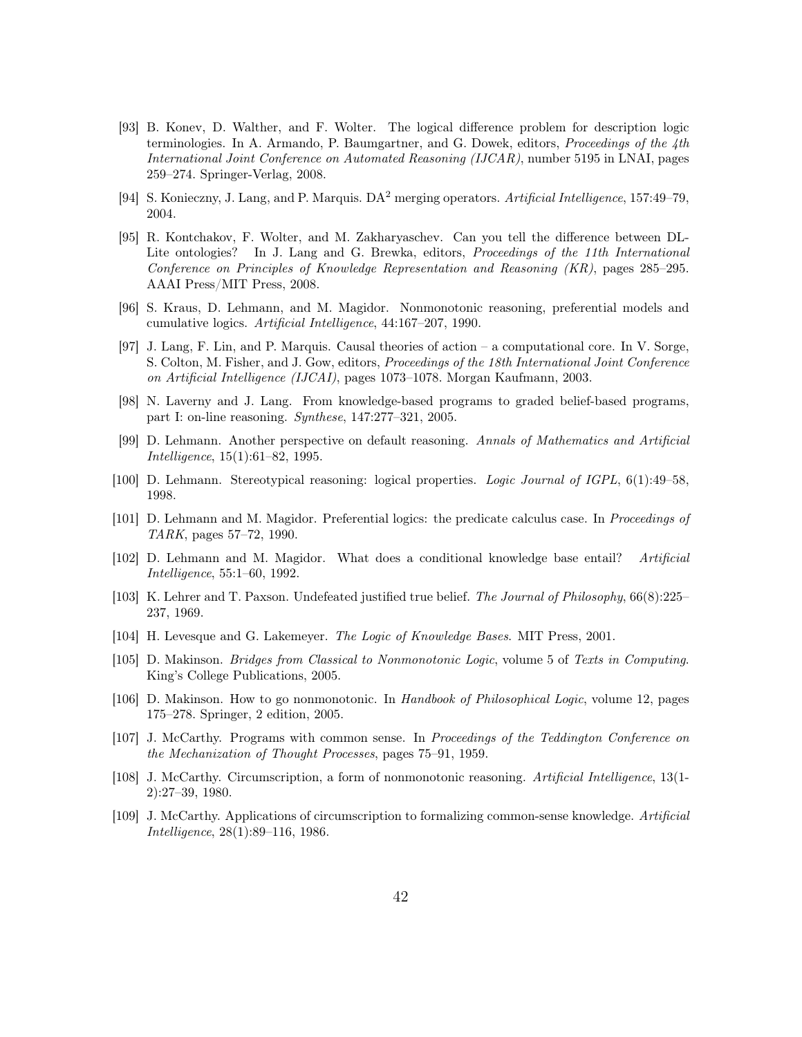[93] B. Konev, D. Walther, and F. Wolter. The logical difference problem for description logic terminologies. In A. Armando, P. Baumgartner, and G. Dowek, editors, *Proceedings of the 4th International Joint Conference on Automated Reasoning (IJCAR)*, number 5195 in LNAI, pages 259–274. Springer-Verlag, 2008.

[94] S. Konieczny, J. Lang, and P. Marquis. DA$^2$ merging operators. *Artificial Intelligence*, 157:49–79, 2004.

[95] R. Kontchakov, F. Wolter, and M. Zakharyaschev. Can you tell the difference between DL-Lite ontologies? In J. Lang and G. Brewka, editors, *Proceedings of the 11th International Conference on Principles of Knowledge Representation and Reasoning (KR)*, pages 285–295. AAAI Press/MIT Press, 2008.

[96] S. Kraus, D. Lehmann, and M. Magidor. Nonmonotonic reasoning, preferential models and cumulative logics. *Artificial Intelligence*, 44:167–207, 1990.

[97] J. Lang, F. Lin, and P. Marquis. Causal theories of action – a computational core. In V. Sorge, S. Colton, M. Fisher, and J. Gow, editors, *Proceedings of the 18th International Joint Conference on Artificial Intelligence (IJCAI)*, pages 1073–1078. Morgan Kaufmann, 2003.

[98] N. Laverny and J. Lang. From knowledge-based programs to graded belief-based programs, part I: on-line reasoning. *Synthese*, 147:277–321, 2005.

[99] D. Lehmann. Another perspective on default reasoning. *Annals of Mathematics and Artificial Intelligence*, 15(1):61–82, 1995.

[100] D. Lehmann. Stereotypical reasoning: logical properties. *Logic Journal of IGPL*, 6(1):49–58, 1998.

[101] D. Lehmann and M. Magidor. Preferential logics: the predicate calculus case. In *Proceedings of TARK*, pages 57–72, 1990.

[102] D. Lehmann and M. Magidor. What does a conditional knowledge base entail? *Artificial Intelligence*, 55:1–60, 1992.

[103] K. Lehrer and T. Paxson. Undefeated justified true belief. *The Journal of Philosophy*, 66(8):225–237, 1969.

[104] H. Levesque and G. Lakemeyer. *The Logic of Knowledge Bases*. MIT Press, 2001.

[105] D. Makinson. *Bridges from Classical to Nonmonotonic Logic*, volume 5 of *Texts in Computing*. King's College Publications, 2005.

[106] D. Makinson. How to go nonmonotonic. In *Handbook of Philosophical Logic*, volume 12, pages 175–278. Springer, 2 edition, 2005.

[107] J. McCarthy. Programs with common sense. In *Proceedings of the Teddington Conference on the Mechanization of Thought Processes*, pages 75–91, 1959.

[108] J. McCarthy. Circumscription, a form of nonmonotonic reasoning. *Artificial Intelligence*, 13(1-2):27–39, 1980.

[109] J. McCarthy. Applications of circumscription to formalizing common-sense knowledge. *Artificial Intelligence*, 28(1):89–116, 1986.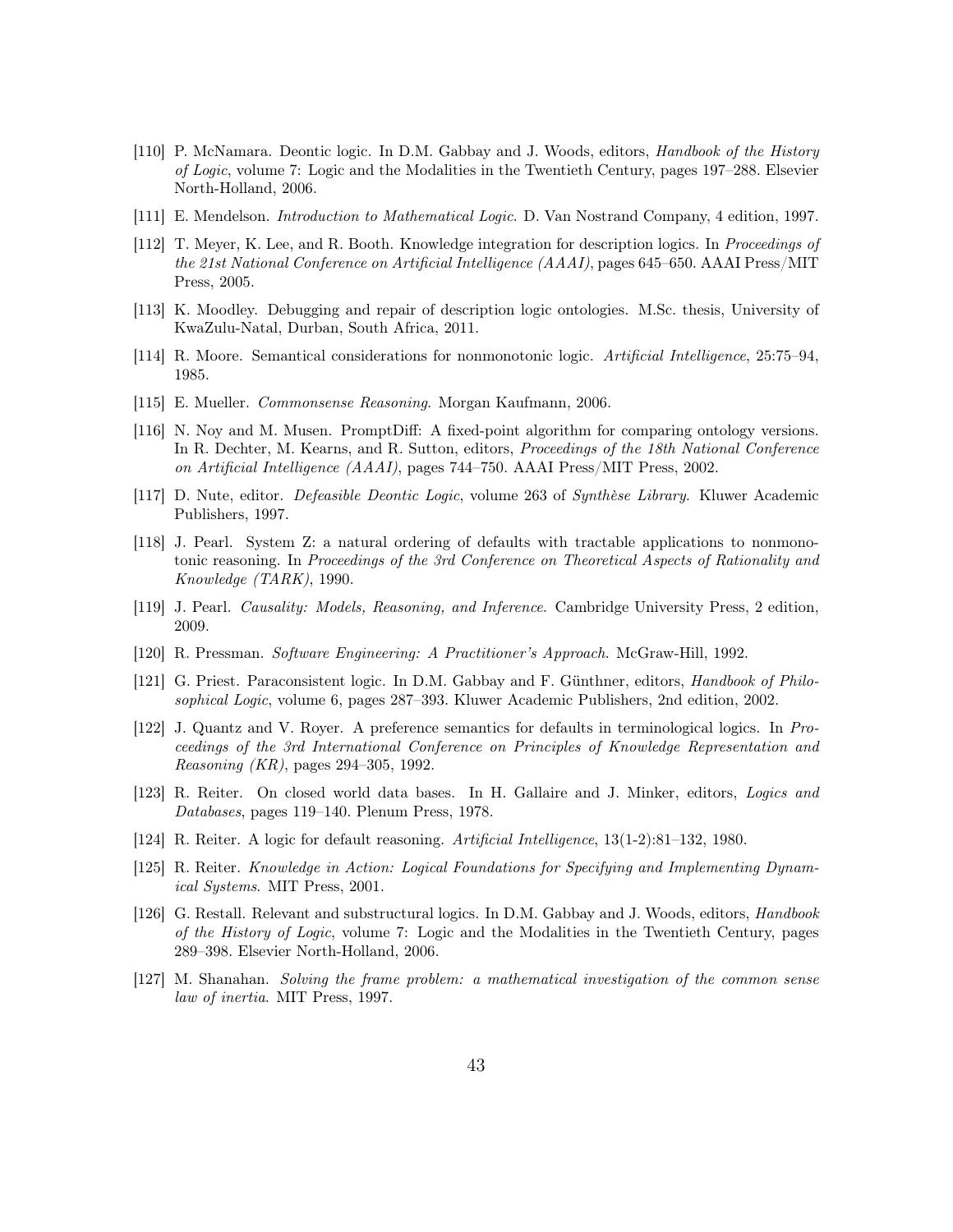[110] P. McNamara. Deontic logic. In D.M. Gabbay and J. Woods, editors, *Handbook of the History of Logic*, volume 7: Logic and the Modalities in the Twentieth Century, pages 197–288. Elsevier North-Holland, 2006.

[111] E. Mendelson. *Introduction to Mathematical Logic*. D. Van Nostrand Company, 4 edition, 1997.

[112] T. Meyer, K. Lee, and R. Booth. Knowledge integration for description logics. In *Proceedings of the 21st National Conference on Artificial Intelligence (AAAI)*, pages 645–650. AAAI Press/MIT Press, 2005.

[113] K. Moodley. Debugging and repair of description logic ontologies. M.Sc. thesis, University of KwaZulu-Natal, Durban, South Africa, 2011.

[114] R. Moore. Semantical considerations for nonmonotonic logic. *Artificial Intelligence*, 25:75–94, 1985.

[115] E. Mueller. *Commonsense Reasoning*. Morgan Kaufmann, 2006.

[116] N. Noy and M. Musen. PromptDiff: A fixed-point algorithm for comparing ontology versions. In R. Dechter, M. Kearns, and R. Sutton, editors, *Proceedings of the 18th National Conference on Artificial Intelligence (AAAI)*, pages 744–750. AAAI Press/MIT Press, 2002.

[117] D. Nute, editor. *Defeasible Deontic Logic*, volume 263 of *Synthèse Library*. Kluwer Academic Publishers, 1997.

[118] J. Pearl. System Z: a natural ordering of defaults with tractable applications to nonmonotonic reasoning. In *Proceedings of the 3rd Conference on Theoretical Aspects of Rationality and Knowledge (TARK)*, 1990.

[119] J. Pearl. *Causality: Models, Reasoning, and Inference*. Cambridge University Press, 2 edition, 2009.

[120] R. Pressman. *Software Engineering: A Practitioner's Approach*. McGraw-Hill, 1992.

[121] G. Priest. Paraconsistent logic. In D.M. Gabbay and F. Günthner, editors, *Handbook of Philosophical Logic*, volume 6, pages 287–393. Kluwer Academic Publishers, 2nd edition, 2002.

[122] J. Quantz and V. Royer. A preference semantics for defaults in terminological logics. In *Proceedings of the 3rd International Conference on Principles of Knowledge Representation and Reasoning (KR)*, pages 294–305, 1992.

[123] R. Reiter. On closed world data bases. In H. Gallaire and J. Minker, editors, *Logics and Databases*, pages 119–140. Plenum Press, 1978.

[124] R. Reiter. A logic for default reasoning. *Artificial Intelligence*, 13(1-2):81–132, 1980.

[125] R. Reiter. *Knowledge in Action: Logical Foundations for Specifying and Implementing Dynamical Systems*. MIT Press, 2001.

[126] G. Restall. Relevant and substructural logics. In D.M. Gabbay and J. Woods, editors, *Handbook of the History of Logic*, volume 7: Logic and the Modalities in the Twentieth Century, pages 289–398. Elsevier North-Holland, 2006.

[127] M. Shanahan. *Solving the frame problem: a mathematical investigation of the common sense law of inertia*. MIT Press, 1997.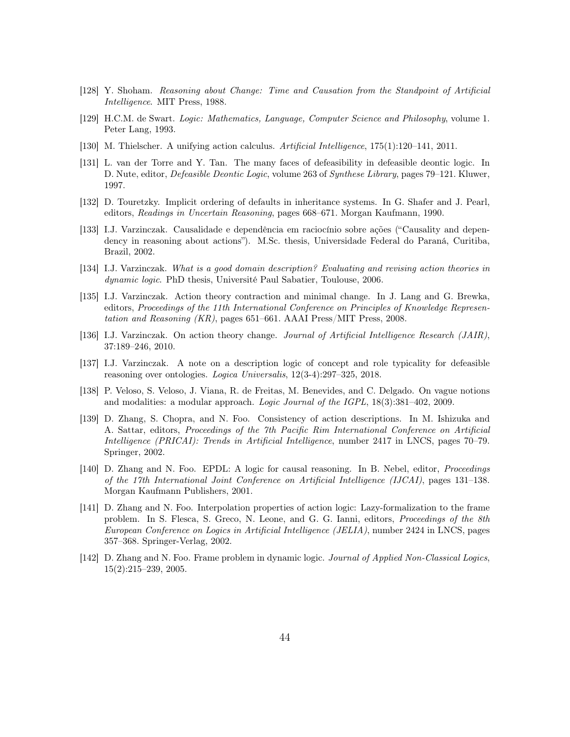[128] Y. Shoham. *Reasoning about Change: Time and Causation from the Standpoint of Artificial Intelligence*. MIT Press, 1988.

[129] H.C.M. de Swart. *Logic: Mathematics, Language, Computer Science and Philosophy*, volume 1. Peter Lang, 1993.

[130] M. Thielscher. A unifying action calculus. *Artificial Intelligence*, 175(1):120–141, 2011.

[131] L. van der Torre and Y. Tan. The many faces of defeasibility in defeasible deontic logic. In D. Nute, editor, *Defeasible Deontic Logic*, volume 263 of *Synthese Library*, pages 79–121. Kluwer, 1997.

[132] D. Touretzky. Implicit ordering of defaults in inheritance systems. In G. Shafer and J. Pearl, editors, *Readings in Uncertain Reasoning*, pages 668–671. Morgan Kaufmann, 1990.

[133] I.J. Varzinczak. Causalidade e dependência em raciocínio sobre ações ("Causality and dependency in reasoning about actions"). M.Sc. thesis, Universidade Federal do Paraná, Curitiba, Brazil, 2002.

[134] I.J. Varzinczak. *What is a good domain description? Evaluating and revising action theories in dynamic logic*. PhD thesis, Université Paul Sabatier, Toulouse, 2006.

[135] I.J. Varzinczak. Action theory contraction and minimal change. In J. Lang and G. Brewka, editors, *Proceedings of the 11th International Conference on Principles of Knowledge Representation and Reasoning (KR)*, pages 651–661. AAAI Press/MIT Press, 2008.

[136] I.J. Varzinczak. On action theory change. *Journal of Artificial Intelligence Research (JAIR)*, 37:189–246, 2010.

[137] I.J. Varzinczak. A note on a description logic of concept and role typicality for defeasible reasoning over ontologies. *Logica Universalis*, 12(3-4):297–325, 2018.

[138] P. Veloso, S. Veloso, J. Viana, R. de Freitas, M. Benevides, and C. Delgado. On vague notions and modalities: a modular approach. *Logic Journal of the IGPL*, 18(3):381–402, 2009.

[139] D. Zhang, S. Chopra, and N. Foo. Consistency of action descriptions. In M. Ishizuka and A. Sattar, editors, *Proceedings of the 7th Pacific Rim International Conference on Artificial Intelligence (PRICAI): Trends in Artificial Intelligence*, number 2417 in LNCS, pages 70–79. Springer, 2002.

[140] D. Zhang and N. Foo. EPDL: A logic for causal reasoning. In B. Nebel, editor, *Proceedings of the 17th International Joint Conference on Artificial Intelligence (IJCAI)*, pages 131–138. Morgan Kaufmann Publishers, 2001.

[141] D. Zhang and N. Foo. Interpolation properties of action logic: Lazy-formalization to the frame problem. In S. Flesca, S. Greco, N. Leone, and G. G. Ianni, editors, *Proceedings of the 8th European Conference on Logics in Artificial Intelligence (JELIA)*, number 2424 in LNCS, pages 357–368. Springer-Verlag, 2002.

[142] D. Zhang and N. Foo. Frame problem in dynamic logic. *Journal of Applied Non-Classical Logics*, 15(2):215–239, 2005.